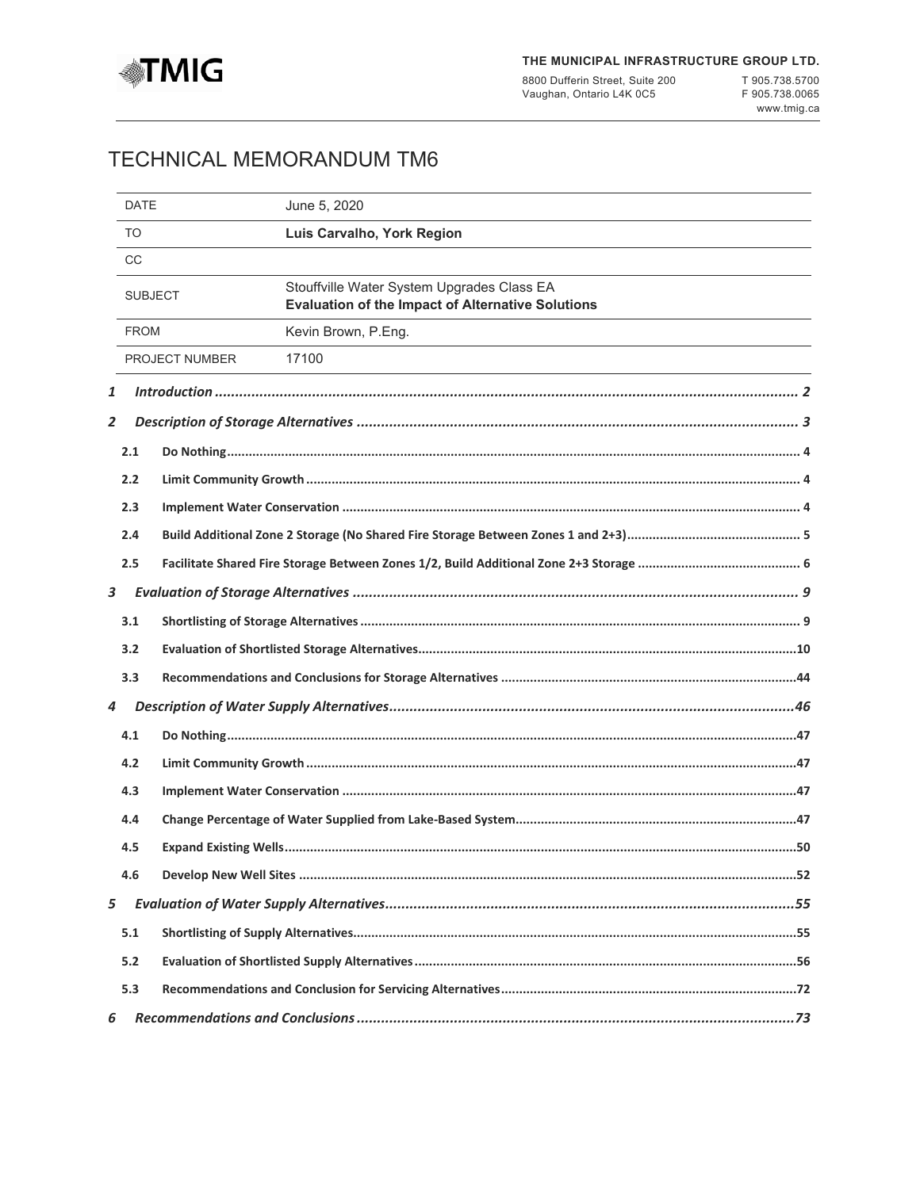**THE MUNICIPAL INFRASTRUCTURE GROUP LTD.**

8800 Dufferin Street, Suite 200
Vaughan, Ontario L4K 0C5

T 905.738.5700
F 905.738.0065
www.tmig.ca

# TECHNICAL MEMORANDUM TM6

| | |
|---|---|
| DATE | June 5, 2020 |
| TO | **Luis Carvalho, York Region** |
| CC | |
| SUBJECT | Stouffville Water System Upgrades Class EA<br>**Evaluation of the Impact of Alternative Solutions** |
| FROM | Kevin Brown, P.Eng. |
| PROJECT NUMBER | 17100 |

*1 Introduction* ........ 2

*2 Description of Storage Alternatives* ........ 3

- **2.1 Do Nothing** ........ 4
- **2.2 Limit Community Growth** ........ 4
- **2.3 Implement Water Conservation** ........ 4
- **2.4 Build Additional Zone 2 Storage (No Shared Fire Storage Between Zones 1 and 2+3)** ........ 5
- **2.5 Facilitate Shared Fire Storage Between Zones 1/2, Build Additional Zone 2+3 Storage** ........ 6

*3 Evaluation of Storage Alternatives* ........ 9

- **3.1 Shortlisting of Storage Alternatives** ........ 9
- **3.2 Evaluation of Shortlisted Storage Alternatives** ........ 10
- **3.3 Recommendations and Conclusions for Storage Alternatives** ........ 44

*4 Description of Water Supply Alternatives* ........ 46

- **4.1 Do Nothing** ........ 47
- **4.2 Limit Community Growth** ........ 47
- **4.3 Implement Water Conservation** ........ 47
- **4.4 Change Percentage of Water Supplied from Lake-Based System** ........ 47
- **4.5 Expand Existing Wells** ........ 50
- **4.6 Develop New Well Sites** ........ 52

*5 Evaluation of Water Supply Alternatives* ........ 55

- **5.1 Shortlisting of Supply Alternatives** ........ 55
- **5.2 Evaluation of Shortlisted Supply Alternatives** ........ 56
- **5.3 Recommendations and Conclusion for Servicing Alternatives** ........ 72

*6 Recommendations and Conclusions* ........ 73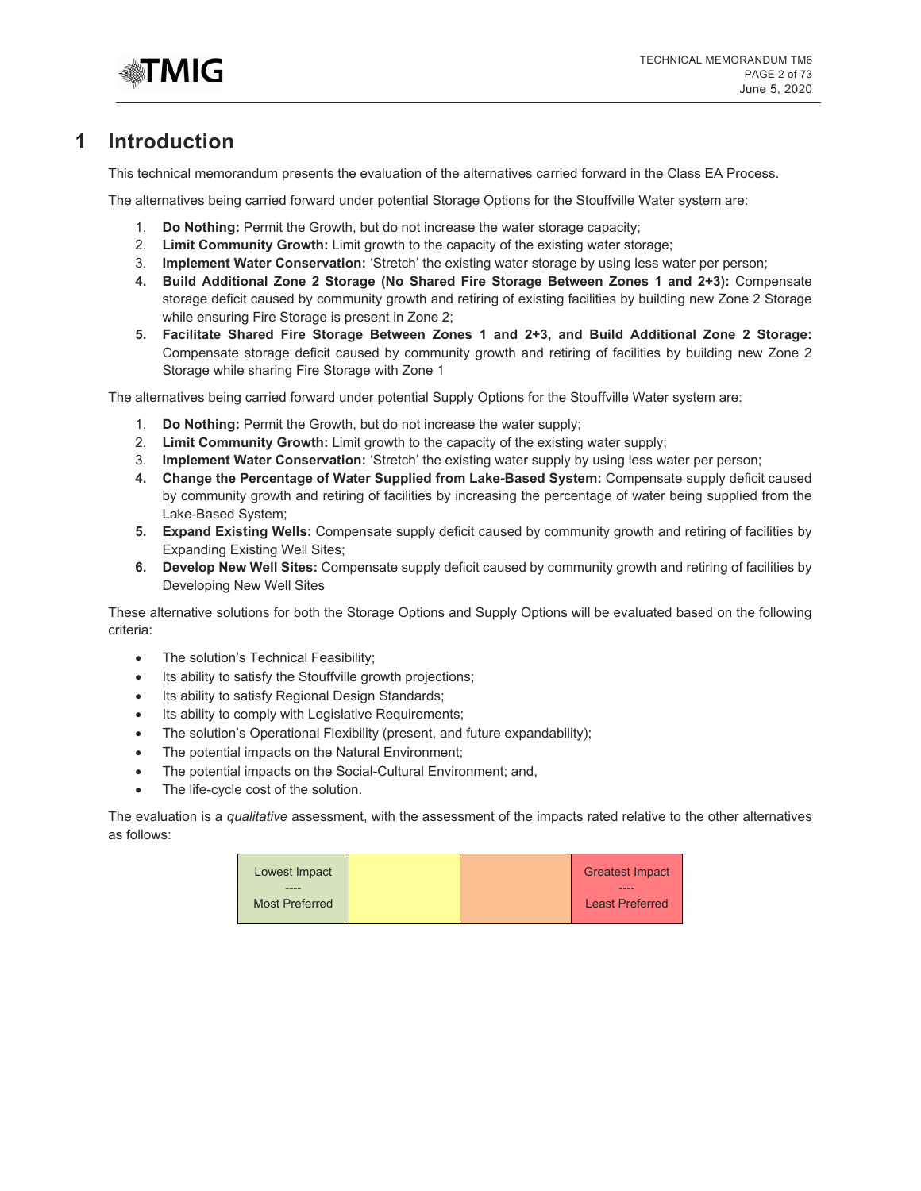# 1 Introduction

This technical memorandum presents the evaluation of the alternatives carried forward in the Class EA Process.

The alternatives being carried forward under potential Storage Options for the Stouffville Water system are:

1. **Do Nothing:** Permit the Growth, but do not increase the water storage capacity;
2. **Limit Community Growth:** Limit growth to the capacity of the existing water storage;
3. **Implement Water Conservation:** 'Stretch' the existing water storage by using less water per person;
4. **Build Additional Zone 2 Storage (No Shared Fire Storage Between Zones 1 and 2+3):** Compensate storage deficit caused by community growth and retiring of existing facilities by building new Zone 2 Storage while ensuring Fire Storage is present in Zone 2;
5. **Facilitate Shared Fire Storage Between Zones 1 and 2+3, and Build Additional Zone 2 Storage:** Compensate storage deficit caused by community growth and retiring of facilities by building new Zone 2 Storage while sharing Fire Storage with Zone 1

The alternatives being carried forward under potential Supply Options for the Stouffville Water system are:

1. **Do Nothing:** Permit the Growth, but do not increase the water supply;
2. **Limit Community Growth:** Limit growth to the capacity of the existing water supply;
3. **Implement Water Conservation:** 'Stretch' the existing water supply by using less water per person;
4. **Change the Percentage of Water Supplied from Lake-Based System:** Compensate supply deficit caused by community growth and retiring of facilities by increasing the percentage of water being supplied from the Lake-Based System;
5. **Expand Existing Wells:** Compensate supply deficit caused by community growth and retiring of facilities by Expanding Existing Well Sites;
6. **Develop New Well Sites:** Compensate supply deficit caused by community growth and retiring of facilities by Developing New Well Sites

These alternative solutions for both the Storage Options and Supply Options will be evaluated based on the following criteria:

- The solution's Technical Feasibility;
- Its ability to satisfy the Stouffville growth projections;
- Its ability to satisfy Regional Design Standards;
- Its ability to comply with Legislative Requirements;
- The solution's Operational Flexibility (present, and future expandability);
- The potential impacts on the Natural Environment;
- The potential impacts on the Social-Cultural Environment; and,
- The life-cycle cost of the solution.

The evaluation is a *qualitative* assessment, with the assessment of the impacts rated relative to the other alternatives as follows:

| Lowest Impact<br>----<br>Most Preferred | | | Greatest Impact<br>----<br>Least Preferred |
|---|---|---|---|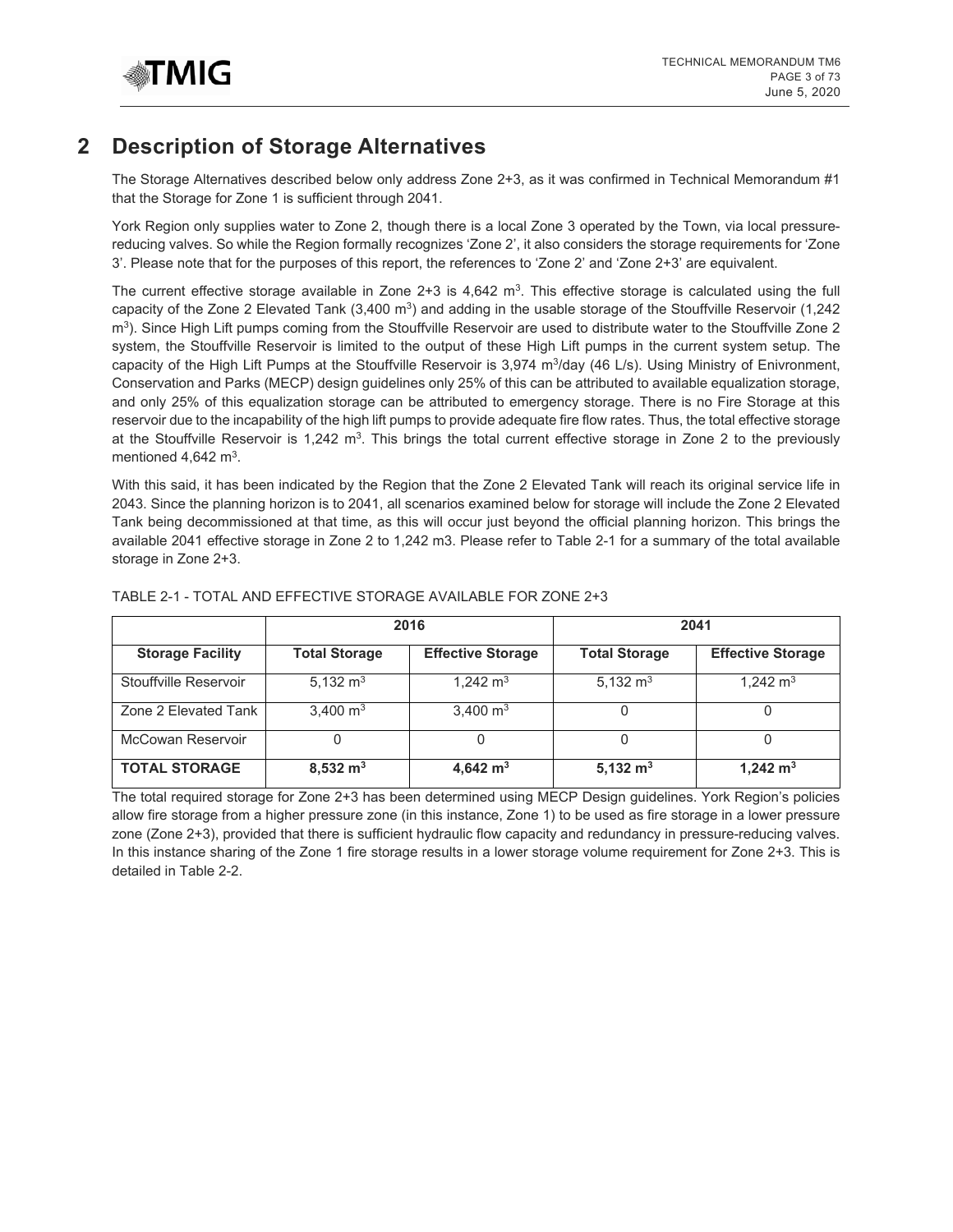## 2 Description of Storage Alternatives

The Storage Alternatives described below only address Zone 2+3, as it was confirmed in Technical Memorandum #1 that the Storage for Zone 1 is sufficient through 2041.

York Region only supplies water to Zone 2, though there is a local Zone 3 operated by the Town, via local pressure-reducing valves. So while the Region formally recognizes 'Zone 2', it also considers the storage requirements for 'Zone 3'. Please note that for the purposes of this report, the references to 'Zone 2' and 'Zone 2+3' are equivalent.

The current effective storage available in Zone 2+3 is 4,642 $m^3$. This effective storage is calculated using the full capacity of the Zone 2 Elevated Tank (3,400 $m^3$) and adding in the usable storage of the Stouffville Reservoir (1,242 $m^3$). Since High Lift pumps coming from the Stouffville Reservoir are used to distribute water to the Stouffville Zone 2 system, the Stouffville Reservoir is limited to the output of these High Lift pumps in the current system setup. The capacity of the High Lift Pumps at the Stouffville Reservoir is 3,974 $m^3$/day (46 L/s). Using Ministry of Enivronment, Conservation and Parks (MECP) design guidelines only 25% of this can be attributed to available equalization storage, and only 25% of this equalization storage can be attributed to emergency storage. There is no Fire Storage at this reservoir due to the incapability of the high lift pumps to provide adequate fire flow rates. Thus, the total effective storage at the Stouffville Reservoir is 1,242 $m^3$. This brings the total current effective storage in Zone 2 to the previously mentioned 4,642 $m^3$.

With this said, it has been indicated by the Region that the Zone 2 Elevated Tank will reach its original service life in 2043. Since the planning horizon is to 2041, all scenarios examined below for storage will include the Zone 2 Elevated Tank being decommissioned at that time, as this will occur just beyond the official planning horizon. This brings the available 2041 effective storage in Zone 2 to 1,242 m3. Please refer to Table 2-1 for a summary of the total available storage in Zone 2+3.

TABLE 2-1 - TOTAL AND EFFECTIVE STORAGE AVAILABLE FOR ZONE 2+3

| | 2016 | | 2041 | |
|---|---|---|---|---|
| **Storage Facility** | **Total Storage** | **Effective Storage** | **Total Storage** | **Effective Storage** |
| Stouffville Reservoir | 5,132 $m^3$ | 1,242 $m^3$ | 5,132 $m^3$ | 1,242 $m^3$ |
| Zone 2 Elevated Tank | 3,400 $m^3$ | 3,400 $m^3$ | 0 | 0 |
| McCowan Reservoir | 0 | 0 | 0 | 0 |
| **TOTAL STORAGE** | **8,532 $m^3$** | **4,642 $m^3$** | **5,132 $m^3$** | **1,242 $m^3$** |

The total required storage for Zone 2+3 has been determined using MECP Design guidelines. York Region's policies allow fire storage from a higher pressure zone (in this instance, Zone 1) to be used as fire storage in a lower pressure zone (Zone 2+3), provided that there is sufficient hydraulic flow capacity and redundancy in pressure-reducing valves. In this instance sharing of the Zone 1 fire storage results in a lower storage volume requirement for Zone 2+3. This is detailed in Table 2-2.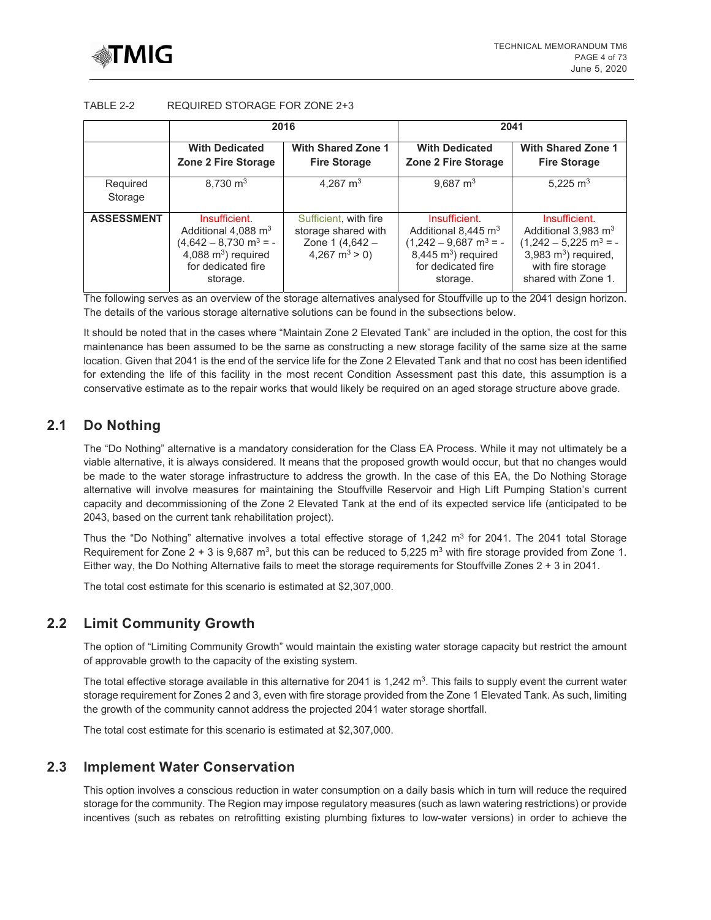TABLE 2-2 REQUIRED STORAGE FOR ZONE 2+3

| | 2016 | | 2041 | |
|---|---|---|---|---|
| | With Dedicated Zone 2 Fire Storage | With Shared Zone 1 Fire Storage | With Dedicated Zone 2 Fire Storage | With Shared Zone 1 Fire Storage |
| Required Storage | 8,730 $m^3$ | 4,267 $m^3$ | 9,687 $m^3$ | 5,225 $m^3$ |
| **ASSESSMENT** | Insufficient. Additional 4,088 $m^3$ (4,642 – 8,730 $m^3$ = -4,088 $m^3$) required for dedicated fire storage. | Sufficient, with fire storage shared with Zone 1 (4,642 – 4,267 $m^3$ > 0) | Insufficient. Additional 8,445 $m^3$ (1,242 – 9,687 $m^3$ = -8,445 $m^3$) required for dedicated fire storage. | Insufficient. Additional 3,983 $m^3$ (1,242 – 5,225 $m^3$ = -3,983 $m^3$) required, with fire storage shared with Zone 1. |

The following serves as an overview of the storage alternatives analysed for Stouffville up to the 2041 design horizon. The details of the various storage alternative solutions can be found in the subsections below.

It should be noted that in the cases where "Maintain Zone 2 Elevated Tank" are included in the option, the cost for this maintenance has been assumed to be the same as constructing a new storage facility of the same size at the same location. Given that 2041 is the end of the service life for the Zone 2 Elevated Tank and that no cost has been identified for extending the life of this facility in the most recent Condition Assessment past this date, this assumption is a conservative estimate as to the repair works that would likely be required on an aged storage structure above grade.

## 2.1 Do Nothing

The "Do Nothing" alternative is a mandatory consideration for the Class EA Process. While it may not ultimately be a viable alternative, it is always considered. It means that the proposed growth would occur, but that no changes would be made to the water storage infrastructure to address the growth. In the case of this EA, the Do Nothing Storage alternative will involve measures for maintaining the Stouffville Reservoir and High Lift Pumping Station's current capacity and decommissioning of the Zone 2 Elevated Tank at the end of its expected service life (anticipated to be 2043, based on the current tank rehabilitation project).

Thus the "Do Nothing" alternative involves a total effective storage of 1,242 $m^3$ for 2041. The 2041 total Storage Requirement for Zone 2 + 3 is 9,687 $m^3$, but this can be reduced to 5,225 $m^3$ with fire storage provided from Zone 1. Either way, the Do Nothing Alternative fails to meet the storage requirements for Stouffville Zones 2 + 3 in 2041.

The total cost estimate for this scenario is estimated at $2,307,000.

## 2.2 Limit Community Growth

The option of "Limiting Community Growth" would maintain the existing water storage capacity but restrict the amount of approvable growth to the capacity of the existing system.

The total effective storage available in this alternative for 2041 is 1,242 $m^3$. This fails to supply event the current water storage requirement for Zones 2 and 3, even with fire storage provided from the Zone 1 Elevated Tank. As such, limiting the growth of the community cannot address the projected 2041 water storage shortfall.

The total cost estimate for this scenario is estimated at $2,307,000.

## 2.3 Implement Water Conservation

This option involves a conscious reduction in water consumption on a daily basis which in turn will reduce the required storage for the community. The Region may impose regulatory measures (such as lawn watering restrictions) or provide incentives (such as rebates on retrofitting existing plumbing fixtures to low-water versions) in order to achieve the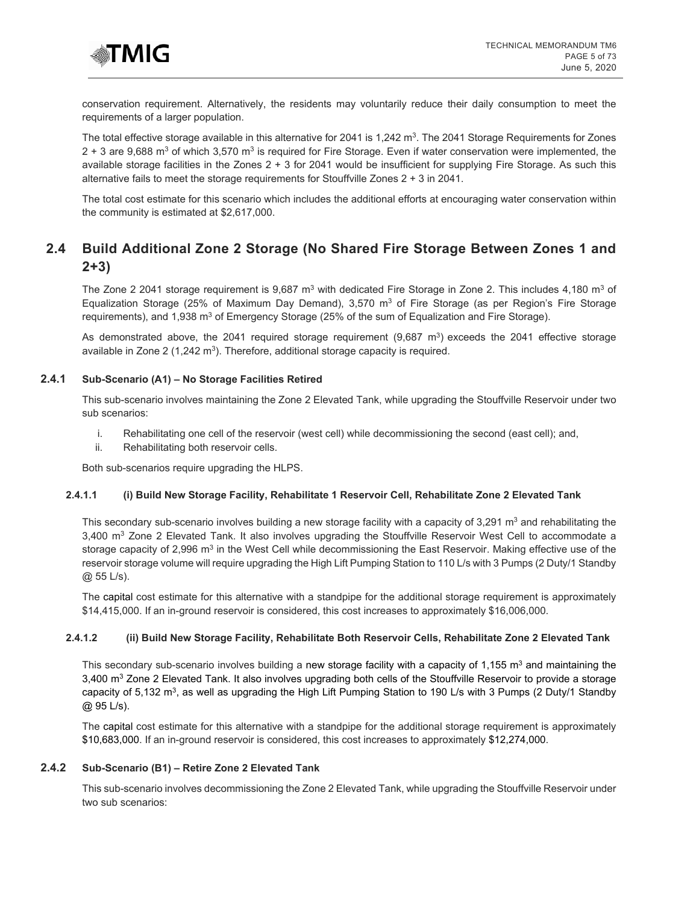conservation requirement. Alternatively, the residents may voluntarily reduce their daily consumption to meet the requirements of a larger population.

The total effective storage available in this alternative for 2041 is 1,242 $m^3$. The 2041 Storage Requirements for Zones 2 + 3 are 9,688 $m^3$ of which 3,570 $m^3$ is required for Fire Storage. Even if water conservation were implemented, the available storage facilities in the Zones 2 + 3 for 2041 would be insufficient for supplying Fire Storage. As such this alternative fails to meet the storage requirements for Stouffville Zones 2 + 3 in 2041.

The total cost estimate for this scenario which includes the additional efforts at encouraging water conservation within the community is estimated at $2,617,000.

## 2.4 Build Additional Zone 2 Storage (No Shared Fire Storage Between Zones 1 and 2+3)

The Zone 2 2041 storage requirement is 9,687 $m^3$ with dedicated Fire Storage in Zone 2. This includes 4,180 $m^3$ of Equalization Storage (25% of Maximum Day Demand), 3,570 $m^3$ of Fire Storage (as per Region's Fire Storage requirements), and 1,938 $m^3$ of Emergency Storage (25% of the sum of Equalization and Fire Storage).

As demonstrated above, the 2041 required storage requirement (9,687 $m^3$) exceeds the 2041 effective storage available in Zone 2 (1,242 $m^3$). Therefore, additional storage capacity is required.

### 2.4.1 Sub-Scenario (A1) – No Storage Facilities Retired

This sub-scenario involves maintaining the Zone 2 Elevated Tank, while upgrading the Stouffville Reservoir under two sub scenarios:

i. Rehabilitating one cell of the reservoir (west cell) while decommissioning the second (east cell); and,
ii. Rehabilitating both reservoir cells.

Both sub-scenarios require upgrading the HLPS.

#### 2.4.1.1 (i) Build New Storage Facility, Rehabilitate 1 Reservoir Cell, Rehabilitate Zone 2 Elevated Tank

This secondary sub-scenario involves building a new storage facility with a capacity of 3,291 $m^3$ and rehabilitating the 3,400 $m^3$ Zone 2 Elevated Tank. It also involves upgrading the Stouffville Reservoir West Cell to accommodate a storage capacity of 2,996 $m^3$ in the West Cell while decommissioning the East Reservoir. Making effective use of the reservoir storage volume will require upgrading the High Lift Pumping Station to 110 L/s with 3 Pumps (2 Duty/1 Standby @ 55 L/s).

The capital cost estimate for this alternative with a standpipe for the additional storage requirement is approximately $14,415,000. If an in-ground reservoir is considered, this cost increases to approximately $16,006,000.

#### 2.4.1.2 (ii) Build New Storage Facility, Rehabilitate Both Reservoir Cells, Rehabilitate Zone 2 Elevated Tank

This secondary sub-scenario involves building a new storage facility with a capacity of 1,155 $m^3$ and maintaining the 3,400 $m^3$ Zone 2 Elevated Tank. It also involves upgrading both cells of the Stouffville Reservoir to provide a storage capacity of 5,132 $m^3$, as well as upgrading the High Lift Pumping Station to 190 L/s with 3 Pumps (2 Duty/1 Standby @ 95 L/s).

The capital cost estimate for this alternative with a standpipe for the additional storage requirement is approximately $10,683,000. If an in-ground reservoir is considered, this cost increases to approximately $12,274,000.

### 2.4.2 Sub-Scenario (B1) – Retire Zone 2 Elevated Tank

This sub-scenario involves decommissioning the Zone 2 Elevated Tank, while upgrading the Stouffville Reservoir under two sub scenarios: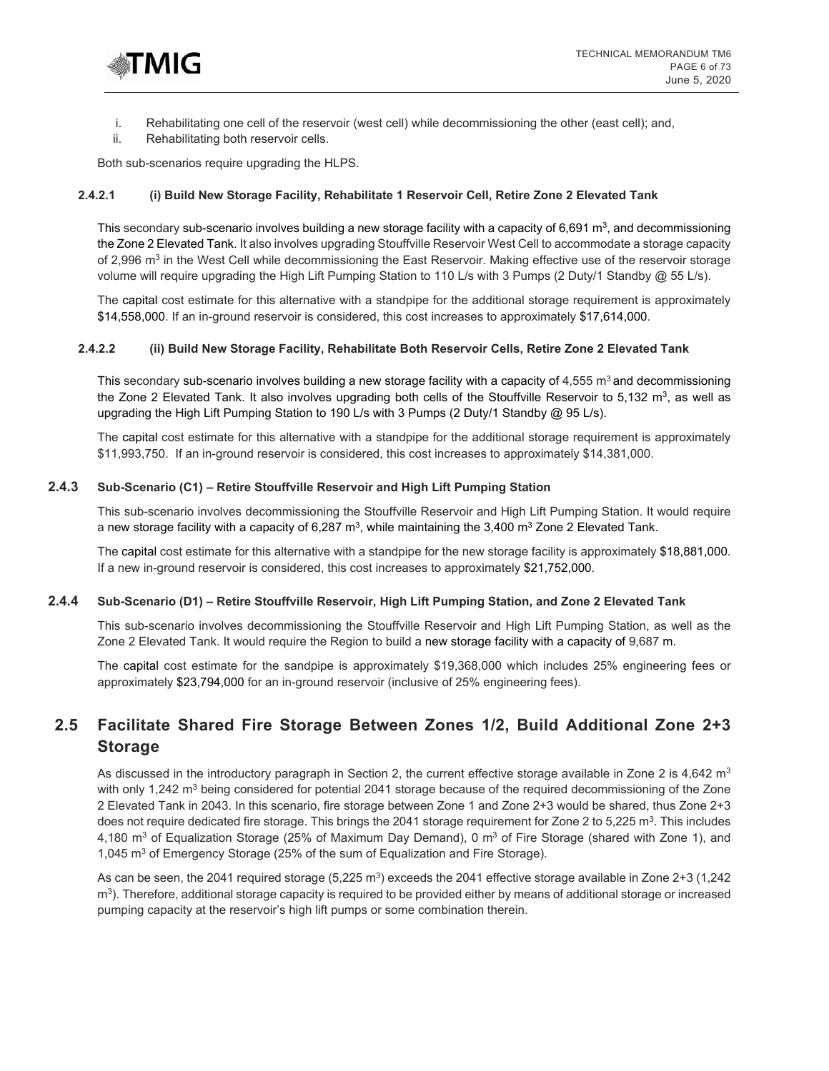i. Rehabilitating one cell of the reservoir (west cell) while decommissioning the other (east cell); and,
ii. Rehabilitating both reservoir cells.

Both sub-scenarios require upgrading the HLPS.

#### 2.4.2.1 (i) Build New Storage Facility, Rehabilitate 1 Reservoir Cell, Retire Zone 2 Elevated Tank

This secondary sub-scenario involves building a new storage facility with a capacity of 6,691 $m^3$, and decommissioning the Zone 2 Elevated Tank. It also involves upgrading Stouffville Reservoir West Cell to accommodate a storage capacity of 2,996 $m^3$ in the West Cell while decommissioning the East Reservoir. Making effective use of the reservoir storage volume will require upgrading the High Lift Pumping Station to 110 L/s with 3 Pumps (2 Duty/1 Standby @ 55 L/s).

The capital cost estimate for this alternative with a standpipe for the additional storage requirement is approximately $14,558,000. If an in-ground reservoir is considered, this cost increases to approximately $17,614,000.

#### 2.4.2.2 (ii) Build New Storage Facility, Rehabilitate Both Reservoir Cells, Retire Zone 2 Elevated Tank

This secondary sub-scenario involves building a new storage facility with a capacity of 4,555 $m^3$ and decommissioning the Zone 2 Elevated Tank. It also involves upgrading both cells of the Stouffville Reservoir to 5,132 $m^3$, as well as upgrading the High Lift Pumping Station to 190 L/s with 3 Pumps (2 Duty/1 Standby @ 95 L/s).

The capital cost estimate for this alternative with a standpipe for the additional storage requirement is approximately $11,993,750. If an in-ground reservoir is considered, this cost increases to approximately $14,381,000.

### 2.4.3 Sub-Scenario (C1) – Retire Stouffville Reservoir and High Lift Pumping Station

This sub-scenario involves decommissioning the Stouffville Reservoir and High Lift Pumping Station. It would require a new storage facility with a capacity of 6,287 $m^3$, while maintaining the 3,400 $m^3$ Zone 2 Elevated Tank.

The capital cost estimate for this alternative with a standpipe for the new storage facility is approximately $18,881,000. If a new in-ground reservoir is considered, this cost increases to approximately $21,752,000.

### 2.4.4 Sub-Scenario (D1) – Retire Stouffville Reservoir, High Lift Pumping Station, and Zone 2 Elevated Tank

This sub-scenario involves decommissioning the Stouffville Reservoir and High Lift Pumping Station, as well as the Zone 2 Elevated Tank. It would require the Region to build a new storage facility with a capacity of 9,687 m.

The capital cost estimate for the sandpipe is approximately $19,368,000 which includes 25% engineering fees or approximately $23,794,000 for an in-ground reservoir (inclusive of 25% engineering fees).

## 2.5 Facilitate Shared Fire Storage Between Zones 1/2, Build Additional Zone 2+3 Storage

As discussed in the introductory paragraph in Section 2, the current effective storage available in Zone 2 is 4,642 $m^3$ with only 1,242 $m^3$ being considered for potential 2041 storage because of the required decommissioning of the Zone 2 Elevated Tank in 2043. In this scenario, fire storage between Zone 1 and Zone 2+3 would be shared, thus Zone 2+3 does not require dedicated fire storage. This brings the 2041 storage requirement for Zone 2 to 5,225 $m^3$. This includes 4,180 $m^3$ of Equalization Storage (25% of Maximum Day Demand), 0 $m^3$ of Fire Storage (shared with Zone 1), and 1,045 $m^3$ of Emergency Storage (25% of the sum of Equalization and Fire Storage).

As can be seen, the 2041 required storage (5,225 $m^3$) exceeds the 2041 effective storage available in Zone 2+3 (1,242 $m^3$). Therefore, additional storage capacity is required to be provided either by means of additional storage or increased pumping capacity at the reservoir's high lift pumps or some combination therein.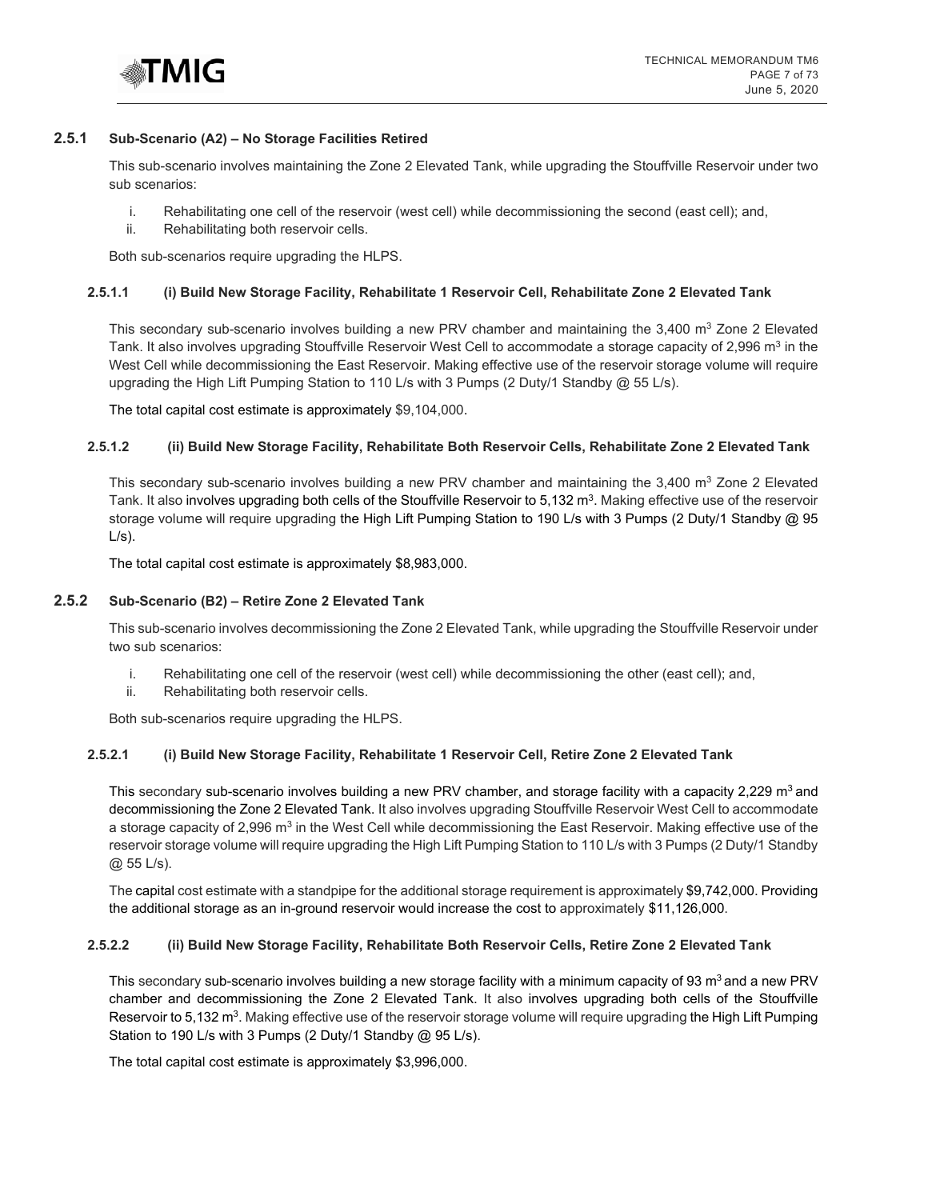### 2.5.1 Sub-Scenario (A2) – No Storage Facilities Retired

This sub-scenario involves maintaining the Zone 2 Elevated Tank, while upgrading the Stouffville Reservoir under two sub scenarios:

i. Rehabilitating one cell of the reservoir (west cell) while decommissioning the second (east cell); and,
ii. Rehabilitating both reservoir cells.

Both sub-scenarios require upgrading the HLPS.

#### 2.5.1.1 (i) Build New Storage Facility, Rehabilitate 1 Reservoir Cell, Rehabilitate Zone 2 Elevated Tank

This secondary sub-scenario involves building a new PRV chamber and maintaining the 3,400 $m^3$ Zone 2 Elevated Tank. It also involves upgrading Stouffville Reservoir West Cell to accommodate a storage capacity of 2,996 $m^3$ in the West Cell while decommissioning the East Reservoir. Making effective use of the reservoir storage volume will require upgrading the High Lift Pumping Station to 110 L/s with 3 Pumps (2 Duty/1 Standby @ 55 L/s).

The total capital cost estimate is approximately $9,104,000.

#### 2.5.1.2 (ii) Build New Storage Facility, Rehabilitate Both Reservoir Cells, Rehabilitate Zone 2 Elevated Tank

This secondary sub-scenario involves building a new PRV chamber and maintaining the 3,400 $m^3$ Zone 2 Elevated Tank. It also involves upgrading both cells of the Stouffville Reservoir to 5,132 $m^3$. Making effective use of the reservoir storage volume will require upgrading the High Lift Pumping Station to 190 L/s with 3 Pumps (2 Duty/1 Standby @ 95 L/s).

The total capital cost estimate is approximately $8,983,000.

### 2.5.2 Sub-Scenario (B2) – Retire Zone 2 Elevated Tank

This sub-scenario involves decommissioning the Zone 2 Elevated Tank, while upgrading the Stouffville Reservoir under two sub scenarios:

i. Rehabilitating one cell of the reservoir (west cell) while decommissioning the other (east cell); and,
ii. Rehabilitating both reservoir cells.

Both sub-scenarios require upgrading the HLPS.

#### 2.5.2.1 (i) Build New Storage Facility, Rehabilitate 1 Reservoir Cell, Retire Zone 2 Elevated Tank

This secondary sub-scenario involves building a new PRV chamber, and storage facility with a capacity 2,229 $m^3$ and decommissioning the Zone 2 Elevated Tank. It also involves upgrading Stouffville Reservoir West Cell to accommodate a storage capacity of 2,996 $m^3$ in the West Cell while decommissioning the East Reservoir. Making effective use of the reservoir storage volume will require upgrading the High Lift Pumping Station to 110 L/s with 3 Pumps (2 Duty/1 Standby @ 55 L/s).

The capital cost estimate with a standpipe for the additional storage requirement is approximately $9,742,000. Providing the additional storage as an in-ground reservoir would increase the cost to approximately $11,126,000.

#### 2.5.2.2 (ii) Build New Storage Facility, Rehabilitate Both Reservoir Cells, Retire Zone 2 Elevated Tank

This secondary sub-scenario involves building a new storage facility with a minimum capacity of 93 $m^3$ and a new PRV chamber and decommissioning the Zone 2 Elevated Tank. It also involves upgrading both cells of the Stouffville Reservoir to 5,132 $m^3$. Making effective use of the reservoir storage volume will require upgrading the High Lift Pumping Station to 190 L/s with 3 Pumps (2 Duty/1 Standby @ 95 L/s).

The total capital cost estimate is approximately $3,996,000.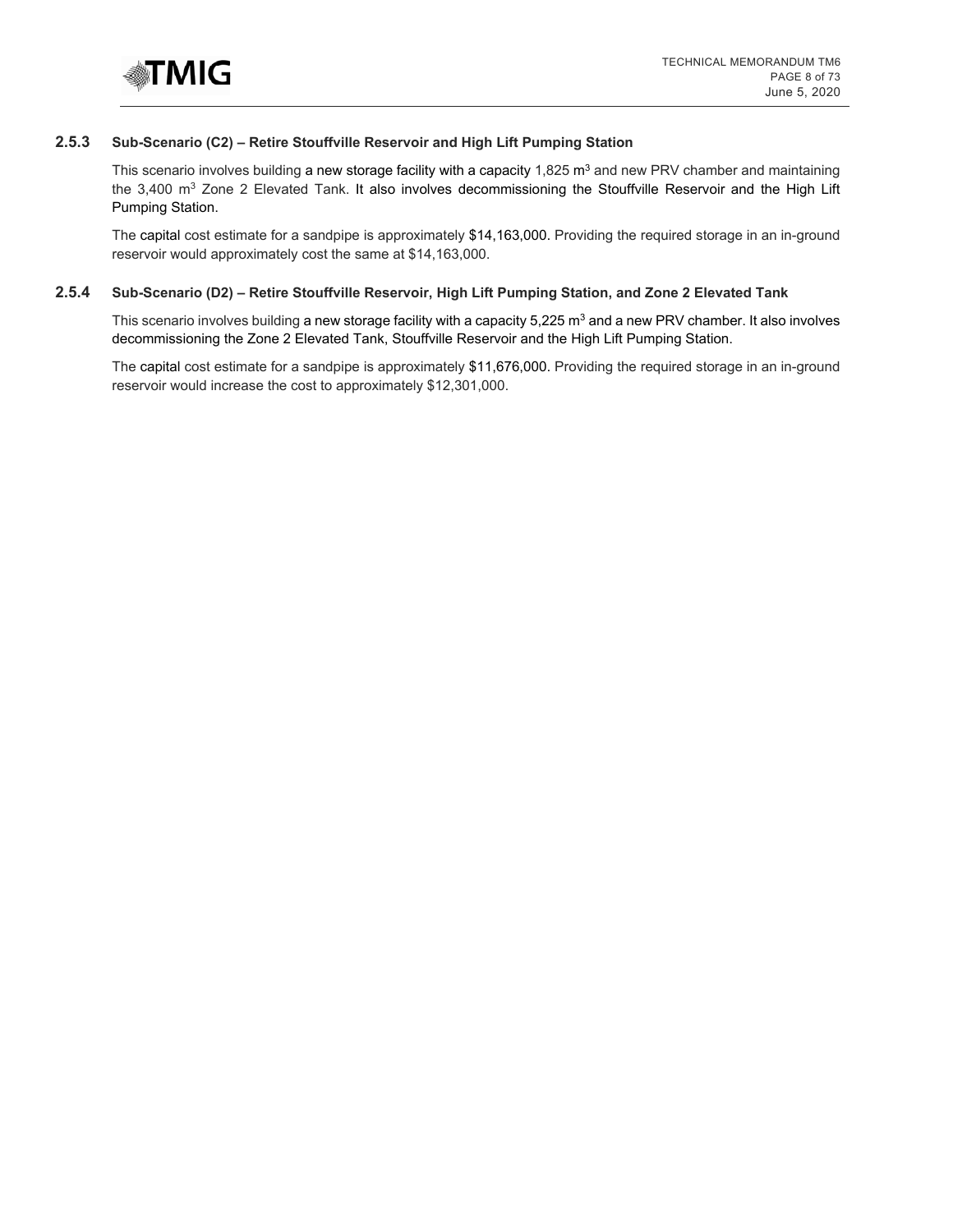### 2.5.3 Sub-Scenario (C2) – Retire Stouffville Reservoir and High Lift Pumping Station

This scenario involves building a new storage facility with a capacity 1,825 $m^3$ and new PRV chamber and maintaining the 3,400 $m^3$ Zone 2 Elevated Tank. It also involves decommissioning the Stouffville Reservoir and the High Lift Pumping Station.

The capital cost estimate for a sandpipe is approximately $14,163,000. Providing the required storage in an in-ground reservoir would approximately cost the same at $14,163,000.

### 2.5.4 Sub-Scenario (D2) – Retire Stouffville Reservoir, High Lift Pumping Station, and Zone 2 Elevated Tank

This scenario involves building a new storage facility with a capacity 5,225 $m^3$ and a new PRV chamber. It also involves decommissioning the Zone 2 Elevated Tank, Stouffville Reservoir and the High Lift Pumping Station.

The capital cost estimate for a sandpipe is approximately $11,676,000. Providing the required storage in an in-ground reservoir would increase the cost to approximately $12,301,000.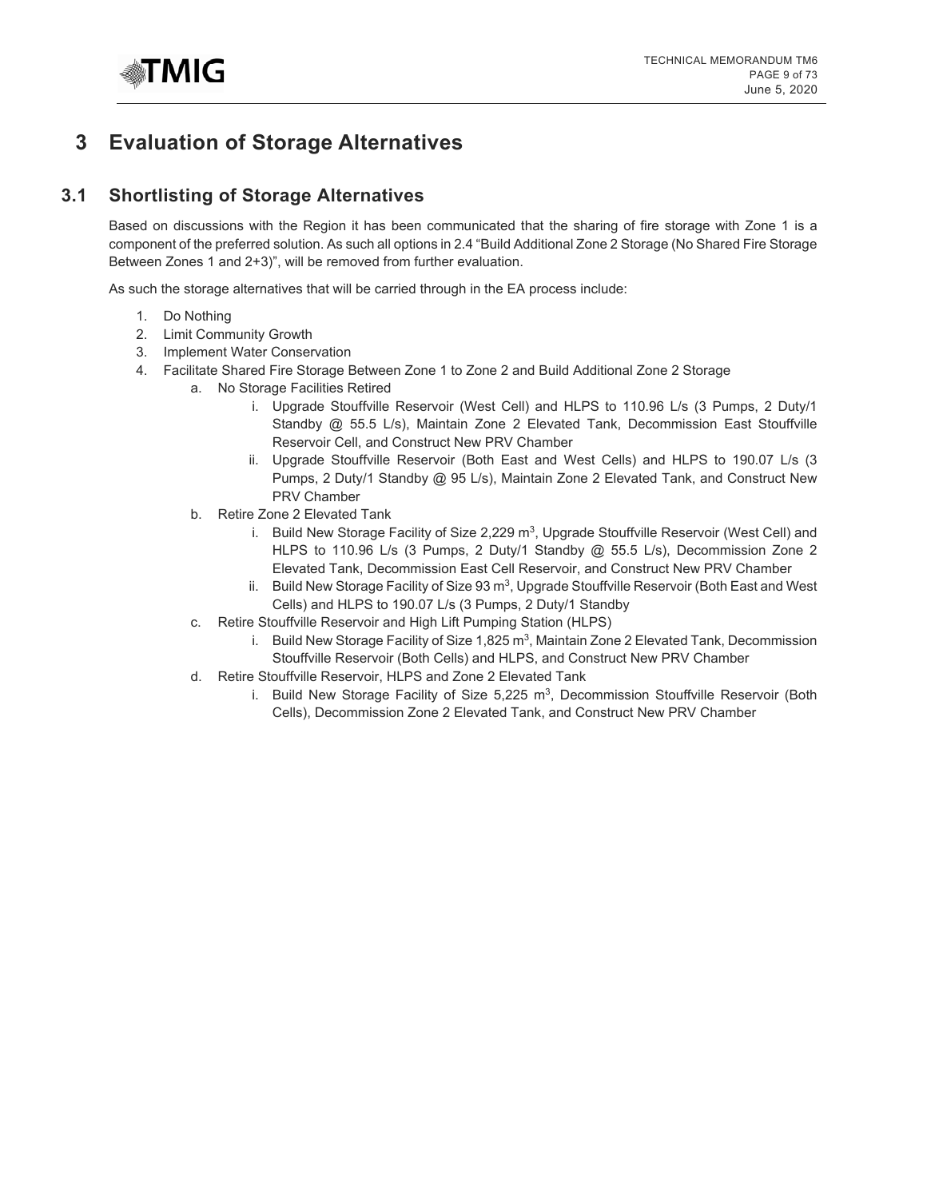# 3 Evaluation of Storage Alternatives

## 3.1 Shortlisting of Storage Alternatives

Based on discussions with the Region it has been communicated that the sharing of fire storage with Zone 1 is a component of the preferred solution. As such all options in 2.4 "Build Additional Zone 2 Storage (No Shared Fire Storage Between Zones 1 and 2+3)", will be removed from further evaluation.

As such the storage alternatives that will be carried through in the EA process include:

1. Do Nothing
2. Limit Community Growth
3. Implement Water Conservation
4. Facilitate Shared Fire Storage Between Zone 1 to Zone 2 and Build Additional Zone 2 Storage
   a. No Storage Facilities Retired
      i. Upgrade Stouffville Reservoir (West Cell) and HLPS to 110.96 L/s (3 Pumps, 2 Duty/1 Standby @ 55.5 L/s), Maintain Zone 2 Elevated Tank, Decommission East Stouffville Reservoir Cell, and Construct New PRV Chamber
      ii. Upgrade Stouffville Reservoir (Both East and West Cells) and HLPS to 190.07 L/s (3 Pumps, 2 Duty/1 Standby @ 95 L/s), Maintain Zone 2 Elevated Tank, and Construct New PRV Chamber
   b. Retire Zone 2 Elevated Tank
      i. Build New Storage Facility of Size 2,229 $m^3$, Upgrade Stouffville Reservoir (West Cell) and HLPS to 110.96 L/s (3 Pumps, 2 Duty/1 Standby @ 55.5 L/s), Decommission Zone 2 Elevated Tank, Decommission East Cell Reservoir, and Construct New PRV Chamber
      ii. Build New Storage Facility of Size 93 $m^3$, Upgrade Stouffville Reservoir (Both East and West Cells) and HLPS to 190.07 L/s (3 Pumps, 2 Duty/1 Standby
   c. Retire Stouffville Reservoir and High Lift Pumping Station (HLPS)
      i. Build New Storage Facility of Size 1,825 $m^3$, Maintain Zone 2 Elevated Tank, Decommission Stouffville Reservoir (Both Cells) and HLPS, and Construct New PRV Chamber
   d. Retire Stouffville Reservoir, HLPS and Zone 2 Elevated Tank
      i. Build New Storage Facility of Size 5,225 $m^3$, Decommission Stouffville Reservoir (Both Cells), Decommission Zone 2 Elevated Tank, and Construct New PRV Chamber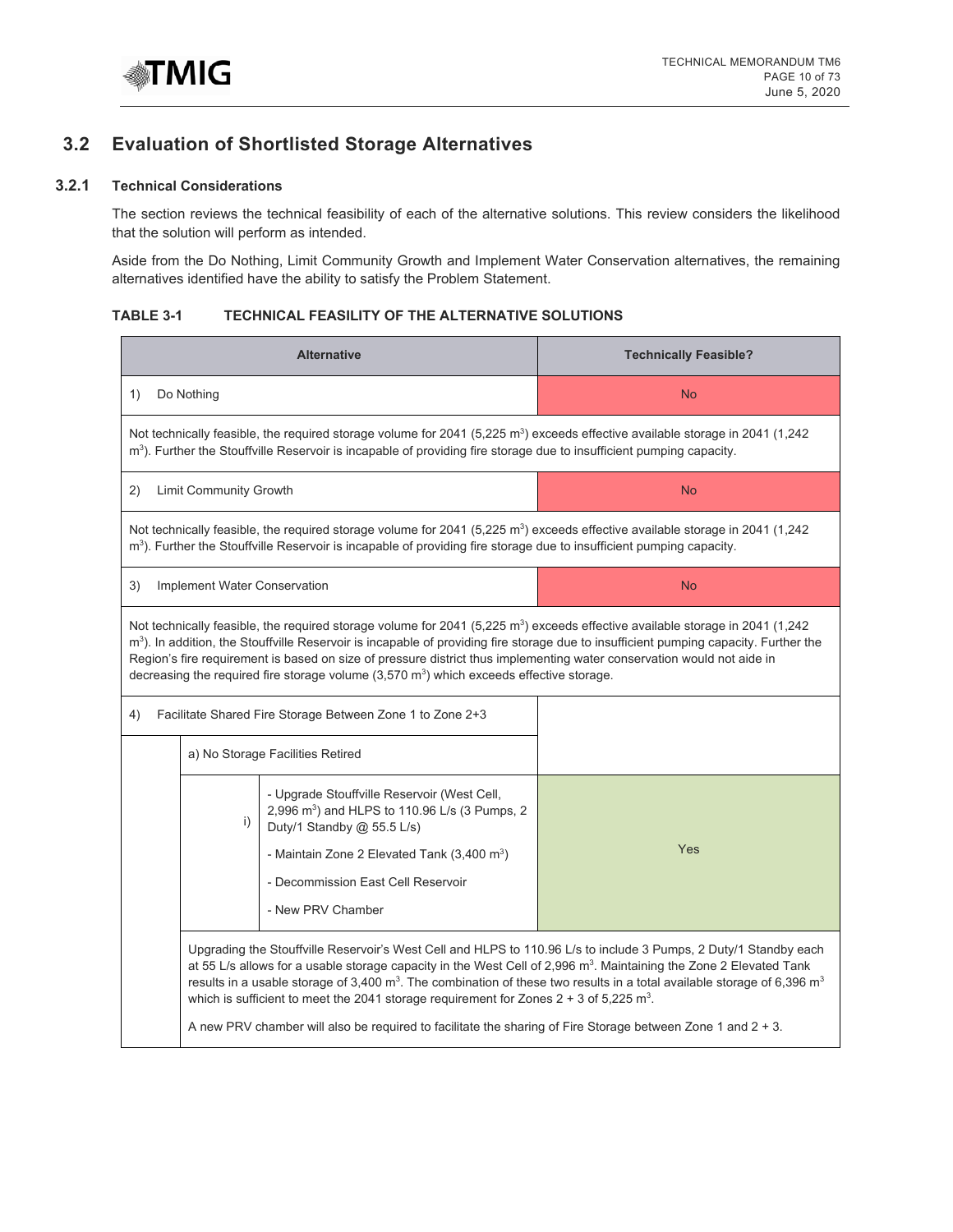## 3.2 Evaluation of Shortlisted Storage Alternatives

### 3.2.1 Technical Considerations

The section reviews the technical feasibility of each of the alternative solutions. This review considers the likelihood that the solution will perform as intended.

Aside from the Do Nothing, Limit Community Growth and Implement Water Conservation alternatives, the remaining alternatives identified have the ability to satisfy the Problem Statement.

**TABLE 3-1 TECHNICAL FEASIBILITY OF THE ALTERNATIVE SOLUTIONS**

| Alternative | Technically Feasible? |
|---|---|
| 1) Do Nothing | No |
| Not technically feasible, the required storage volume for 2041 (5,225 $m^3$) exceeds effective available storage in 2041 (1,242 $m^3$). Further the Stouffville Reservoir is incapable of providing fire storage due to insufficient pumping capacity. | |
| 2) Limit Community Growth | No |
| Not technically feasible, the required storage volume for 2041 (5,225 $m^3$) exceeds effective available storage in 2041 (1,242 $m^3$). Further the Stouffville Reservoir is incapable of providing fire storage due to insufficient pumping capacity. | |
| 3) Implement Water Conservation | No |
| Not technically feasible, the required storage volume for 2041 (5,225 $m^3$) exceeds effective available storage in 2041 (1,242 $m^3$). In addition, the Stouffville Reservoir is incapable of providing fire storage due to insufficient pumping capacity. Further the Region's fire requirement is based on size of pressure district thus implementing water conservation would not aide in decreasing the required fire storage volume (3,570 $m^3$) which exceeds effective storage. | |
| 4) Facilitate Shared Fire Storage Between Zone 1 to Zone 2+3 | |
| a) No Storage Facilities Retired | |
| i) - Upgrade Stouffville Reservoir (West Cell, 2,996 $m^3$) and HLPS to 110.96 L/s (3 Pumps, 2 Duty/1 Standby @ 55.5 L/s)<br>- Maintain Zone 2 Elevated Tank (3,400 $m^3$)<br>- Decommission East Cell Reservoir<br>- New PRV Chamber | Yes |
| Upgrading the Stouffville Reservoir's West Cell and HLPS to 110.96 L/s to include 3 Pumps, 2 Duty/1 Standby each at 55 L/s allows for a usable storage capacity in the West Cell of 2,996 $m^3$. Maintaining the Zone 2 Elevated Tank results in a usable storage of 3,400 $m^3$. The combination of these two results in a total available storage of 6,396 $m^3$ which is sufficient to meet the 2041 storage requirement for Zones 2 + 3 of 5,225 $m^3$.<br><br>A new PRV chamber will also be required to facilitate the sharing of Fire Storage between Zone 1 and 2 + 3. | |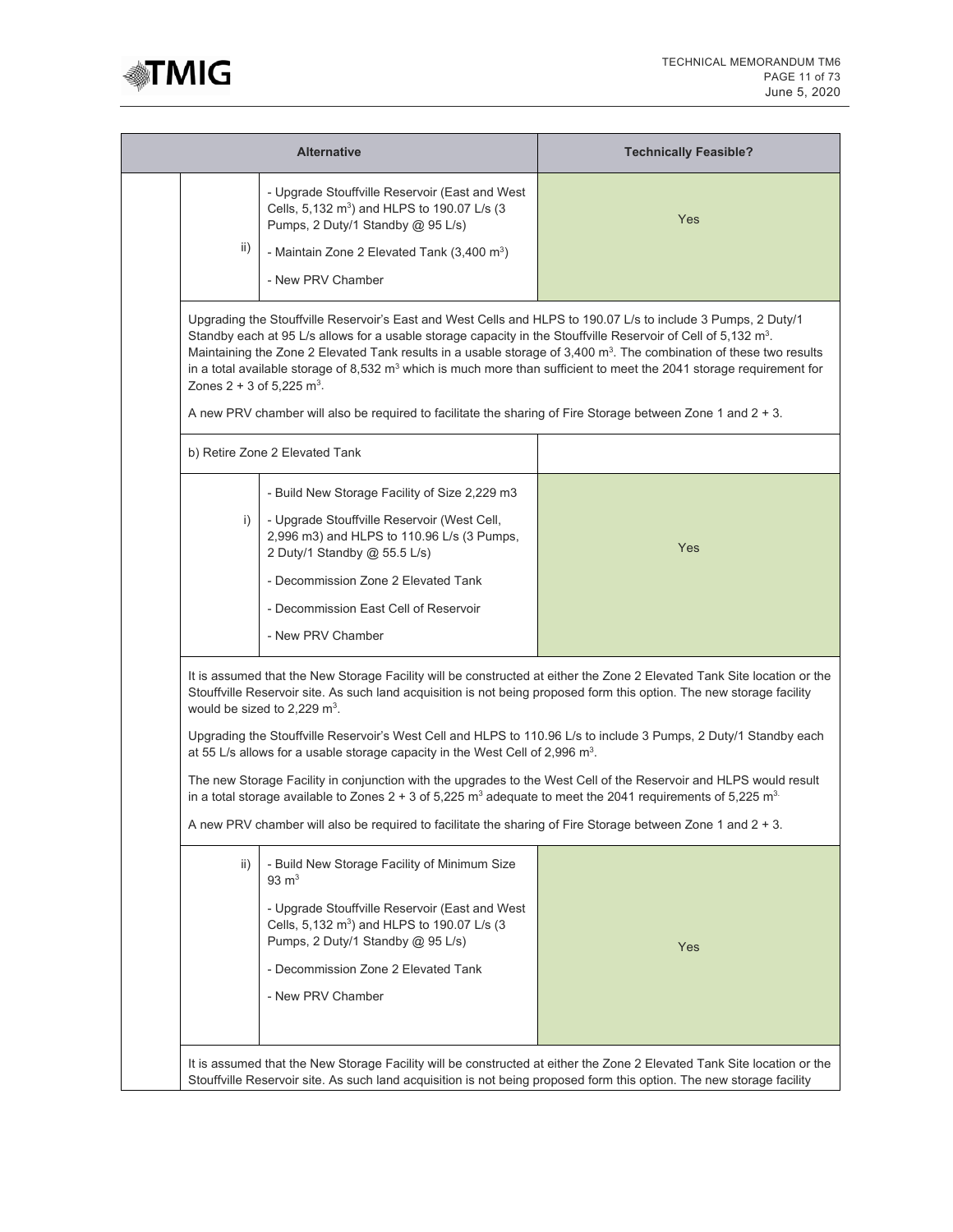| Alternative | | | Technically Feasible? |
|---|---|---|---|
| | ii) | - Upgrade Stouffville Reservoir (East and West Cells, 5,132 $m^3$) and HLPS to 190.07 L/s (3 Pumps, 2 Duty/1 Standby @ 95 L/s)<br>- Maintain Zone 2 Elevated Tank (3,400 $m^3$)<br>- New PRV Chamber | Yes |
| | Upgrading the Stouffville Reservoir's East and West Cells and HLPS to 190.07 L/s to include 3 Pumps, 2 Duty/1 Standby each at 95 L/s allows for a usable storage capacity in the Stouffville Reservoir of Cell of 5,132 $m^3$. Maintaining the Zone 2 Elevated Tank results in a usable storage of 3,400 $m^3$. The combination of these two results in a total available storage of 8,532 $m^3$ which is much more than sufficient to meet the 2041 storage requirement for Zones 2 + 3 of 5,225 $m^3$.<br><br>A new PRV chamber will also be required to facilitate the sharing of Fire Storage between Zone 1 and 2 + 3. | | |
| | b) Retire Zone 2 Elevated Tank | | |
| | i) | - Build New Storage Facility of Size 2,229 m3<br>- Upgrade Stouffville Reservoir (West Cell, 2,996 m3) and HLPS to 110.96 L/s (3 Pumps, 2 Duty/1 Standby @ 55.5 L/s)<br>- Decommission Zone 2 Elevated Tank<br>- Decommission East Cell of Reservoir<br>- New PRV Chamber | Yes |
| | It is assumed that the New Storage Facility will be constructed at either the Zone 2 Elevated Tank Site location or the Stouffville Reservoir site. As such land acquisition is not being proposed form this option. The new storage facility would be sized to 2,229 $m^3$.<br><br>Upgrading the Stouffville Reservoir's West Cell and HLPS to 110.96 L/s to include 3 Pumps, 2 Duty/1 Standby each at 55 L/s allows for a usable storage capacity in the West Cell of 2,996 $m^3$.<br><br>The new Storage Facility in conjunction with the upgrades to the West Cell of the Reservoir and HLPS would result in a total storage available to Zones 2 + 3 of 5,225 $m^3$ adequate to meet the 2041 requirements of 5,225 $m^3$.<br><br>A new PRV chamber will also be required to facilitate the sharing of Fire Storage between Zone 1 and 2 + 3. | | |
| | ii) | - Build New Storage Facility of Minimum Size 93 $m^3$<br>- Upgrade Stouffville Reservoir (East and West Cells, 5,132 $m^3$) and HLPS to 190.07 L/s (3 Pumps, 2 Duty/1 Standby @ 95 L/s)<br>- Decommission Zone 2 Elevated Tank<br>- New PRV Chamber | Yes |
| | It is assumed that the New Storage Facility will be constructed at either the Zone 2 Elevated Tank Site location or the Stouffville Reservoir site. As such land acquisition is not being proposed form this option. The new storage facility | | |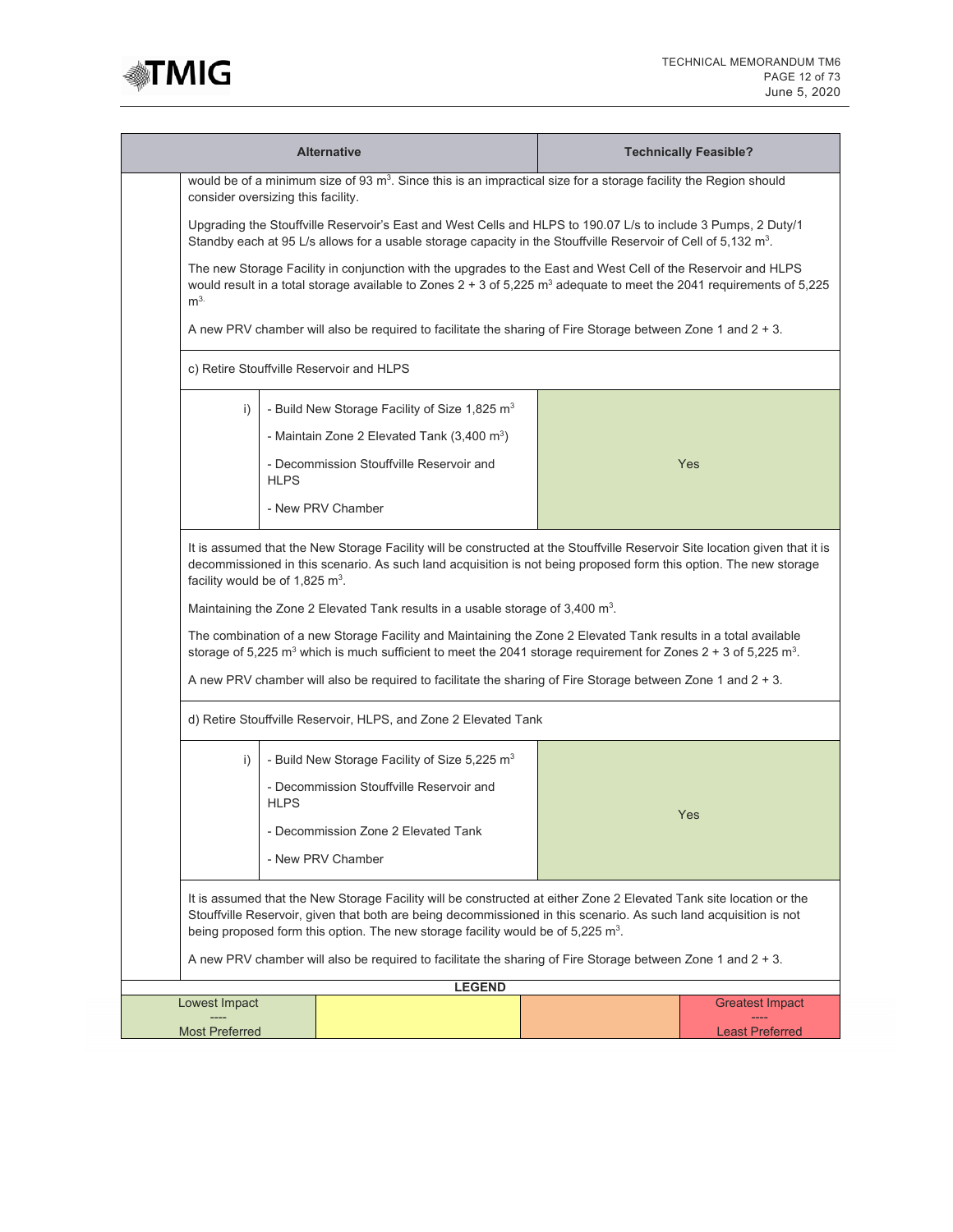| Alternative | | | Technically Feasible? |
|---|---|---|---|
| | would be of a minimum size of 93 $m^3$. Since this is an impractical size for a storage facility the Region should consider oversizing this facility.<br><br>Upgrading the Stouffville Reservoir's East and West Cells and HLPS to 190.07 L/s to include 3 Pumps, 2 Duty/1 Standby each at 95 L/s allows for a usable storage capacity in the Stouffville Reservoir of Cell of 5,132 $m^3$.<br><br>The new Storage Facility in conjunction with the upgrades to the East and West Cell of the Reservoir and HLPS would result in a total storage available to Zones 2 + 3 of 5,225 $m^3$ adequate to meet the 2041 requirements of 5,225 $m^3$.<br><br>A new PRV chamber will also be required to facilitate the sharing of Fire Storage between Zone 1 and 2 + 3. | | |
| | c) Retire Stouffville Reservoir and HLPS | | |
| | i) | - Build New Storage Facility of Size 1,825 $m^3$<br><br>- Maintain Zone 2 Elevated Tank (3,400 $m^3$)<br><br>- Decommission Stouffville Reservoir and HLPS<br><br>- New PRV Chamber | Yes |
| | It is assumed that the New Storage Facility will be constructed at the Stouffville Reservoir Site location given that it is decommissioned in this scenario. As such land acquisition is not being proposed form this option. The new storage facility would be of 1,825 $m^3$.<br><br>Maintaining the Zone 2 Elevated Tank results in a usable storage of 3,400 $m^3$.<br><br>The combination of a new Storage Facility and Maintaining the Zone 2 Elevated Tank results in a total available storage of 5,225 $m^3$ which is much sufficient to meet the 2041 storage requirement for Zones 2 + 3 of 5,225 $m^3$.<br><br>A new PRV chamber will also be required to facilitate the sharing of Fire Storage between Zone 1 and 2 + 3. | | |
| | d) Retire Stouffville Reservoir, HLPS, and Zone 2 Elevated Tank | | |
| | i) | - Build New Storage Facility of Size 5,225 $m^3$<br><br>- Decommission Stouffville Reservoir and HLPS<br><br>- Decommission Zone 2 Elevated Tank<br><br>- New PRV Chamber | Yes |
| | It is assumed that the New Storage Facility will be constructed at either Zone 2 Elevated Tank site location or the Stouffville Reservoir, given that both are being decommissioned in this scenario. As such land acquisition is not being proposed form this option. The new storage facility would be of 5,225 $m^3$.<br><br>A new PRV chamber will also be required to facilitate the sharing of Fire Storage between Zone 1 and 2 + 3. | | |

| LEGEND | | | |
|---|---|---|---|
| Lowest Impact<br>----<br>Most Preferred | | | Greatest Impact<br>----<br>Least Preferred |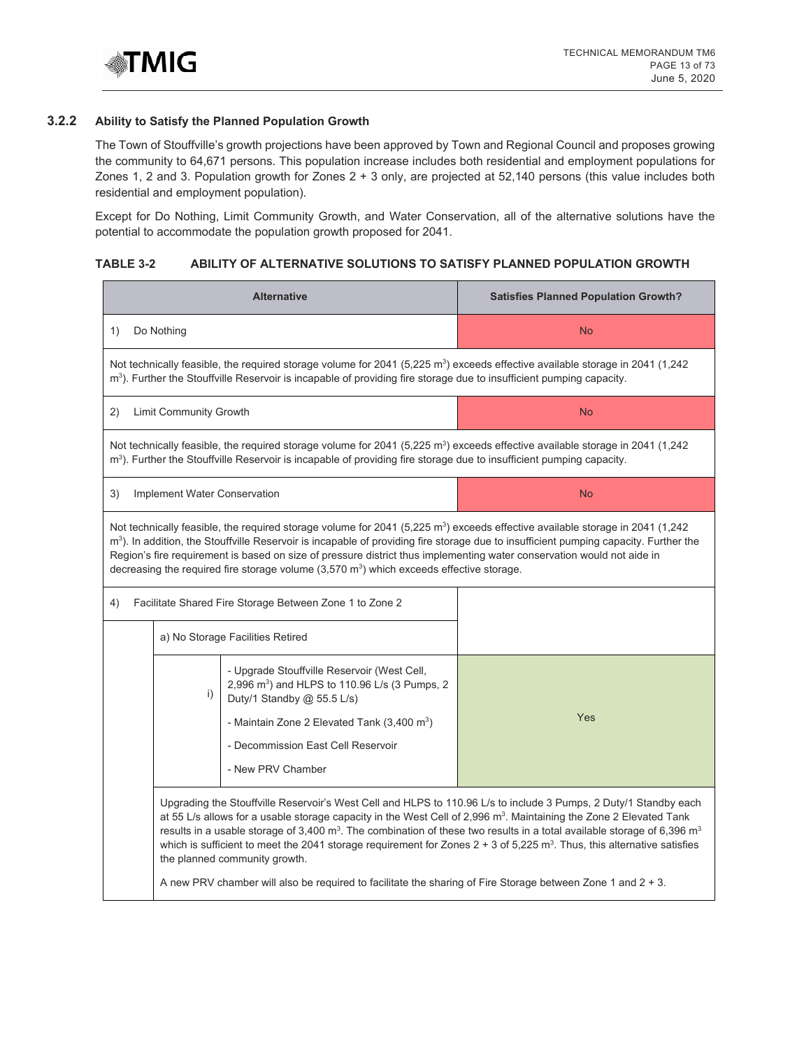### 3.2.2 Ability to Satisfy the Planned Population Growth

The Town of Stouffville's growth projections have been approved by Town and Regional Council and proposes growing the community to 64,671 persons. This population increase includes both residential and employment populations for Zones 1, 2 and 3. Population growth for Zones 2 + 3 only, are projected at 52,140 persons (this value includes both residential and employment population).

Except for Do Nothing, Limit Community Growth, and Water Conservation, all of the alternative solutions have the potential to accommodate the population growth proposed for 2041.

**TABLE 3-2 ABILITY OF ALTERNATIVE SOLUTIONS TO SATISFY PLANNED POPULATION GROWTH**

| Alternative | | | Satisfies Planned Population Growth? |
|---|---|---|---|
| 1) Do Nothing | | | No |
| Not technically feasible, the required storage volume for 2041 (5,225 $m^3$) exceeds effective available storage in 2041 (1,242 $m^3$). Further the Stouffville Reservoir is incapable of providing fire storage due to insufficient pumping capacity. | | | |
| 2) Limit Community Growth | | | No |
| Not technically feasible, the required storage volume for 2041 (5,225 $m^3$) exceeds effective available storage in 2041 (1,242 $m^3$). Further the Stouffville Reservoir is incapable of providing fire storage due to insufficient pumping capacity. | | | |
| 3) Implement Water Conservation | | | No |
| Not technically feasible, the required storage volume for 2041 (5,225 $m^3$) exceeds effective available storage in 2041 (1,242 $m^3$). In addition, the Stouffville Reservoir is incapable of providing fire storage due to insufficient pumping capacity. Further the Region's fire requirement is based on size of pressure district thus implementing water conservation would not aide in decreasing the required fire storage volume (3,570 $m^3$) which exceeds effective storage. | | | |
| 4) Facilitate Shared Fire Storage Between Zone 1 to Zone 2 | | | |
| | a) No Storage Facilities Retired | | |
| | i) | - Upgrade Stouffville Reservoir (West Cell, 2,996 $m^3$) and HLPS to 110.96 L/s (3 Pumps, 2 Duty/1 Standby @ 55.5 L/s)<br>- Maintain Zone 2 Elevated Tank (3,400 $m^3$)<br>- Decommission East Cell Reservoir<br>- New PRV Chamber | Yes |
| | Upgrading the Stouffville Reservoir's West Cell and HLPS to 110.96 L/s to include 3 Pumps, 2 Duty/1 Standby each at 55 L/s allows for a usable storage capacity in the West Cell of 2,996 $m^3$. Maintaining the Zone 2 Elevated Tank results in a usable storage of 3,400 $m^3$. The combination of these two results in a total available storage of 6,396 $m^3$ which is sufficient to meet the 2041 storage requirement for Zones 2 + 3 of 5,225 $m^3$. Thus, this alternative satisfies the planned community growth.<br><br>A new PRV chamber will also be required to facilitate the sharing of Fire Storage between Zone 1 and 2 + 3. | | |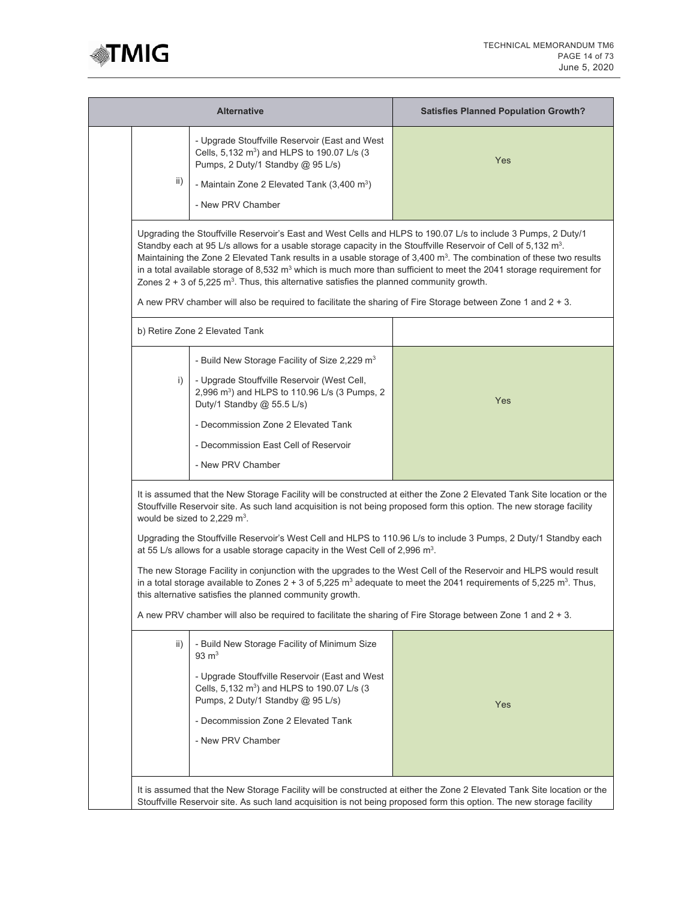| Alternative | | | Satisfies Planned Population Growth? |
|---|---|---|---|
| | ii) | - Upgrade Stouffville Reservoir (East and West Cells, 5,132 m$^3$) and HLPS to 190.07 L/s (3 Pumps, 2 Duty/1 Standby @ 95 L/s)<br>- Maintain Zone 2 Elevated Tank (3,400 m$^3$)<br>- New PRV Chamber | Yes |
| | Upgrading the Stouffville Reservoir's East and West Cells and HLPS to 190.07 L/s to include 3 Pumps, 2 Duty/1 Standby each at 95 L/s allows for a usable storage capacity in the Stouffville Reservoir of Cell of 5,132 m$^3$. Maintaining the Zone 2 Elevated Tank results in a usable storage of 3,400 m$^3$. The combination of these two results in a total available storage of 8,532 m$^3$ which is much more than sufficient to meet the 2041 storage requirement for Zones 2 + 3 of 5,225 m$^3$. Thus, this alternative satisfies the planned community growth.<br><br>A new PRV chamber will also be required to facilitate the sharing of Fire Storage between Zone 1 and 2 + 3. | | |
| | b) Retire Zone 2 Elevated Tank | | |
| | i) | - Build New Storage Facility of Size 2,229 m$^3$<br>- Upgrade Stouffville Reservoir (West Cell, 2,996 m$^3$) and HLPS to 110.96 L/s (3 Pumps, 2 Duty/1 Standby @ 55.5 L/s)<br>- Decommission Zone 2 Elevated Tank<br>- Decommission East Cell of Reservoir<br>- New PRV Chamber | Yes |
| | It is assumed that the New Storage Facility will be constructed at either the Zone 2 Elevated Tank Site location or the Stouffville Reservoir site. As such land acquisition is not being proposed form this option. The new storage facility would be sized to 2,229 m$^3$.<br><br>Upgrading the Stouffville Reservoir's West Cell and HLPS to 110.96 L/s to include 3 Pumps, 2 Duty/1 Standby each at 55 L/s allows for a usable storage capacity in the West Cell of 2,996 m$^3$.<br><br>The new Storage Facility in conjunction with the upgrades to the West Cell of the Reservoir and HLPS would result in a total storage available to Zones 2 + 3 of 5,225 m$^3$ adequate to meet the 2041 requirements of 5,225 m$^3$. Thus, this alternative satisfies the planned community growth.<br><br>A new PRV chamber will also be required to facilitate the sharing of Fire Storage between Zone 1 and 2 + 3. | | |
| | ii) | - Build New Storage Facility of Minimum Size 93 m$^3$<br>- Upgrade Stouffville Reservoir (East and West Cells, 5,132 m$^3$) and HLPS to 190.07 L/s (3 Pumps, 2 Duty/1 Standby @ 95 L/s)<br>- Decommission Zone 2 Elevated Tank<br>- New PRV Chamber | Yes |
| | It is assumed that the New Storage Facility will be constructed at either the Zone 2 Elevated Tank Site location or the Stouffville Reservoir site. As such land acquisition is not being proposed form this option. The new storage facility | | |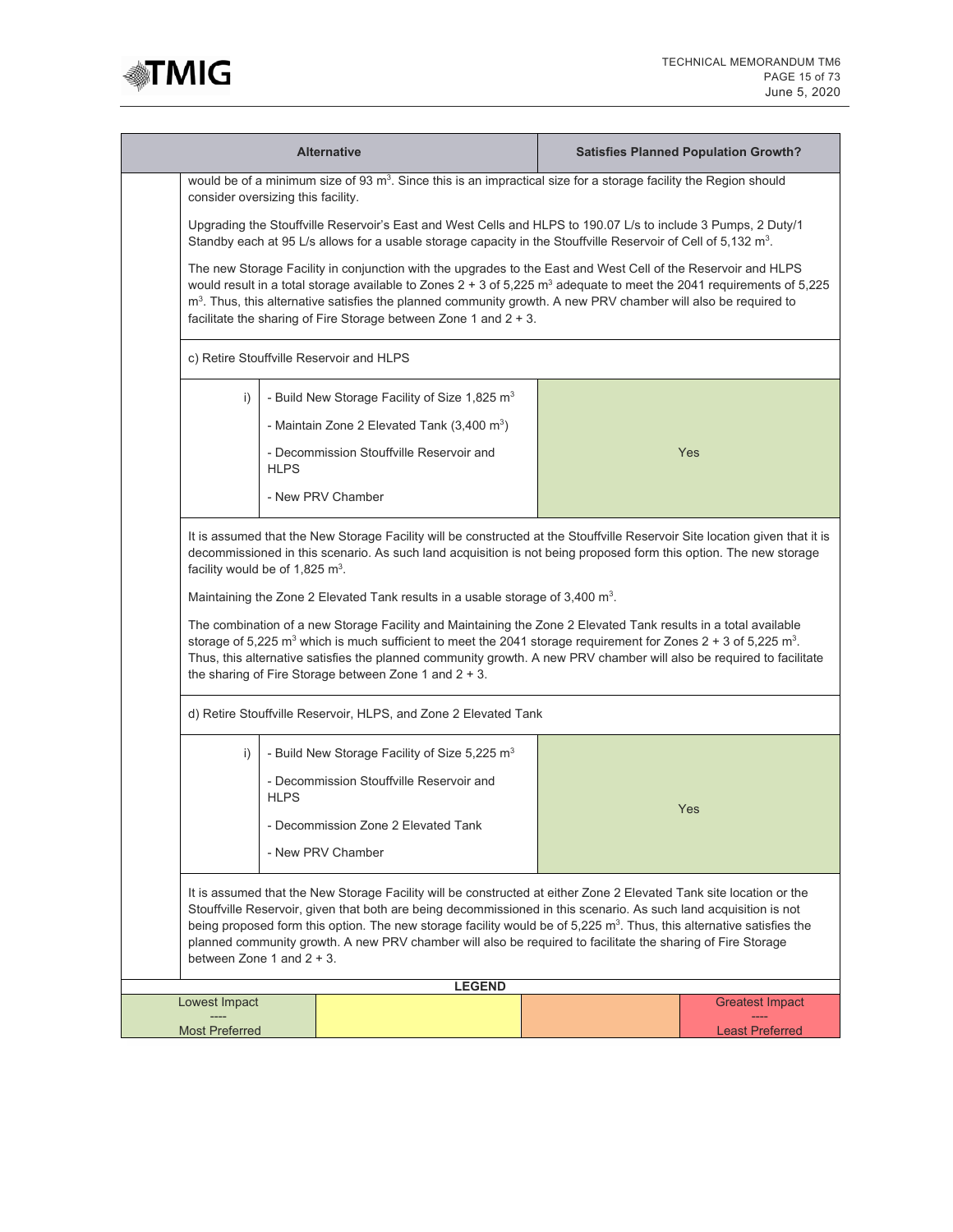| Alternative | | | Satisfies Planned Population Growth? |
|---|---|---|---|
| | would be of a minimum size of 93 m³. Since this is an impractical size for a storage facility the Region should consider oversizing this facility.<br><br>Upgrading the Stouffville Reservoir's East and West Cells and HLPS to 190.07 L/s to include 3 Pumps, 2 Duty/1 Standby each at 95 L/s allows for a usable storage capacity in the Stouffville Reservoir of Cell of 5,132 m³.<br><br>The new Storage Facility in conjunction with the upgrades to the East and West Cell of the Reservoir and HLPS would result in a total storage available to Zones 2 + 3 of 5,225 m³ adequate to meet the 2041 requirements of 5,225 m³. Thus, this alternative satisfies the planned community growth. A new PRV chamber will also be required to facilitate the sharing of Fire Storage between Zone 1 and 2 + 3. | | |
| | c) Retire Stouffville Reservoir and HLPS | | |
| | i) | - Build New Storage Facility of Size 1,825 m³<br><br>- Maintain Zone 2 Elevated Tank (3,400 m³)<br><br>- Decommission Stouffville Reservoir and HLPS<br><br>- New PRV Chamber | Yes |
| | It is assumed that the New Storage Facility will be constructed at the Stouffville Reservoir Site location given that it is decommissioned in this scenario. As such land acquisition is not being proposed form this option. The new storage facility would be of 1,825 m³.<br><br>Maintaining the Zone 2 Elevated Tank results in a usable storage of 3,400 m³.<br><br>The combination of a new Storage Facility and Maintaining the Zone 2 Elevated Tank results in a total available storage of 5,225 m³ which is much sufficient to meet the 2041 storage requirement for Zones 2 + 3 of 5,225 m³. Thus, this alternative satisfies the planned community growth. A new PRV chamber will also be required to facilitate the sharing of Fire Storage between Zone 1 and 2 + 3. | | |
| | d) Retire Stouffville Reservoir, HLPS, and Zone 2 Elevated Tank | | |
| | i) | - Build New Storage Facility of Size 5,225 m³<br><br>- Decommission Stouffville Reservoir and HLPS<br><br>- Decommission Zone 2 Elevated Tank<br><br>- New PRV Chamber | Yes |
| | It is assumed that the New Storage Facility will be constructed at either Zone 2 Elevated Tank site location or the Stouffville Reservoir, given that both are being decommissioned in this scenario. As such land acquisition is not being proposed form this option. The new storage facility would be of 5,225 m³. Thus, this alternative satisfies the planned community growth. A new PRV chamber will also be required to facilitate the sharing of Fire Storage between Zone 1 and 2 + 3. | | |

**LEGEND**

| Lowest Impact<br>----<br>Most Preferred | | | Greatest Impact<br>----<br>Least Preferred |
|---|---|---|---|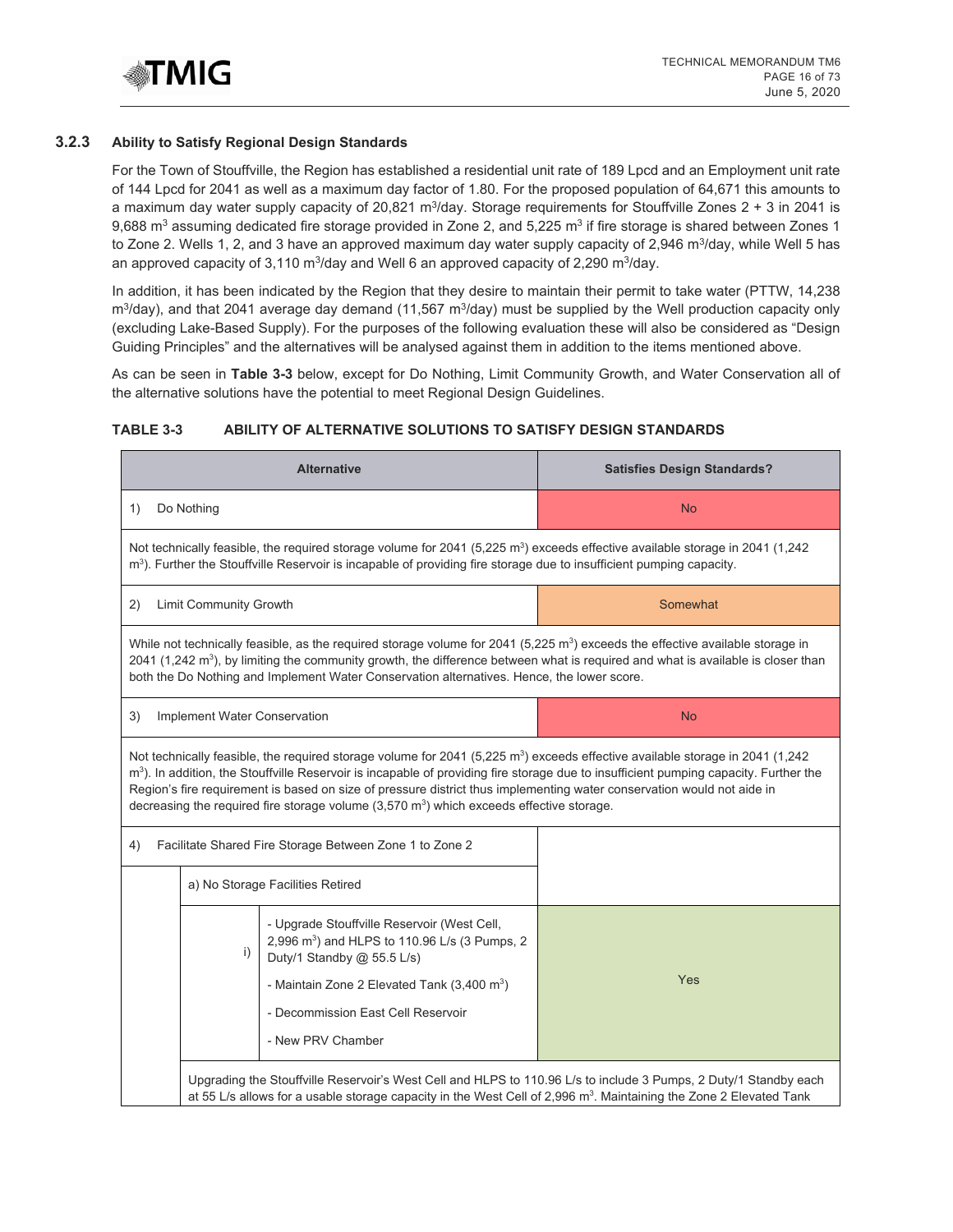### 3.2.3 Ability to Satisfy Regional Design Standards

For the Town of Stouffville, the Region has established a residential unit rate of 189 Lpcd and an Employment unit rate of 144 Lpcd for 2041 as well as a maximum day factor of 1.80. For the proposed population of 64,671 this amounts to a maximum day water supply capacity of 20,821 $m^3$/day. Storage requirements for Stouffville Zones 2 + 3 in 2041 is 9,688 $m^3$ assuming dedicated fire storage provided in Zone 2, and 5,225 $m^3$ if fire storage is shared between Zones 1 to Zone 2. Wells 1, 2, and 3 have an approved maximum day water supply capacity of 2,946 $m^3$/day, while Well 5 has an approved capacity of 3,110 $m^3$/day and Well 6 an approved capacity of 2,290 $m^3$/day.

In addition, it has been indicated by the Region that they desire to maintain their permit to take water (PTTW, 14,238 $m^3$/day), and that 2041 average day demand (11,567 $m^3$/day) must be supplied by the Well production capacity only (excluding Lake-Based Supply). For the purposes of the following evaluation these will also be considered as "Design Guiding Principles" and the alternatives will be analysed against them in addition to the items mentioned above.

As can be seen in **Table 3-3** below, except for Do Nothing, Limit Community Growth, and Water Conservation all of the alternative solutions have the potential to meet Regional Design Guidelines.

**TABLE 3-3 ABILITY OF ALTERNATIVE SOLUTIONS TO SATISFY DESIGN STANDARDS**

| Alternative | Satisfies Design Standards? |
|---|---|
| 1) Do Nothing | No |
| Not technically feasible, the required storage volume for 2041 (5,225 $m^3$) exceeds effective available storage in 2041 (1,242 $m^3$). Further the Stouffville Reservoir is incapable of providing fire storage due to insufficient pumping capacity. | |
| 2) Limit Community Growth | Somewhat |
| While not technically feasible, as the required storage volume for 2041 (5,225 $m^3$) exceeds the effective available storage in 2041 (1,242 $m^3$), by limiting the community growth, the difference between what is required and what is available is closer than both the Do Nothing and Implement Water Conservation alternatives. Hence, the lower score. | |
| 3) Implement Water Conservation | No |
| Not technically feasible, the required storage volume for 2041 (5,225 $m^3$) exceeds effective available storage in 2041 (1,242 $m^3$). In addition, the Stouffville Reservoir is incapable of providing fire storage due to insufficient pumping capacity. Further the Region's fire requirement is based on size of pressure district thus implementing water conservation would not aide in decreasing the required fire storage volume (3,570 $m^3$) which exceeds effective storage. | |
| 4) Facilitate Shared Fire Storage Between Zone 1 to Zone 2 | |
| a) No Storage Facilities Retired | |
| i) - Upgrade Stouffville Reservoir (West Cell, 2,996 $m^3$) and HLPS to 110.96 L/s (3 Pumps, 2 Duty/1 Standby @ 55.5 L/s)<br>- Maintain Zone 2 Elevated Tank (3,400 $m^3$)<br>- Decommission East Cell Reservoir<br>- New PRV Chamber | Yes |
| Upgrading the Stouffville Reservoir's West Cell and HLPS to 110.96 L/s to include 3 Pumps, 2 Duty/1 Standby each at 55 L/s allows for a usable storage capacity in the West Cell of 2,996 $m^3$. Maintaining the Zone 2 Elevated Tank | |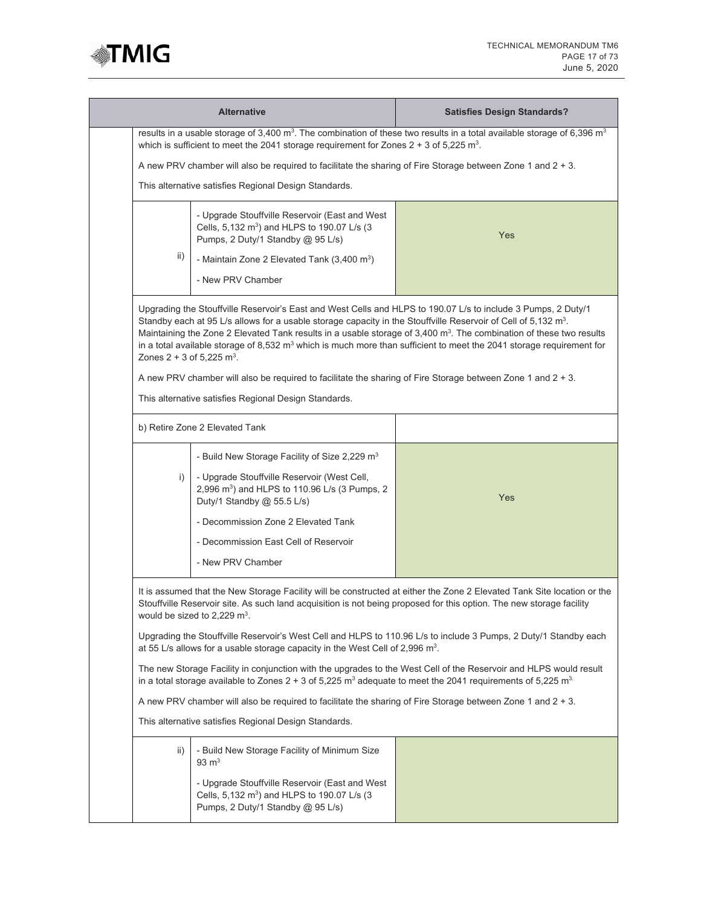| Alternative | | | Satisfies Design Standards? |
|---|---|---|---|
| | results in a usable storage of 3,400 m$^3$. The combination of these two results in a total available storage of 6,396 m$^3$ which is sufficient to meet the 2041 storage requirement for Zones 2 + 3 of 5,225 m$^3$.<br><br>A new PRV chamber will also be required to facilitate the sharing of Fire Storage between Zone 1 and 2 + 3.<br><br>This alternative satisfies Regional Design Standards. | | |
| | ii) | - Upgrade Stouffville Reservoir (East and West Cells, 5,132 m$^3$) and HLPS to 190.07 L/s (3 Pumps, 2 Duty/1 Standby @ 95 L/s)<br>- Maintain Zone 2 Elevated Tank (3,400 m$^3$)<br>- New PRV Chamber | Yes |
| | Upgrading the Stouffville Reservoir's East and West Cells and HLPS to 190.07 L/s to include 3 Pumps, 2 Duty/1 Standby each at 95 L/s allows for a usable storage capacity in the Stouffville Reservoir of Cell of 5,132 m$^3$. Maintaining the Zone 2 Elevated Tank results in a usable storage of 3,400 m$^3$. The combination of these two results in a total available storage of 8,532 m$^3$ which is much more than sufficient to meet the 2041 storage requirement for Zones 2 + 3 of 5,225 m$^3$.<br><br>A new PRV chamber will also be required to facilitate the sharing of Fire Storage between Zone 1 and 2 + 3.<br><br>This alternative satisfies Regional Design Standards. | | |
| | b) Retire Zone 2 Elevated Tank | | |
| | i) | - Build New Storage Facility of Size 2,229 m$^3$<br>- Upgrade Stouffville Reservoir (West Cell, 2,996 m$^3$) and HLPS to 110.96 L/s (3 Pumps, 2 Duty/1 Standby @ 55.5 L/s)<br>- Decommission Zone 2 Elevated Tank<br>- Decommission East Cell of Reservoir<br>- New PRV Chamber | Yes |
| | It is assumed that the New Storage Facility will be constructed at either the Zone 2 Elevated Tank Site location or the Stouffville Reservoir site. As such land acquisition is not being proposed for this option. The new storage facility would be sized to 2,229 m$^3$.<br><br>Upgrading the Stouffville Reservoir's West Cell and HLPS to 110.96 L/s to include 3 Pumps, 2 Duty/1 Standby each at 55 L/s allows for a usable storage capacity in the West Cell of 2,996 m$^3$.<br><br>The new Storage Facility in conjunction with the upgrades to the West Cell of the Reservoir and HLPS would result in a total storage available to Zones 2 + 3 of 5,225 m$^3$ adequate to meet the 2041 requirements of 5,225 m$^3$.<br><br>A new PRV chamber will also be required to facilitate the sharing of Fire Storage between Zone 1 and 2 + 3.<br><br>This alternative satisfies Regional Design Standards. | | |
| | ii) | - Build New Storage Facility of Minimum Size 93 m$^3$<br>- Upgrade Stouffville Reservoir (East and West Cells, 5,132 m$^3$) and HLPS to 190.07 L/s (3 Pumps, 2 Duty/1 Standby @ 95 L/s) | |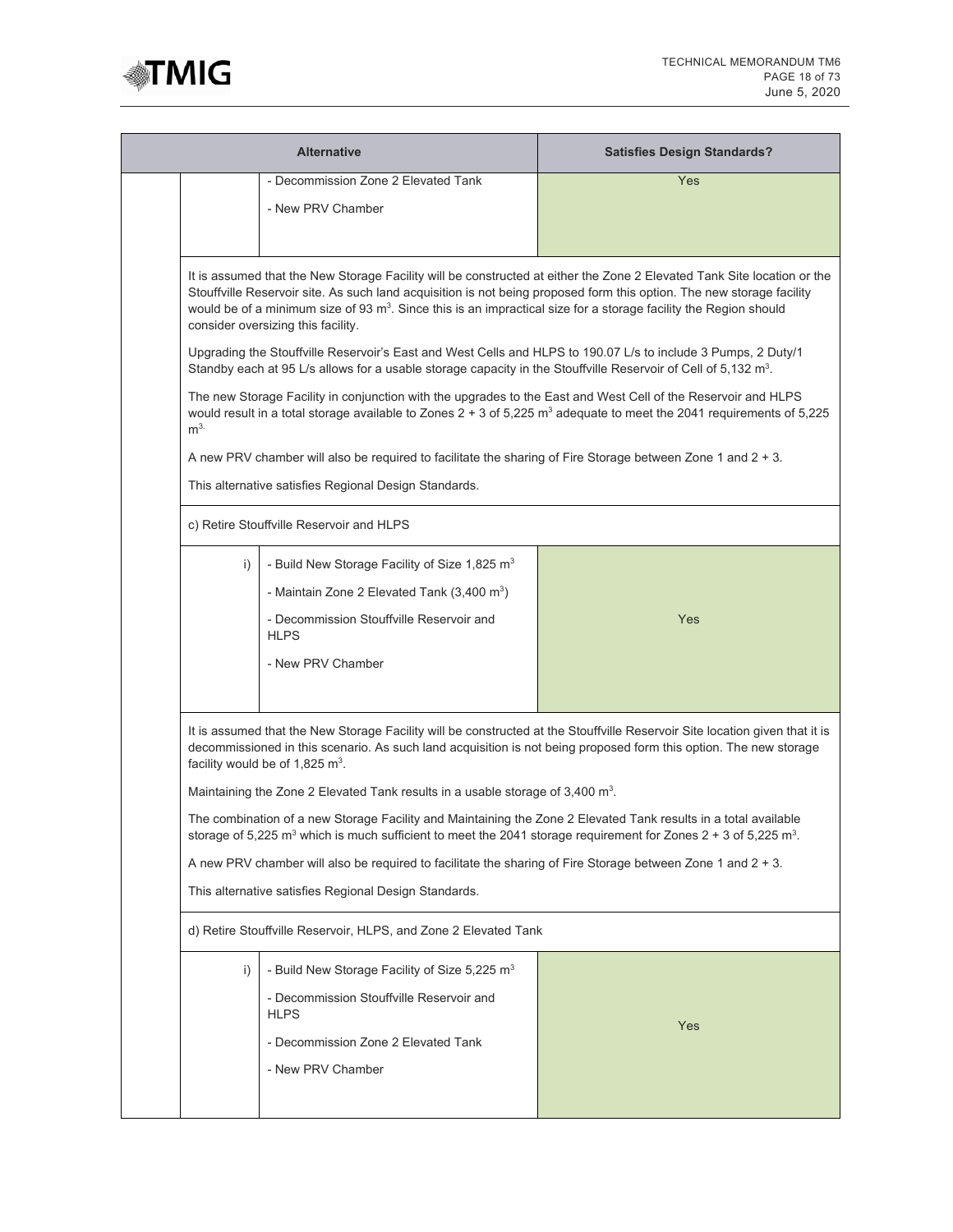| Alternative | | | Satisfies Design Standards? |
|---|---|---|---|
| | | - Decommission Zone 2 Elevated Tank<br><br>- New PRV Chamber | Yes |

It is assumed that the New Storage Facility will be constructed at either the Zone 2 Elevated Tank Site location or the Stouffville Reservoir site. As such land acquisition is not being proposed form this option. The new storage facility would be of a minimum size of 93 m$^3$. Since this is an impractical size for a storage facility the Region should consider oversizing this facility.

Upgrading the Stouffville Reservoir's East and West Cells and HLPS to 190.07 L/s to include 3 Pumps, 2 Duty/1 Standby each at 95 L/s allows for a usable storage capacity in the Stouffville Reservoir of Cell of 5,132 m$^3$.

The new Storage Facility in conjunction with the upgrades to the East and West Cell of the Reservoir and HLPS would result in a total storage available to Zones 2 + 3 of 5,225 m$^3$ adequate to meet the 2041 requirements of 5,225 m$^3$.

A new PRV chamber will also be required to facilitate the sharing of Fire Storage between Zone 1 and 2 + 3.

This alternative satisfies Regional Design Standards.

c) Retire Stouffville Reservoir and HLPS

| | | | |
|---|---|---|---|
| | i) | - Build New Storage Facility of Size 1,825 m$^3$<br><br>- Maintain Zone 2 Elevated Tank (3,400 m$^3$)<br><br>- Decommission Stouffville Reservoir and HLPS<br><br>- New PRV Chamber | Yes |

It is assumed that the New Storage Facility will be constructed at the Stouffville Reservoir Site location given that it is decommissioned in this scenario. As such land acquisition is not being proposed form this option. The new storage facility would be of 1,825 m$^3$.

Maintaining the Zone 2 Elevated Tank results in a usable storage of 3,400 m$^3$.

The combination of a new Storage Facility and Maintaining the Zone 2 Elevated Tank results in a total available storage of 5,225 m$^3$ which is much sufficient to meet the 2041 storage requirement for Zones 2 + 3 of 5,225 m$^3$.

A new PRV chamber will also be required to facilitate the sharing of Fire Storage between Zone 1 and 2 + 3.

This alternative satisfies Regional Design Standards.

d) Retire Stouffville Reservoir, HLPS, and Zone 2 Elevated Tank

| | | | |
|---|---|---|---|
| | i) | - Build New Storage Facility of Size 5,225 m$^3$<br><br>- Decommission Stouffville Reservoir and HLPS<br><br>- Decommission Zone 2 Elevated Tank<br><br>- New PRV Chamber | Yes |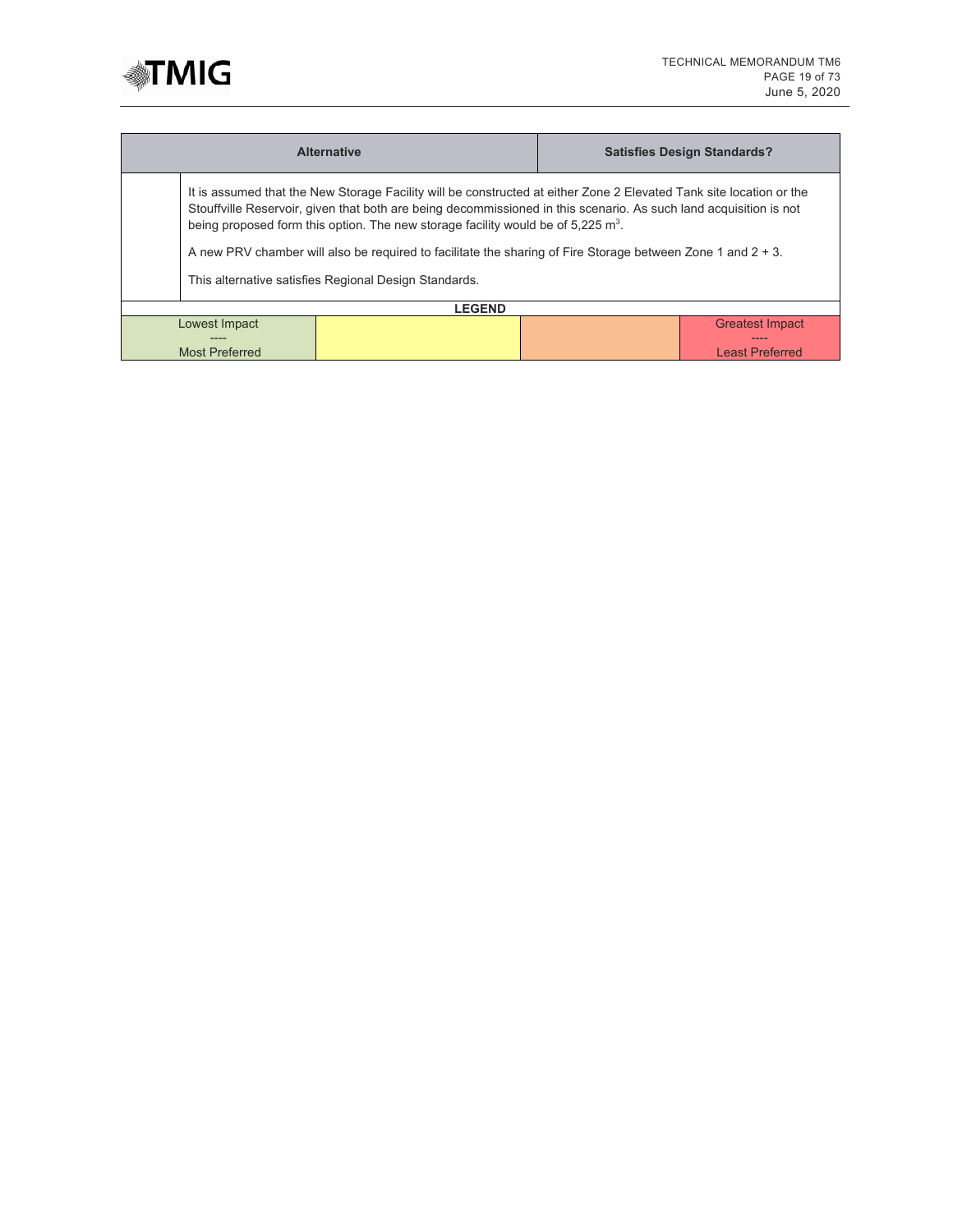| Alternative | | Satisfies Design Standards? |
|---|---|---|
| | It is assumed that the New Storage Facility will be constructed at either Zone 2 Elevated Tank site location or the Stouffville Reservoir, given that both are being decommissioned in this scenario. As such land acquisition is not being proposed form this option. The new storage facility would be of 5,225 $m^3$.<br><br>A new PRV chamber will also be required to facilitate the sharing of Fire Storage between Zone 1 and 2 + 3.<br><br>This alternative satisfies Regional Design Standards. | |

| LEGEND | | | |
|---|---|---|---|
| Lowest Impact<br>----<br>Most Preferred | | | Greatest Impact<br>----<br>Least Preferred |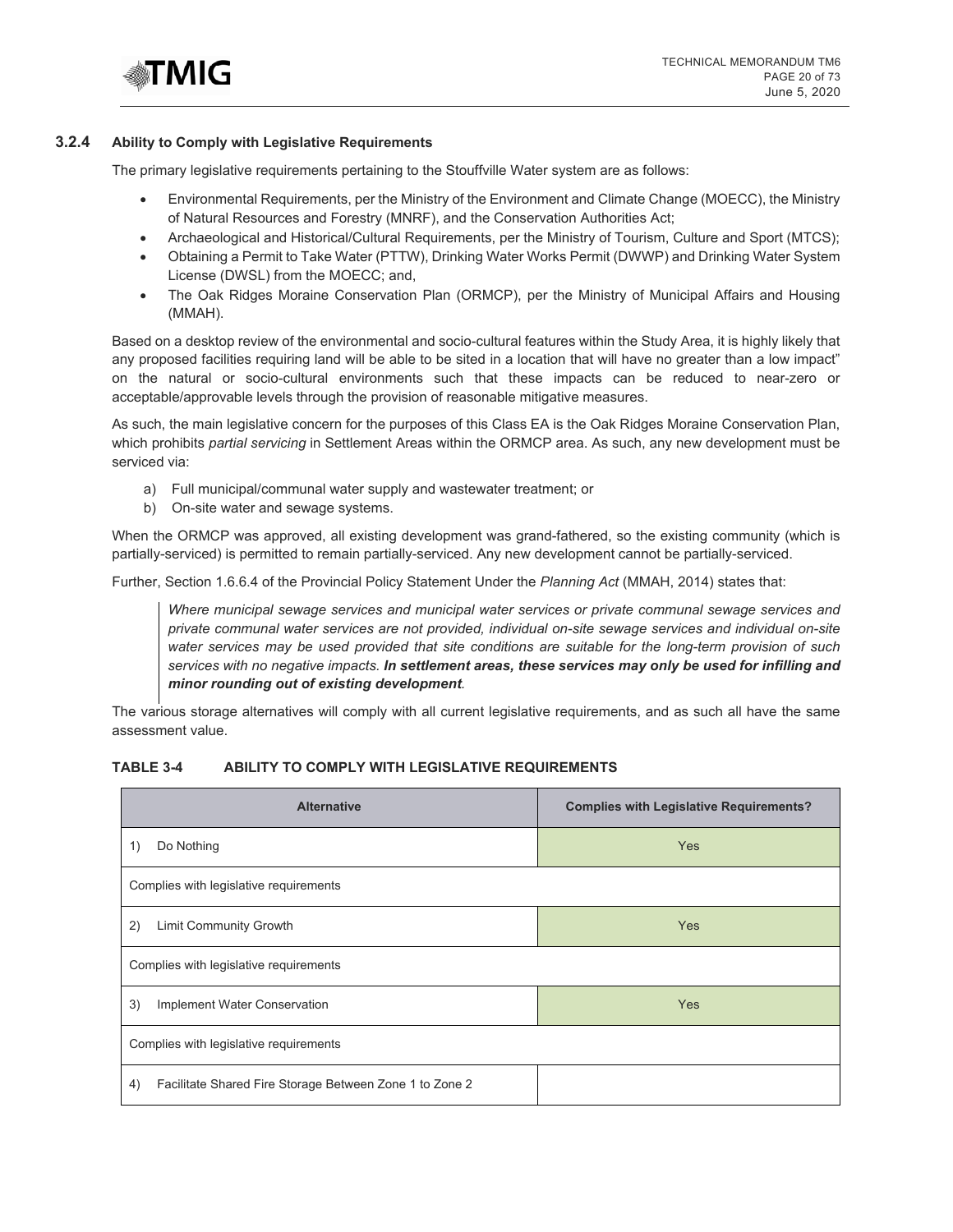### 3.2.4 Ability to Comply with Legislative Requirements

The primary legislative requirements pertaining to the Stouffville Water system are as follows:

- Environmental Requirements, per the Ministry of the Environment and Climate Change (MOECC), the Ministry of Natural Resources and Forestry (MNRF), and the Conservation Authorities Act;
- Archaeological and Historical/Cultural Requirements, per the Ministry of Tourism, Culture and Sport (MTCS);
- Obtaining a Permit to Take Water (PTTW), Drinking Water Works Permit (DWWP) and Drinking Water System License (DWSL) from the MOECC; and,
- The Oak Ridges Moraine Conservation Plan (ORMCP), per the Ministry of Municipal Affairs and Housing (MMAH).

Based on a desktop review of the environmental and socio-cultural features within the Study Area, it is highly likely that any proposed facilities requiring land will be able to be sited in a location that will have no greater than a low impact" on the natural or socio-cultural environments such that these impacts can be reduced to near-zero or acceptable/approvable levels through the provision of reasonable mitigative measures.

As such, the main legislative concern for the purposes of this Class EA is the Oak Ridges Moraine Conservation Plan, which prohibits *partial servicing* in Settlement Areas within the ORMCP area. As such, any new development must be serviced via:

a) Full municipal/communal water supply and wastewater treatment; or
b) On-site water and sewage systems.

When the ORMCP was approved, all existing development was grand-fathered, so the existing community (which is partially-serviced) is permitted to remain partially-serviced. Any new development cannot be partially-serviced.

Further, Section 1.6.6.4 of the Provincial Policy Statement Under the *Planning Act* (MMAH, 2014) states that:

> *Where municipal sewage services and municipal water services or private communal sewage services and private communal water services are not provided, individual on-site sewage services and individual on-site water services may be used provided that site conditions are suitable for the long-term provision of such services with no negative impacts.* ***In settlement areas, these services may only be used for infilling and minor rounding out of existing development****.*

The various storage alternatives will comply with all current legislative requirements, and as such all have the same assessment value.

**TABLE 3-4 ABILITY TO COMPLY WITH LEGISLATIVE REQUIREMENTS**

| Alternative | Complies with Legislative Requirements? |
|---|---|
| 1) Do Nothing | Yes |
| Complies with legislative requirements | |
| 2) Limit Community Growth | Yes |
| Complies with legislative requirements | |
| 3) Implement Water Conservation | Yes |
| Complies with legislative requirements | |
| 4) Facilitate Shared Fire Storage Between Zone 1 to Zone 2 | |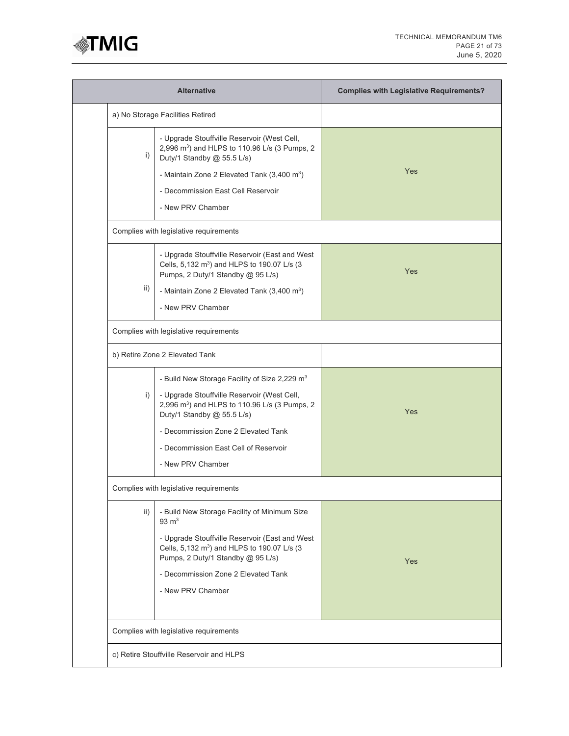| | | Alternative | Complies with Legislative Requirements? |
|---|---|---|---|
| | a) No Storage Facilities Retired | | |
| | i) | - Upgrade Stouffville Reservoir (West Cell, 2,996 $m^3$) and HLPS to 110.96 L/s (3 Pumps, 2 Duty/1 Standby @ 55.5 L/s)<br>- Maintain Zone 2 Elevated Tank (3,400 $m^3$)<br>- Decommission East Cell Reservoir<br>- New PRV Chamber | Yes |
| | Complies with legislative requirements | | |
| | ii) | - Upgrade Stouffville Reservoir (East and West Cells, 5,132 $m^3$) and HLPS to 190.07 L/s (3 Pumps, 2 Duty/1 Standby @ 95 L/s)<br>- Maintain Zone 2 Elevated Tank (3,400 $m^3$)<br>- New PRV Chamber | Yes |
| | Complies with legislative requirements | | |
| | b) Retire Zone 2 Elevated Tank | | |
| | i) | - Build New Storage Facility of Size 2,229 $m^3$<br>- Upgrade Stouffville Reservoir (West Cell, 2,996 $m^3$) and HLPS to 110.96 L/s (3 Pumps, 2 Duty/1 Standby @ 55.5 L/s)<br>- Decommission Zone 2 Elevated Tank<br>- Decommission East Cell of Reservoir<br>- New PRV Chamber | Yes |
| | Complies with legislative requirements | | |
| | ii) | - Build New Storage Facility of Minimum Size 93 $m^3$<br>- Upgrade Stouffville Reservoir (East and West Cells, 5,132 $m^3$) and HLPS to 190.07 L/s (3 Pumps, 2 Duty/1 Standby @ 95 L/s)<br>- Decommission Zone 2 Elevated Tank<br>- New PRV Chamber | Yes |
| | Complies with legislative requirements | | |
| | c) Retire Stouffville Reservoir and HLPS | | |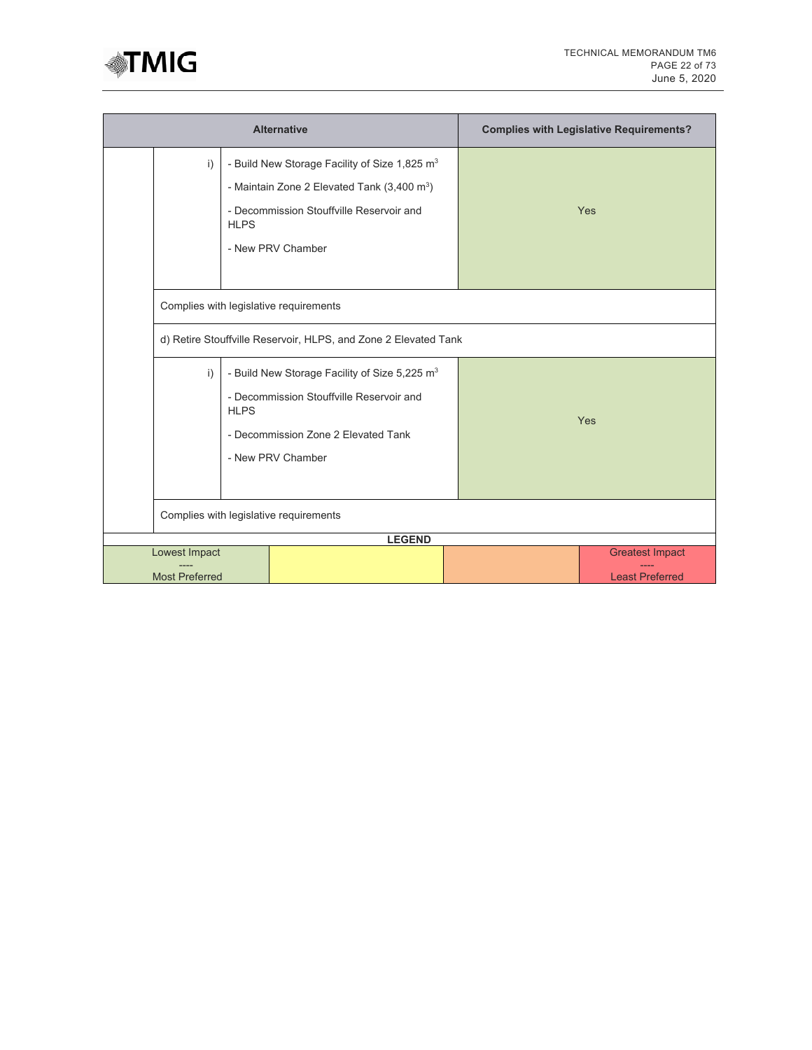| Alternative | | | Complies with Legislative Requirements? |
|---|---|---|---|
| | i) | - Build New Storage Facility of Size 1,825 $m^3$<br>- Maintain Zone 2 Elevated Tank (3,400 $m^3$)<br>- Decommission Stouffville Reservoir and HLPS<br>- New PRV Chamber | Yes |
| | Complies with legislative requirements | | |
| | d) Retire Stouffville Reservoir, HLPS, and Zone 2 Elevated Tank | | |
| | i) | - Build New Storage Facility of Size 5,225 $m^3$<br>- Decommission Stouffville Reservoir and HLPS<br>- Decommission Zone 2 Elevated Tank<br>- New PRV Chamber | Yes |
| | Complies with legislative requirements | | |

**LEGEND**

| Lowest Impact<br>----<br>Most Preferred | | | Greatest Impact<br>----<br>Least Preferred |
|---|---|---|---|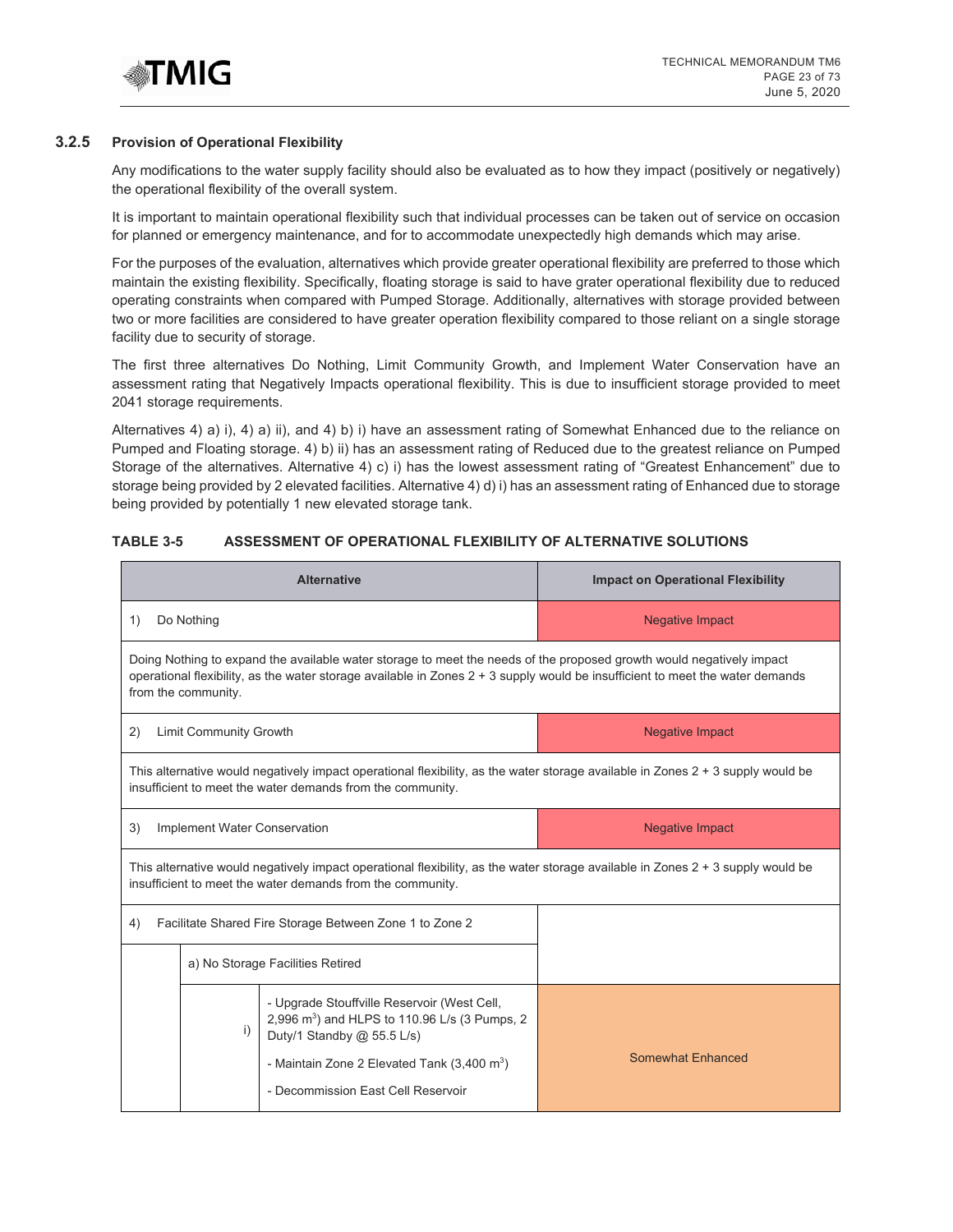### 3.2.5 Provision of Operational Flexibility

Any modifications to the water supply facility should also be evaluated as to how they impact (positively or negatively) the operational flexibility of the overall system.

It is important to maintain operational flexibility such that individual processes can be taken out of service on occasion for planned or emergency maintenance, and for to accommodate unexpectedly high demands which may arise.

For the purposes of the evaluation, alternatives which provide greater operational flexibility are preferred to those which maintain the existing flexibility. Specifically, floating storage is said to have grater operational flexibility due to reduced operating constraints when compared with Pumped Storage. Additionally, alternatives with storage provided between two or more facilities are considered to have greater operation flexibility compared to those reliant on a single storage facility due to security of storage.

The first three alternatives Do Nothing, Limit Community Growth, and Implement Water Conservation have an assessment rating that Negatively Impacts operational flexibility. This is due to insufficient storage provided to meet 2041 storage requirements.

Alternatives 4) a) i), 4) a) ii), and 4) b) i) have an assessment rating of Somewhat Enhanced due to the reliance on Pumped and Floating storage. 4) b) ii) has an assessment rating of Reduced due to the greatest reliance on Pumped Storage of the alternatives. Alternative 4) c) i) has the lowest assessment rating of "Greatest Enhancement" due to storage being provided by 2 elevated facilities. Alternative 4) d) i) has an assessment rating of Enhanced due to storage being provided by potentially 1 new elevated storage tank.

**TABLE 3-5 ASSESSMENT OF OPERATIONAL FLEXIBILITY OF ALTERNATIVE SOLUTIONS**

| Alternative | | | Impact on Operational Flexibility |
|---|---|---|---|
| 1) Do Nothing | | | Negative Impact |
| Doing Nothing to expand the available water storage to meet the needs of the proposed growth would negatively impact operational flexibility, as the water storage available in Zones 2 + 3 supply would be insufficient to meet the water demands from the community. | | | |
| 2) Limit Community Growth | | | Negative Impact |
| This alternative would negatively impact operational flexibility, as the water storage available in Zones 2 + 3 supply would be insufficient to meet the water demands from the community. | | | |
| 3) Implement Water Conservation | | | Negative Impact |
| This alternative would negatively impact operational flexibility, as the water storage available in Zones 2 + 3 supply would be insufficient to meet the water demands from the community. | | | |
| 4) Facilitate Shared Fire Storage Between Zone 1 to Zone 2 | | | |
| | a) No Storage Facilities Retired | | |
| | i) | - Upgrade Stouffville Reservoir (West Cell, 2,996 m$^3$) and HLPS to 110.96 L/s (3 Pumps, 2 Duty/1 Standby @ 55.5 L/s)<br>- Maintain Zone 2 Elevated Tank (3,400 m$^3$)<br>- Decommission East Cell Reservoir | Somewhat Enhanced |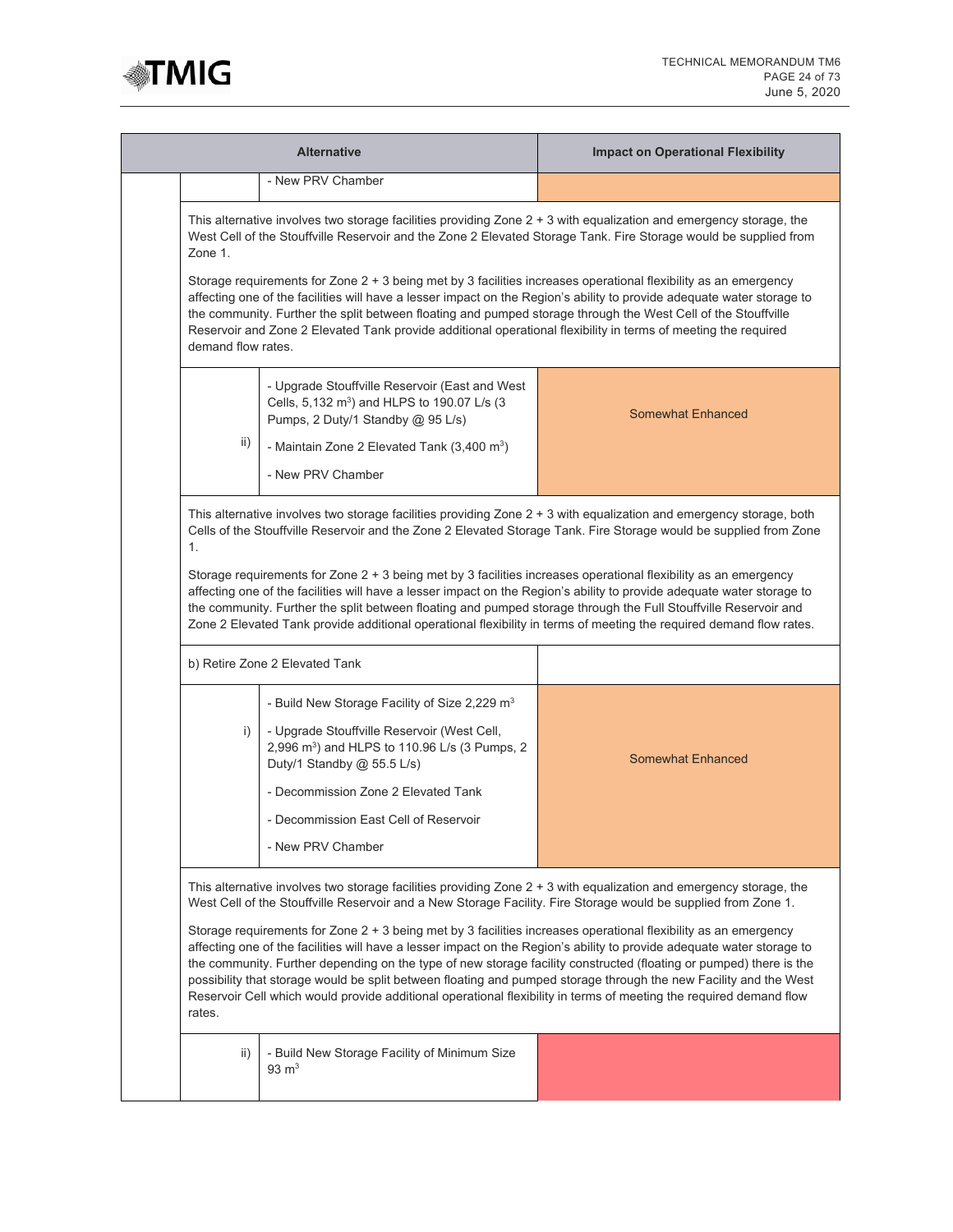| | | Alternative | Impact on Operational Flexibility |
|---|---|---|---|
| | | - New PRV Chamber | |
| | This alternative involves two storage facilities providing Zone 2 + 3 with equalization and emergency storage, the West Cell of the Stouffville Reservoir and the Zone 2 Elevated Storage Tank. Fire Storage would be supplied from Zone 1.<br><br>Storage requirements for Zone 2 + 3 being met by 3 facilities increases operational flexibility as an emergency affecting one of the facilities will have a lesser impact on the Region's ability to provide adequate water storage to the community. Further the split between floating and pumped storage through the West Cell of the Stouffville Reservoir and Zone 2 Elevated Tank provide additional operational flexibility in terms of meeting the required demand flow rates. | | |
| | ii) | - Upgrade Stouffville Reservoir (East and West Cells, 5,132 $m^3$) and HLPS to 190.07 L/s (3 Pumps, 2 Duty/1 Standby @ 95 L/s)<br>- Maintain Zone 2 Elevated Tank (3,400 $m^3$)<br>- New PRV Chamber | Somewhat Enhanced |
| | This alternative involves two storage facilities providing Zone 2 + 3 with equalization and emergency storage, both Cells of the Stouffville Reservoir and the Zone 2 Elevated Storage Tank. Fire Storage would be supplied from Zone 1.<br><br>Storage requirements for Zone 2 + 3 being met by 3 facilities increases operational flexibility as an emergency affecting one of the facilities will have a lesser impact on the Region's ability to provide adequate water storage to the community. Further the split between floating and pumped storage through the Full Stouffville Reservoir and Zone 2 Elevated Tank provide additional operational flexibility in terms of meeting the required demand flow rates. | | |
| | b) Retire Zone 2 Elevated Tank | | |
| | i) | - Build New Storage Facility of Size 2,229 $m^3$<br>- Upgrade Stouffville Reservoir (West Cell, 2,996 $m^3$) and HLPS to 110.96 L/s (3 Pumps, 2 Duty/1 Standby @ 55.5 L/s)<br>- Decommission Zone 2 Elevated Tank<br>- Decommission East Cell of Reservoir<br>- New PRV Chamber | Somewhat Enhanced |
| | This alternative involves two storage facilities providing Zone 2 + 3 with equalization and emergency storage, the West Cell of the Stouffville Reservoir and a New Storage Facility. Fire Storage would be supplied from Zone 1.<br><br>Storage requirements for Zone 2 + 3 being met by 3 facilities increases operational flexibility as an emergency affecting one of the facilities will have a lesser impact on the Region's ability to provide adequate water storage to the community. Further depending on the type of new storage facility constructed (floating or pumped) there is the possibility that storage would be split between floating and pumped storage through the new Facility and the West Reservoir Cell which would provide additional operational flexibility in terms of meeting the required demand flow rates. | | |
| | ii) | - Build New Storage Facility of Minimum Size 93 $m^3$ | |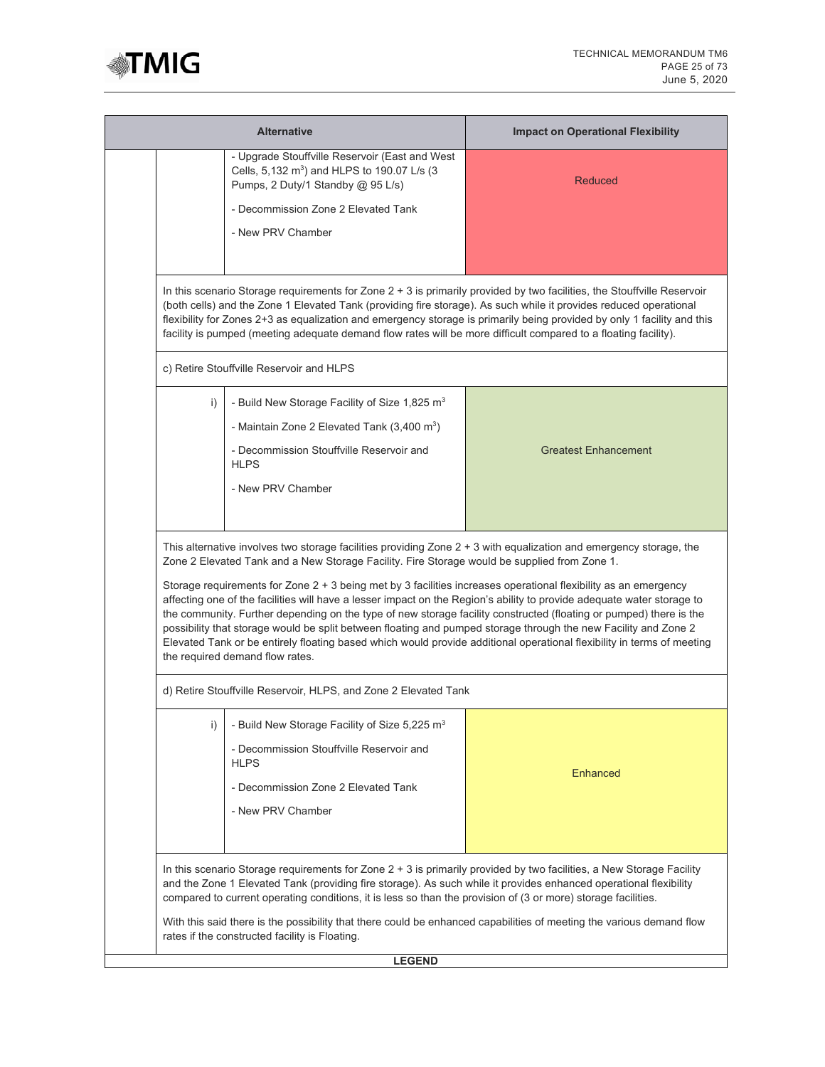| Alternative | | | Impact on Operational Flexibility |
|---|---|---|---|
| | | - Upgrade Stouffville Reservoir (East and West Cells, 5,132 $m^3$) and HLPS to 190.07 L/s (3 Pumps, 2 Duty/1 Standby @ 95 L/s)<br><br>- Decommission Zone 2 Elevated Tank<br><br>- New PRV Chamber | Reduced |
| | In this scenario Storage requirements for Zone 2 + 3 is primarily provided by two facilities, the Stouffville Reservoir (both cells) and the Zone 1 Elevated Tank (providing fire storage). As such while it provides reduced operational flexibility for Zones 2+3 as equalization and emergency storage is primarily being provided by only 1 facility and this facility is pumped (meeting adequate demand flow rates will be more difficult compared to a floating facility). | | |
| | c) Retire Stouffville Reservoir and HLPS | | |
| | i) | - Build New Storage Facility of Size 1,825 $m^3$<br><br>- Maintain Zone 2 Elevated Tank (3,400 $m^3$)<br><br>- Decommission Stouffville Reservoir and HLPS<br><br>- New PRV Chamber | Greatest Enhancement |
| | This alternative involves two storage facilities providing Zone 2 + 3 with equalization and emergency storage, the Zone 2 Elevated Tank and a New Storage Facility. Fire Storage would be supplied from Zone 1.<br><br>Storage requirements for Zone 2 + 3 being met by 3 facilities increases operational flexibility as an emergency affecting one of the facilities will have a lesser impact on the Region's ability to provide adequate water storage to the community. Further depending on the type of new storage facility constructed (floating or pumped) there is the possibility that storage would be split between floating and pumped storage through the new Facility and Zone 2 Elevated Tank or be entirely floating based which would provide additional operational flexibility in terms of meeting the required demand flow rates. | | |
| | d) Retire Stouffville Reservoir, HLPS, and Zone 2 Elevated Tank | | |
| | i) | - Build New Storage Facility of Size 5,225 $m^3$<br><br>- Decommission Stouffville Reservoir and HLPS<br><br>- Decommission Zone 2 Elevated Tank<br><br>- New PRV Chamber | Enhanced |
| | In this scenario Storage requirements for Zone 2 + 3 is primarily provided by two facilities, a New Storage Facility and the Zone 1 Elevated Tank (providing fire storage). As such while it provides enhanced operational flexibility compared to current operating conditions, it is less so than the provision of (3 or more) storage facilities.<br><br>With this said there is the possibility that there could be enhanced capabilities of meeting the various demand flow rates if the constructed facility is Floating. | | |
| **LEGEND** | | | |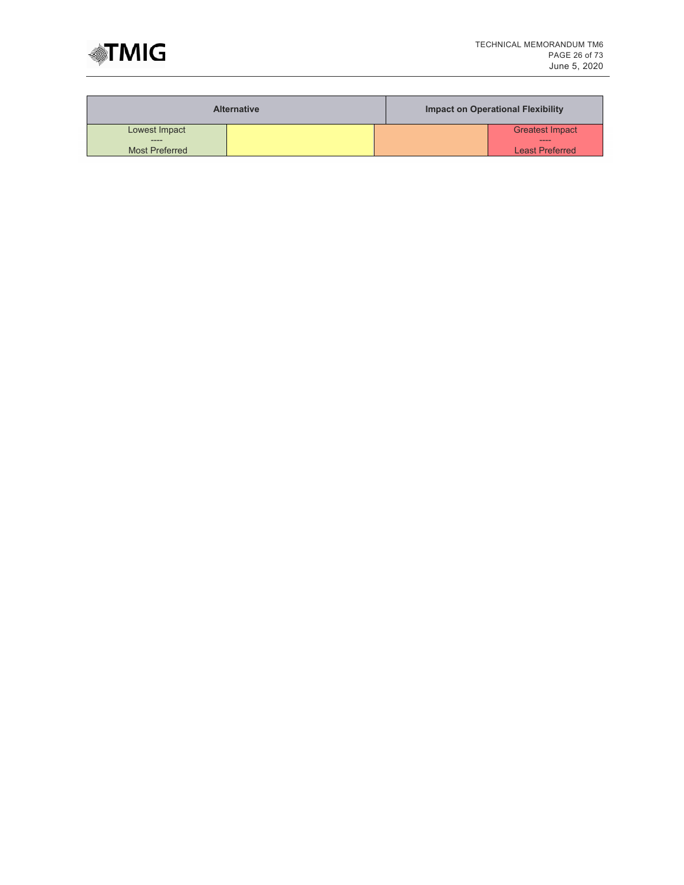| Alternative | | Impact on Operational Flexibility | |
| --- | --- | --- | --- |
| Lowest Impact<br>----<br>Most Preferred | | | Greatest Impact<br>----<br>Least Preferred |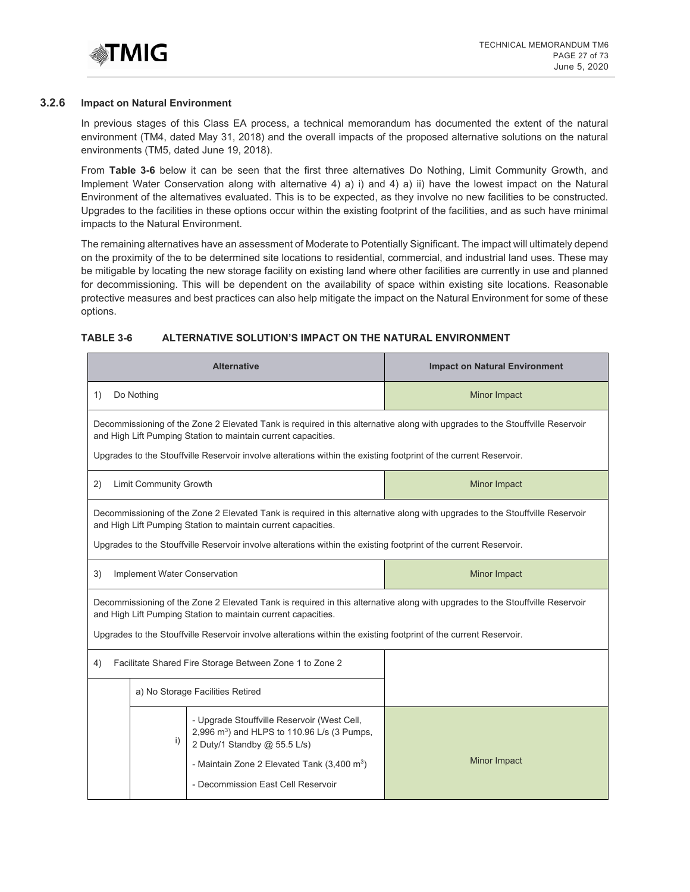### 3.2.6 Impact on Natural Environment

In previous stages of this Class EA process, a technical memorandum has documented the extent of the natural environment (TM4, dated May 31, 2018) and the overall impacts of the proposed alternative solutions on the natural environments (TM5, dated June 19, 2018).

From **Table 3-6** below it can be seen that the first three alternatives Do Nothing, Limit Community Growth, and Implement Water Conservation along with alternative 4) a) i) and 4) a) ii) have the lowest impact on the Natural Environment of the alternatives evaluated. This is to be expected, as they involve no new facilities to be constructed. Upgrades to the facilities in these options occur within the existing footprint of the facilities, and as such have minimal impacts to the Natural Environment.

The remaining alternatives have an assessment of Moderate to Potentially Significant. The impact will ultimately depend on the proximity of the to be determined site locations to residential, commercial, and industrial land uses. These may be mitigable by locating the new storage facility on existing land where other facilities are currently in use and planned for decommissioning. This will be dependent on the availability of space within existing site locations. Reasonable protective measures and best practices can also help mitigate the impact on the Natural Environment for some of these options.

**TABLE 3-6 ALTERNATIVE SOLUTION'S IMPACT ON THE NATURAL ENVIRONMENT**

| Alternative | | | Impact on Natural Environment |
|---|---|---|---|
| 1) Do Nothing | | | Minor Impact |
| Decommissioning of the Zone 2 Elevated Tank is required in this alternative along with upgrades to the Stouffville Reservoir and High Lift Pumping Station to maintain current capacities.<br><br>Upgrades to the Stouffville Reservoir involve alterations within the existing footprint of the current Reservoir. | | | |
| 2) Limit Community Growth | | | Minor Impact |
| Decommissioning of the Zone 2 Elevated Tank is required in this alternative along with upgrades to the Stouffville Reservoir and High Lift Pumping Station to maintain current capacities.<br><br>Upgrades to the Stouffville Reservoir involve alterations within the existing footprint of the current Reservoir. | | | |
| 3) Implement Water Conservation | | | Minor Impact |
| Decommissioning of the Zone 2 Elevated Tank is required in this alternative along with upgrades to the Stouffville Reservoir and High Lift Pumping Station to maintain current capacities.<br><br>Upgrades to the Stouffville Reservoir involve alterations within the existing footprint of the current Reservoir. | | | |
| 4) Facilitate Shared Fire Storage Between Zone 1 to Zone 2 | | | |
| | a) No Storage Facilities Retired | | |
| | i) | - Upgrade Stouffville Reservoir (West Cell, 2,996 $m^3$) and HLPS to 110.96 L/s (3 Pumps, 2 Duty/1 Standby @ 55.5 L/s)<br><br>- Maintain Zone 2 Elevated Tank (3,400 $m^3$)<br><br>- Decommission East Cell Reservoir | Minor Impact |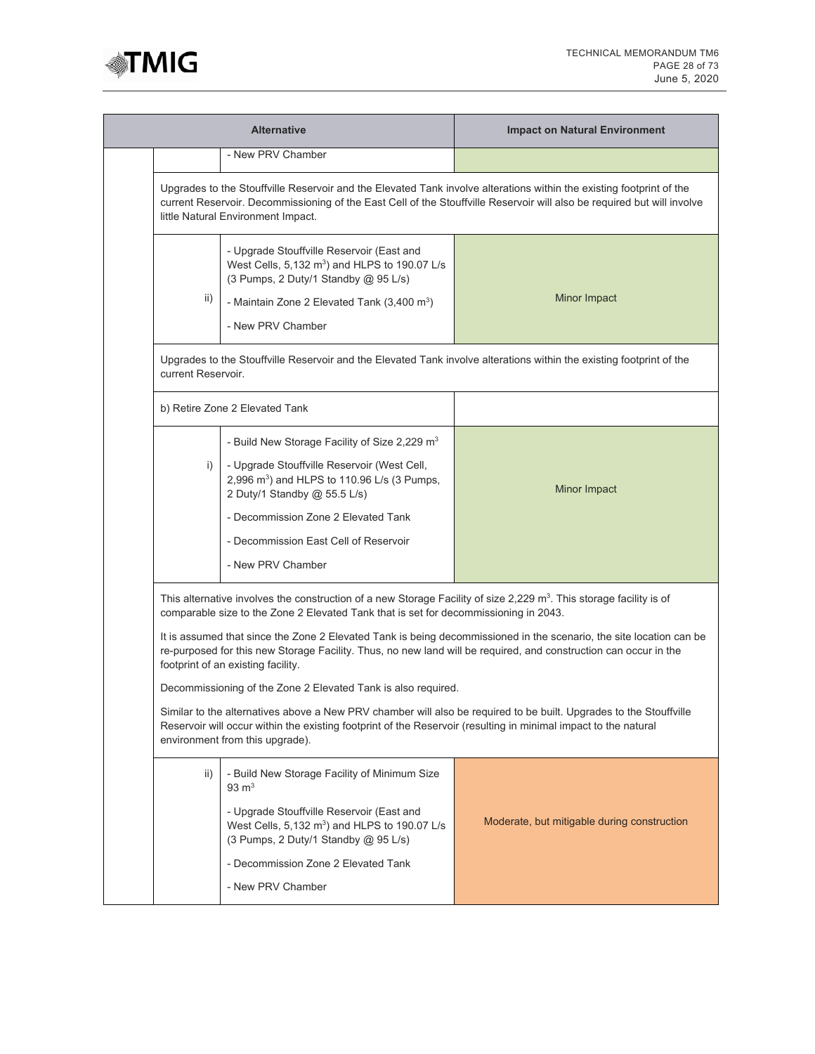| | | Alternative | Impact on Natural Environment |
|---|---|---|---|
| | | - New PRV Chamber | |
| | Upgrades to the Stouffville Reservoir and the Elevated Tank involve alterations within the existing footprint of the current Reservoir. Decommissioning of the East Cell of the Stouffville Reservoir will also be required but will involve little Natural Environment Impact. | | |
| | ii) | - Upgrade Stouffville Reservoir (East and West Cells, 5,132 $m^3$) and HLPS to 190.07 L/s (3 Pumps, 2 Duty/1 Standby @ 95 L/s)<br>- Maintain Zone 2 Elevated Tank (3,400 $m^3$)<br>- New PRV Chamber | Minor Impact |
| | Upgrades to the Stouffville Reservoir and the Elevated Tank involve alterations within the existing footprint of the current Reservoir. | | |
| | b) Retire Zone 2 Elevated Tank | | |
| | i) | - Build New Storage Facility of Size 2,229 $m^3$<br>- Upgrade Stouffville Reservoir (West Cell, 2,996 $m^3$) and HLPS to 110.96 L/s (3 Pumps, 2 Duty/1 Standby @ 55.5 L/s)<br>- Decommission Zone 2 Elevated Tank<br>- Decommission East Cell of Reservoir<br>- New PRV Chamber | Minor Impact |
| | This alternative involves the construction of a new Storage Facility of size 2,229 $m^3$. This storage facility is of comparable size to the Zone 2 Elevated Tank that is set for decommissioning in 2043.<br>It is assumed that since the Zone 2 Elevated Tank is being decommissioned in the scenario, the site location can be re-purposed for this new Storage Facility. Thus, no new land will be required, and construction can occur in the footprint of an existing facility.<br>Decommissioning of the Zone 2 Elevated Tank is also required.<br>Similar to the alternatives above a New PRV chamber will also be required to be built. Upgrades to the Stouffville Reservoir will occur within the existing footprint of the Reservoir (resulting in minimal impact to the natural environment from this upgrade). | | |
| | ii) | - Build New Storage Facility of Minimum Size 93 $m^3$<br>- Upgrade Stouffville Reservoir (East and West Cells, 5,132 $m^3$) and HLPS to 190.07 L/s (3 Pumps, 2 Duty/1 Standby @ 95 L/s)<br>- Decommission Zone 2 Elevated Tank<br>- New PRV Chamber | Moderate, but mitigable during construction |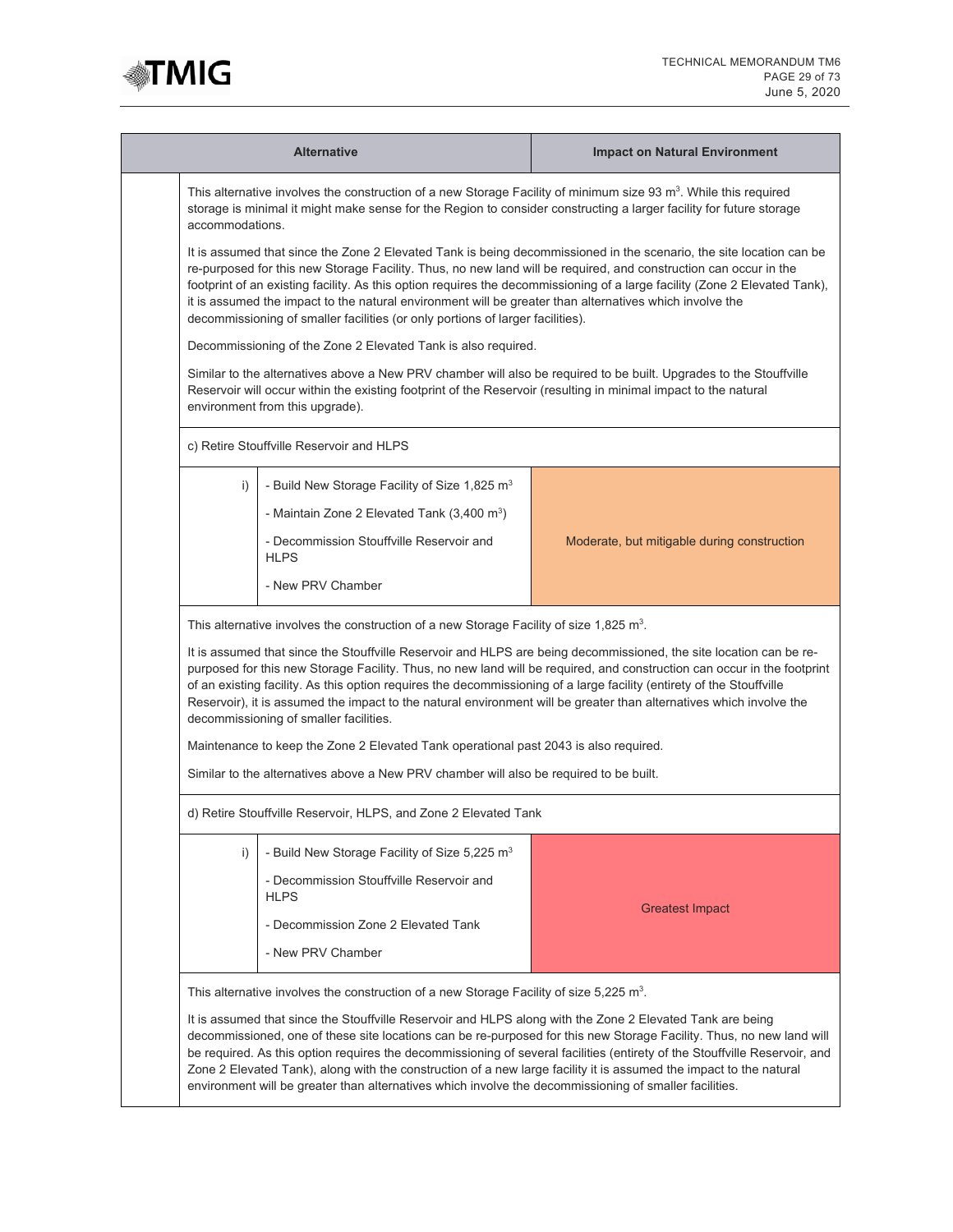| Alternative | | | Impact on Natural Environment |
|---|---|---|---|
| | This alternative involves the construction of a new Storage Facility of minimum size 93 m³. While this required storage is minimal it might make sense for the Region to consider constructing a larger facility for future storage accommodations.<br><br>It is assumed that since the Zone 2 Elevated Tank is being decommissioned in the scenario, the site location can be re-purposed for this new Storage Facility. Thus, no new land will be required, and construction can occur in the footprint of an existing facility. As this option requires the decommissioning of a large facility (Zone 2 Elevated Tank), it is assumed the impact to the natural environment will be greater than alternatives which involve the decommissioning of smaller facilities (or only portions of larger facilities).<br><br>Decommissioning of the Zone 2 Elevated Tank is also required.<br><br>Similar to the alternatives above a New PRV chamber will also be required to be built. Upgrades to the Stouffville Reservoir will occur within the existing footprint of the Reservoir (resulting in minimal impact to the natural environment from this upgrade). | | |
| | c) Retire Stouffville Reservoir and HLPS | | |
| | i) | - Build New Storage Facility of Size 1,825 m³<br>- Maintain Zone 2 Elevated Tank (3,400 m³)<br>- Decommission Stouffville Reservoir and HLPS<br>- New PRV Chamber | Moderate, but mitigable during construction |
| | This alternative involves the construction of a new Storage Facility of size 1,825 m³.<br><br>It is assumed that since the Stouffville Reservoir and HLPS are being decommissioned, the site location can be re-purposed for this new Storage Facility. Thus, no new land will be required, and construction can occur in the footprint of an existing facility. As this option requires the decommissioning of a large facility (entirety of the Stouffville Reservoir), it is assumed the impact to the natural environment will be greater than alternatives which involve the decommissioning of smaller facilities.<br><br>Maintenance to keep the Zone 2 Elevated Tank operational past 2043 is also required.<br><br>Similar to the alternatives above a New PRV chamber will also be required to be built. | | |
| | d) Retire Stouffville Reservoir, HLPS, and Zone 2 Elevated Tank | | |
| | i) | - Build New Storage Facility of Size 5,225 m³<br>- Decommission Stouffville Reservoir and HLPS<br>- Decommission Zone 2 Elevated Tank<br>- New PRV Chamber | Greatest Impact |
| | This alternative involves the construction of a new Storage Facility of size 5,225 m³.<br><br>It is assumed that since the Stouffville Reservoir and HLPS along with the Zone 2 Elevated Tank are being decommissioned, one of these site locations can be re-purposed for this new Storage Facility. Thus, no new land will be required. As this option requires the decommissioning of several facilities (entirety of the Stouffville Reservoir, and Zone 2 Elevated Tank), along with the construction of a new large facility it is assumed the impact to the natural environment will be greater than alternatives which involve the decommissioning of smaller facilities. | | |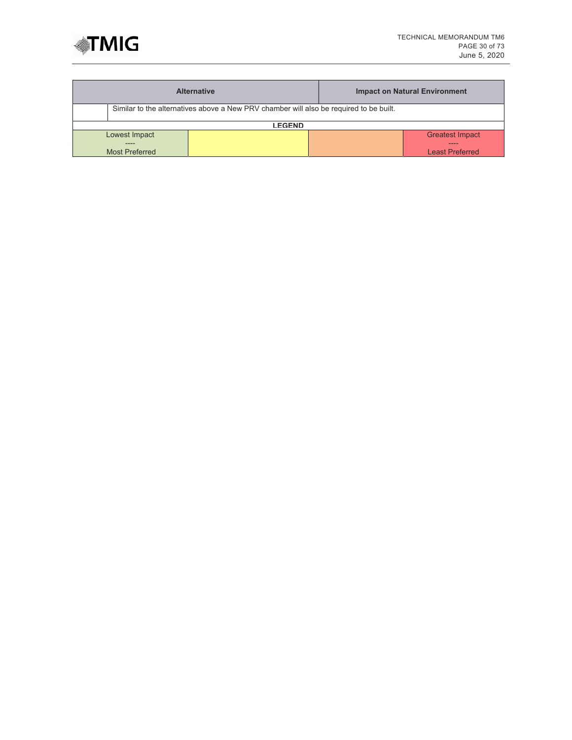| Alternative | | Impact on Natural Environment |
| --- | --- | --- |
| | Similar to the alternatives above a New PRV chamber will also be required to be built. | |

| LEGEND | | | |
| --- | --- | --- | --- |
| Lowest Impact<br>----<br>Most Preferred | | | Greatest Impact<br>----<br>Least Preferred |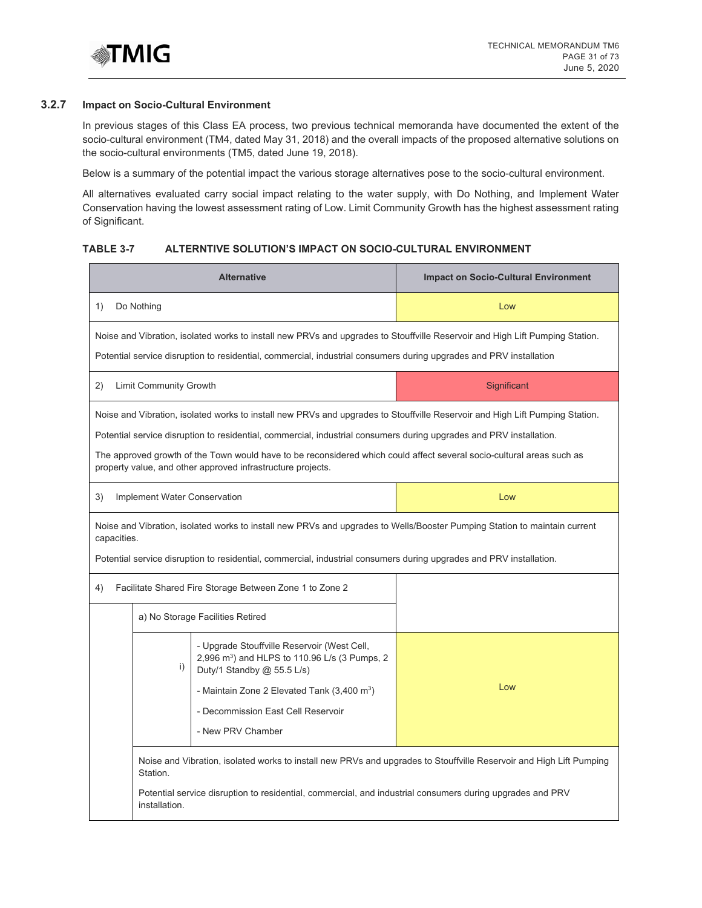### 3.2.7 Impact on Socio-Cultural Environment

In previous stages of this Class EA process, two previous technical memoranda have documented the extent of the socio-cultural environment (TM4, dated May 31, 2018) and the overall impacts of the proposed alternative solutions on the socio-cultural environments (TM5, dated June 19, 2018).

Below is a summary of the potential impact the various storage alternatives pose to the socio-cultural environment.

All alternatives evaluated carry social impact relating to the water supply, with Do Nothing, and Implement Water Conservation having the lowest assessment rating of Low. Limit Community Growth has the highest assessment rating of Significant.

**TABLE 3-7 ALTERNTIVE SOLUTION'S IMPACT ON SOCIO-CULTURAL ENVIRONMENT**

| Alternative | | | Impact on Socio-Cultural Environment |
|---|---|---|---|
| 1) Do Nothing | | | Low |
| Noise and Vibration, isolated works to install new PRVs and upgrades to Stouffville Reservoir and High Lift Pumping Station.<br>Potential service disruption to residential, commercial, industrial consumers during upgrades and PRV installation | | | |
| 2) Limit Community Growth | | | Significant |
| Noise and Vibration, isolated works to install new PRVs and upgrades to Stouffville Reservoir and High Lift Pumping Station.<br>Potential service disruption to residential, commercial, industrial consumers during upgrades and PRV installation.<br>The approved growth of the Town would have to be reconsidered which could affect several socio-cultural areas such as property value, and other approved infrastructure projects. | | | |
| 3) Implement Water Conservation | | | Low |
| Noise and Vibration, isolated works to install new PRVs and upgrades to Wells/Booster Pumping Station to maintain current capacities.<br>Potential service disruption to residential, commercial, industrial consumers during upgrades and PRV installation. | | | |
| 4) Facilitate Shared Fire Storage Between Zone 1 to Zone 2 | | | |
| | a) No Storage Facilities Retired | | |
| | i) | - Upgrade Stouffville Reservoir (West Cell, 2,996 m$^3$) and HLPS to 110.96 L/s (3 Pumps, 2 Duty/1 Standby @ 55.5 L/s)<br>- Maintain Zone 2 Elevated Tank (3,400 m$^3$)<br>- Decommission East Cell Reservoir<br>- New PRV Chamber | Low |
| | Noise and Vibration, isolated works to install new PRVs and upgrades to Stouffville Reservoir and High Lift Pumping Station.<br>Potential service disruption to residential, commercial, and industrial consumers during upgrades and PRV installation. | | |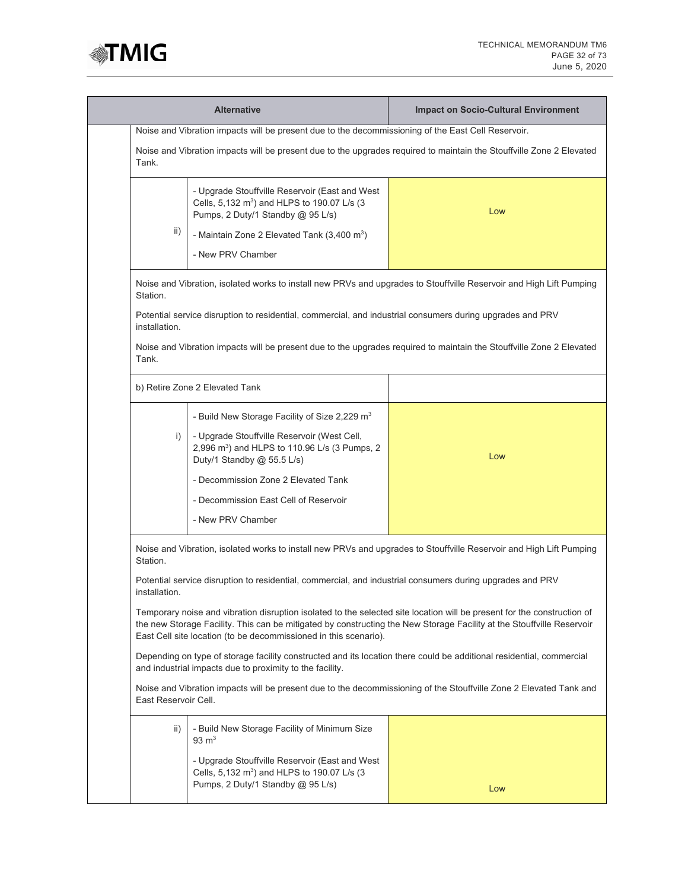| Alternative | | | Impact on Socio-Cultural Environment |
|---|---|---|---|
| | Noise and Vibration impacts will be present due to the decommissioning of the East Cell Reservoir.<br><br>Noise and Vibration impacts will be present due to the upgrades required to maintain the Stouffville Zone 2 Elevated Tank. | | |
| | ii) | - Upgrade Stouffville Reservoir (East and West Cells, 5,132 $m^3$) and HLPS to 190.07 L/s (3 Pumps, 2 Duty/1 Standby @ 95 L/s)<br><br>- Maintain Zone 2 Elevated Tank (3,400 $m^3$)<br><br>- New PRV Chamber | Low |
| | Noise and Vibration, isolated works to install new PRVs and upgrades to Stouffville Reservoir and High Lift Pumping Station.<br><br>Potential service disruption to residential, commercial, and industrial consumers during upgrades and PRV installation.<br><br>Noise and Vibration impacts will be present due to the upgrades required to maintain the Stouffville Zone 2 Elevated Tank. | | |
| | b) Retire Zone 2 Elevated Tank | | |
| | i) | - Build New Storage Facility of Size 2,229 $m^3$<br><br>- Upgrade Stouffville Reservoir (West Cell, 2,996 $m^3$) and HLPS to 110.96 L/s (3 Pumps, 2 Duty/1 Standby @ 55.5 L/s)<br><br>- Decommission Zone 2 Elevated Tank<br><br>- Decommission East Cell of Reservoir<br><br>- New PRV Chamber | Low |
| | Noise and Vibration, isolated works to install new PRVs and upgrades to Stouffville Reservoir and High Lift Pumping Station.<br><br>Potential service disruption to residential, commercial, and industrial consumers during upgrades and PRV installation.<br><br>Temporary noise and vibration disruption isolated to the selected site location will be present for the construction of the new Storage Facility. This can be mitigated by constructing the New Storage Facility at the Stouffville Reservoir East Cell site location (to be decommissioned in this scenario).<br><br>Depending on type of storage facility constructed and its location there could be additional residential, commercial and industrial impacts due to proximity to the facility.<br><br>Noise and Vibration impacts will be present due to the decommissioning of the Stouffville Zone 2 Elevated Tank and East Reservoir Cell. | | |
| | ii) | - Build New Storage Facility of Minimum Size 93 $m^3$<br><br>- Upgrade Stouffville Reservoir (East and West Cells, 5,132 $m^3$) and HLPS to 190.07 L/s (3 Pumps, 2 Duty/1 Standby @ 95 L/s) | Low |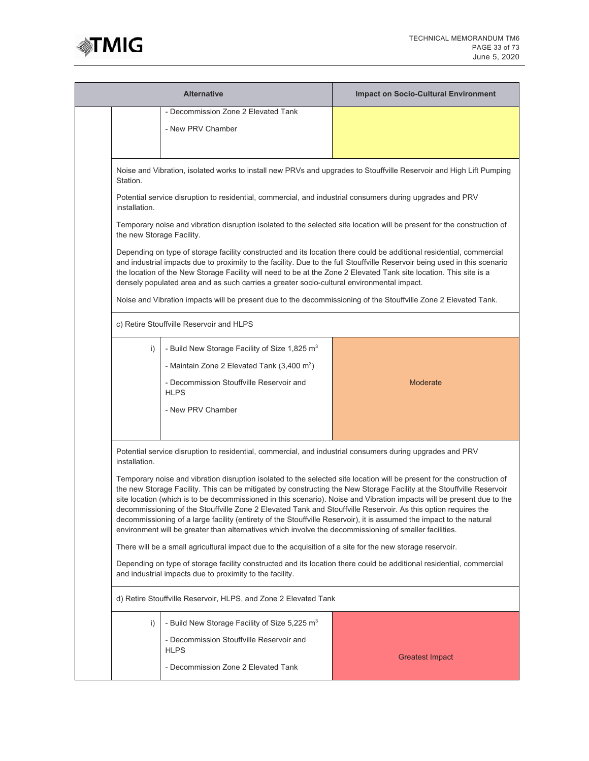| Alternative | | | Impact on Socio-Cultural Environment |
|---|---|---|---|
| | | - Decommission Zone 2 Elevated Tank<br><br>- New PRV Chamber | |
| | Noise and Vibration, isolated works to install new PRVs and upgrades to Stouffville Reservoir and High Lift Pumping Station.<br><br>Potential service disruption to residential, commercial, and industrial consumers during upgrades and PRV installation.<br><br>Temporary noise and vibration disruption isolated to the selected site location will be present for the construction of the new Storage Facility.<br><br>Depending on type of storage facility constructed and its location there could be additional residential, commercial and industrial impacts due to proximity to the facility. Due to the full Stouffville Reservoir being used in this scenario the location of the New Storage Facility will need to be at the Zone 2 Elevated Tank site location. This site is a densely populated area and as such carries a greater socio-cultural environmental impact.<br><br>Noise and Vibration impacts will be present due to the decommissioning of the Stouffville Zone 2 Elevated Tank. | | |
| | c) Retire Stouffville Reservoir and HLPS | | |
| | i) | - Build New Storage Facility of Size 1,825 $m^3$<br><br>- Maintain Zone 2 Elevated Tank (3,400 $m^3$)<br><br>- Decommission Stouffville Reservoir and HLPS<br><br>- New PRV Chamber | Moderate |
| | Potential service disruption to residential, commercial, and industrial consumers during upgrades and PRV installation.<br><br>Temporary noise and vibration disruption isolated to the selected site location will be present for the construction of the new Storage Facility. This can be mitigated by constructing the New Storage Facility at the Stouffville Reservoir site location (which is to be decommissioned in this scenario). Noise and Vibration impacts will be present due to the decommissioning of the Stouffville Zone 2 Elevated Tank and Stouffville Reservoir. As this option requires the decommissioning of a large facility (entirety of the Stouffville Reservoir), it is assumed the impact to the natural environment will be greater than alternatives which involve the decommissioning of smaller facilities.<br><br>There will be a small agricultural impact due to the acquisition of a site for the new storage reservoir.<br><br>Depending on type of storage facility constructed and its location there could be additional residential, commercial and industrial impacts due to proximity to the facility. | | |
| | d) Retire Stouffville Reservoir, HLPS, and Zone 2 Elevated Tank | | |
| | i) | - Build New Storage Facility of Size 5,225 $m^3$<br><br>- Decommission Stouffville Reservoir and HLPS<br><br>- Decommission Zone 2 Elevated Tank | Greatest Impact |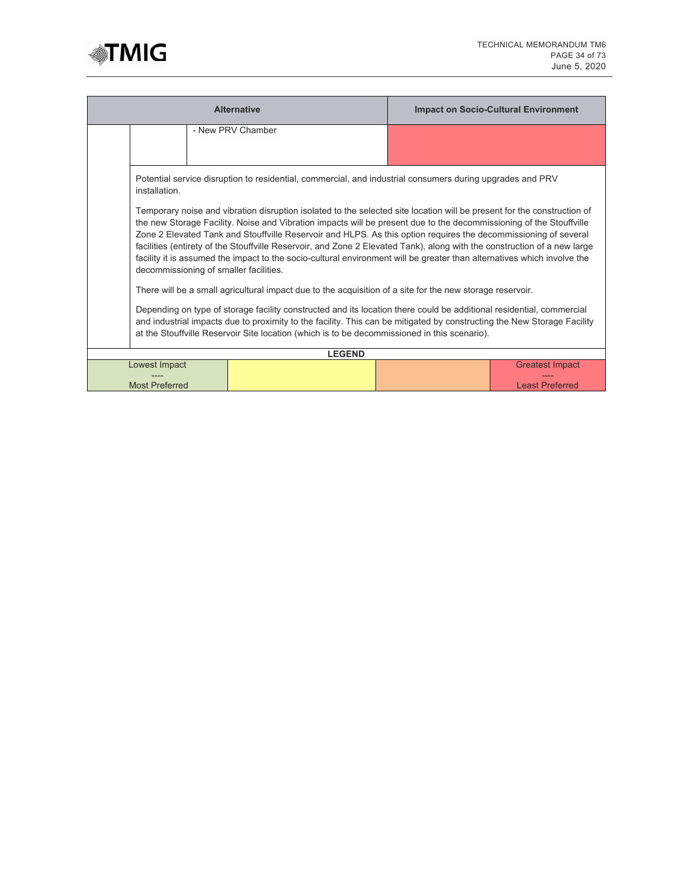| Alternative | | | Impact on Socio-Cultural Environment |
|---|---|---|---|
| | | - New PRV Chamber | |
| | Potential service disruption to residential, commercial, and industrial consumers during upgrades and PRV installation.<br><br>Temporary noise and vibration disruption isolated to the selected site location will be present for the construction of the new Storage Facility. Noise and Vibration impacts will be present due to the decommissioning of the Stouffville Zone 2 Elevated Tank and Stouffville Reservoir and HLPS. As this option requires the decommissioning of several facilities (entirety of the Stouffville Reservoir, and Zone 2 Elevated Tank), along with the construction of a new large facility it is assumed the impact to the socio-cultural environment will be greater than alternatives which involve the decommissioning of smaller facilities.<br><br>There will be a small agricultural impact due to the acquisition of a site for the new storage reservoir.<br><br>Depending on type of storage facility constructed and its location there could be additional residential, commercial and industrial impacts due to proximity to the facility. This can be mitigated by constructing the New Storage Facility at the Stouffville Reservoir Site location (which is to be decommissioned in this scenario). | | |

| LEGEND | | | |
|---|---|---|---|
| Lowest Impact<br>----<br>Most Preferred | | | Greatest Impact<br>----<br>Least Preferred |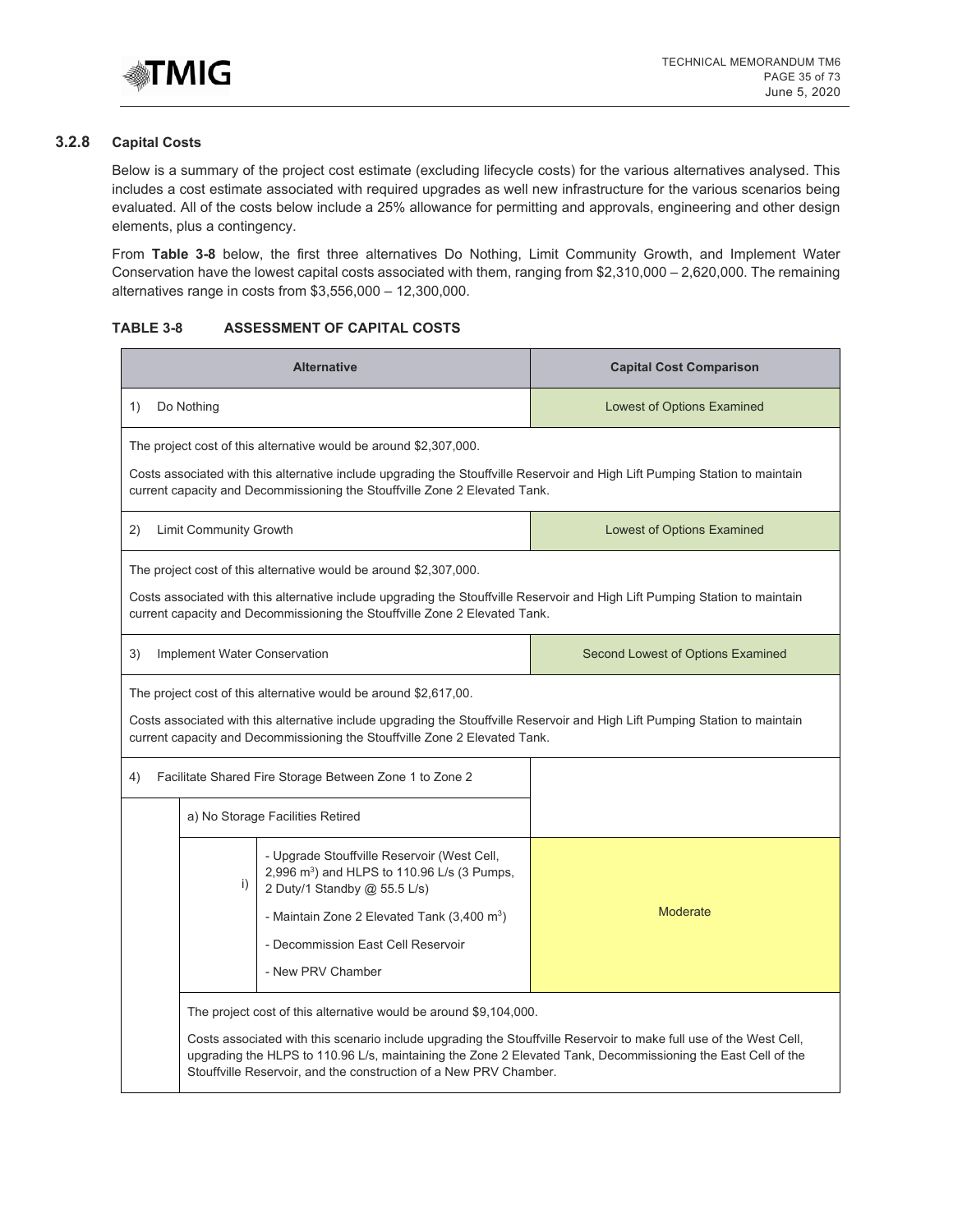### 3.2.8 Capital Costs

Below is a summary of the project cost estimate (excluding lifecycle costs) for the various alternatives analysed. This includes a cost estimate associated with required upgrades as well new infrastructure for the various scenarios being evaluated. All of the costs below include a 25% allowance for permitting and approvals, engineering and other design elements, plus a contingency.

From **Table 3-8** below, the first three alternatives Do Nothing, Limit Community Growth, and Implement Water Conservation have the lowest capital costs associated with them, ranging from $2,310,000 – 2,620,000. The remaining alternatives range in costs from $3,556,000 – 12,300,000.

**TABLE 3-8 ASSESSMENT OF CAPITAL COSTS**

| Alternative | Capital Cost Comparison |
|---|---|
| 1) Do Nothing | Lowest of Options Examined |
| The project cost of this alternative would be around $2,307,000.<br><br>Costs associated with this alternative include upgrading the Stouffville Reservoir and High Lift Pumping Station to maintain current capacity and Decommissioning the Stouffville Zone 2 Elevated Tank. | |
| 2) Limit Community Growth | Lowest of Options Examined |
| The project cost of this alternative would be around $2,307,000.<br><br>Costs associated with this alternative include upgrading the Stouffville Reservoir and High Lift Pumping Station to maintain current capacity and Decommissioning the Stouffville Zone 2 Elevated Tank. | |
| 3) Implement Water Conservation | Second Lowest of Options Examined |
| The project cost of this alternative would be around $2,617,00.<br><br>Costs associated with this alternative include upgrading the Stouffville Reservoir and High Lift Pumping Station to maintain current capacity and Decommissioning the Stouffville Zone 2 Elevated Tank. | |
| 4) Facilitate Shared Fire Storage Between Zone 1 to Zone 2 | |
| a) No Storage Facilities Retired | |
| i) - Upgrade Stouffville Reservoir (West Cell, 2,996 m$^3$) and HLPS to 110.96 L/s (3 Pumps, 2 Duty/1 Standby @ 55.5 L/s)<br>- Maintain Zone 2 Elevated Tank (3,400 m$^3$)<br>- Decommission East Cell Reservoir<br>- New PRV Chamber | Moderate |
| The project cost of this alternative would be around $9,104,000.<br><br>Costs associated with this scenario include upgrading the Stouffville Reservoir to make full use of the West Cell, upgrading the HLPS to 110.96 L/s, maintaining the Zone 2 Elevated Tank, Decommissioning the East Cell of the Stouffville Reservoir, and the construction of a New PRV Chamber. | |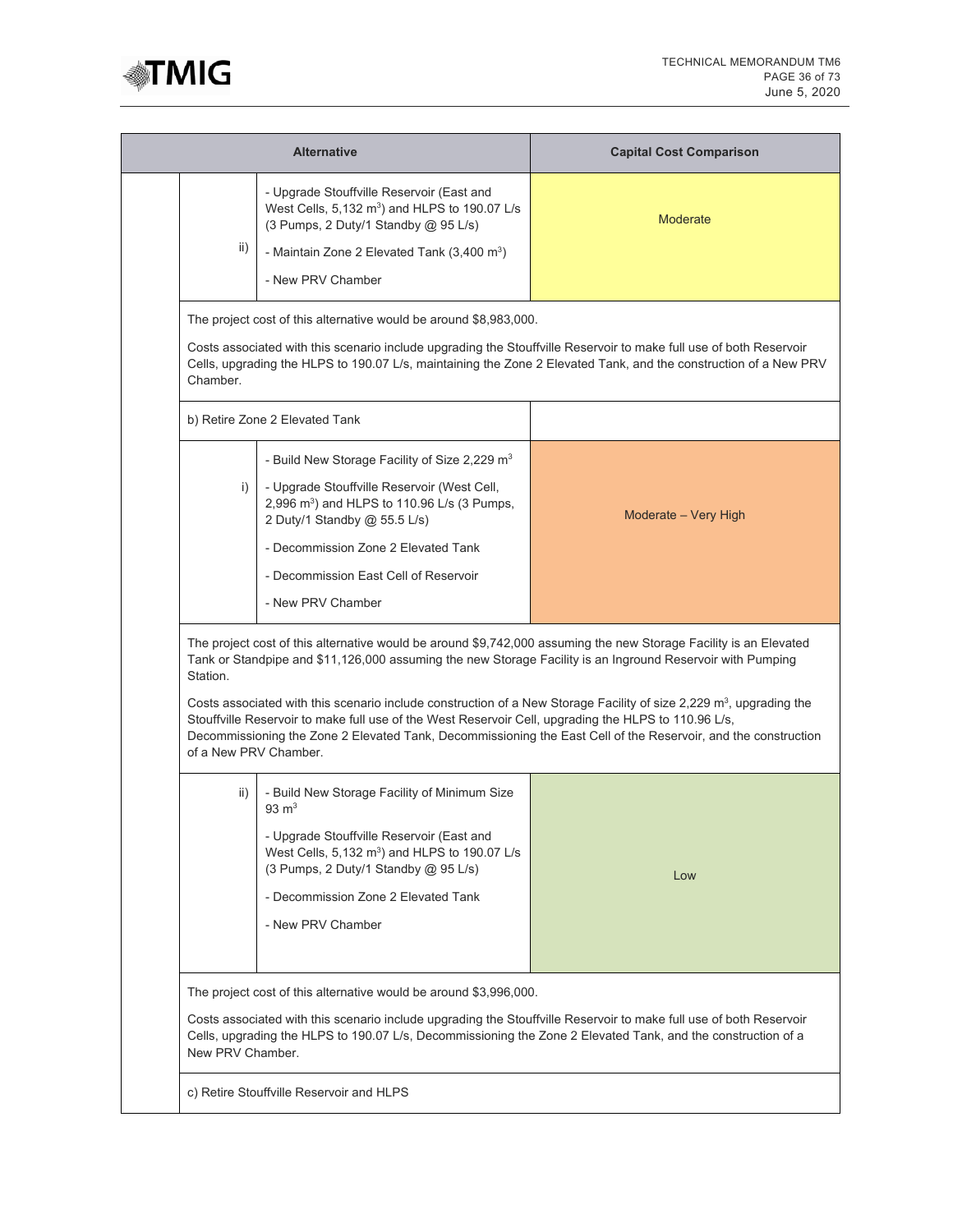| Alternative | | | Capital Cost Comparison |
|---|---|---|---|
| | ii) | - Upgrade Stouffville Reservoir (East and West Cells, 5,132 m$^3$) and HLPS to 190.07 L/s (3 Pumps, 2 Duty/1 Standby @ 95 L/s)<br>- Maintain Zone 2 Elevated Tank (3,400 m$^3$)<br>- New PRV Chamber | Moderate |
| | The project cost of this alternative would be around $8,983,000.<br>Costs associated with this scenario include upgrading the Stouffville Reservoir to make full use of both Reservoir Cells, upgrading the HLPS to 190.07 L/s, maintaining the Zone 2 Elevated Tank, and the construction of a New PRV Chamber. | | |
| | b) Retire Zone 2 Elevated Tank | | |
| | i) | - Build New Storage Facility of Size 2,229 m$^3$<br>- Upgrade Stouffville Reservoir (West Cell, 2,996 m$^3$) and HLPS to 110.96 L/s (3 Pumps, 2 Duty/1 Standby @ 55.5 L/s)<br>- Decommission Zone 2 Elevated Tank<br>- Decommission East Cell of Reservoir<br>- New PRV Chamber | Moderate – Very High |
| | The project cost of this alternative would be around $9,742,000 assuming the new Storage Facility is an Elevated Tank or Standpipe and $11,126,000 assuming the new Storage Facility is an Inground Reservoir with Pumping Station.<br>Costs associated with this scenario include construction of a New Storage Facility of size 2,229 m$^3$, upgrading the Stouffville Reservoir to make full use of the West Reservoir Cell, upgrading the HLPS to 110.96 L/s, Decommissioning the Zone 2 Elevated Tank, Decommissioning the East Cell of the Reservoir, and the construction of a New PRV Chamber. | | |
| | ii) | - Build New Storage Facility of Minimum Size 93 m$^3$<br>- Upgrade Stouffville Reservoir (East and West Cells, 5,132 m$^3$) and HLPS to 190.07 L/s (3 Pumps, 2 Duty/1 Standby @ 95 L/s)<br>- Decommission Zone 2 Elevated Tank<br>- New PRV Chamber | Low |
| | The project cost of this alternative would be around $3,996,000.<br>Costs associated with this scenario include upgrading the Stouffville Reservoir to make full use of both Reservoir Cells, upgrading the HLPS to 190.07 L/s, Decommissioning the Zone 2 Elevated Tank, and the construction of a New PRV Chamber. | | |
| | c) Retire Stouffville Reservoir and HLPS | | |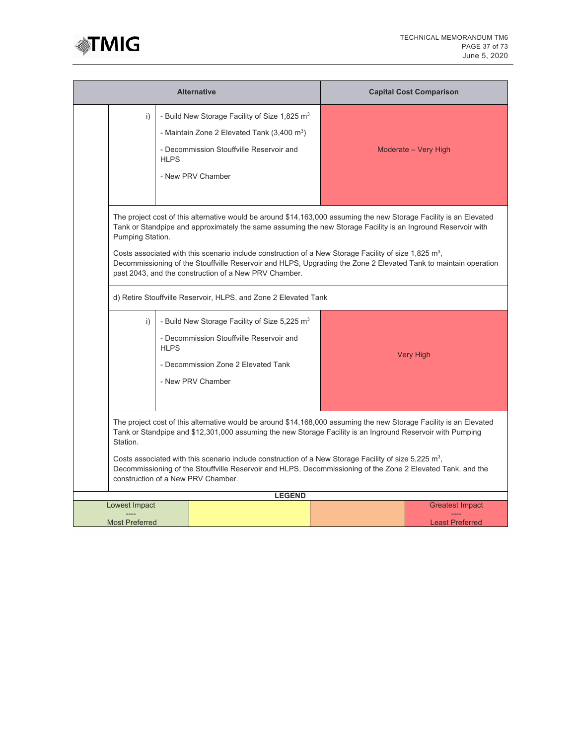| Alternative | | | Capital Cost Comparison |
|---|---|---|---|
| | i) | - Build New Storage Facility of Size 1,825 $m^3$<br>- Maintain Zone 2 Elevated Tank (3,400 $m^3$)<br>- Decommission Stouffville Reservoir and HLPS<br>- New PRV Chamber | Moderate – Very High |
| | The project cost of this alternative would be around $14,163,000 assuming the new Storage Facility is an Elevated Tank or Standpipe and approximately the same assuming the new Storage Facility is an Inground Reservoir with Pumping Station.<br><br>Costs associated with this scenario include construction of a New Storage Facility of size 1,825 $m^3$, Decommissioning of the Stouffville Reservoir and HLPS, Upgrading the Zone 2 Elevated Tank to maintain operation past 2043, and the construction of a New PRV Chamber. | | |
| | d) Retire Stouffville Reservoir, HLPS, and Zone 2 Elevated Tank | | |
| | i) | - Build New Storage Facility of Size 5,225 $m^3$<br>- Decommission Stouffville Reservoir and HLPS<br>- Decommission Zone 2 Elevated Tank<br>- New PRV Chamber | Very High |
| | The project cost of this alternative would be around $14,168,000 assuming the new Storage Facility is an Elevated Tank or Standpipe and $12,301,000 assuming the new Storage Facility is an Inground Reservoir with Pumping Station.<br><br>Costs associated with this scenario include construction of a New Storage Facility of size 5,225 $m^3$, Decommissioning of the Stouffville Reservoir and HLPS, Decommissioning of the Zone 2 Elevated Tank, and the construction of a New PRV Chamber. | | |

**LEGEND**

| Lowest Impact ---- Most Preferred | | | Greatest Impact ---- Least Preferred |
|---|---|---|---|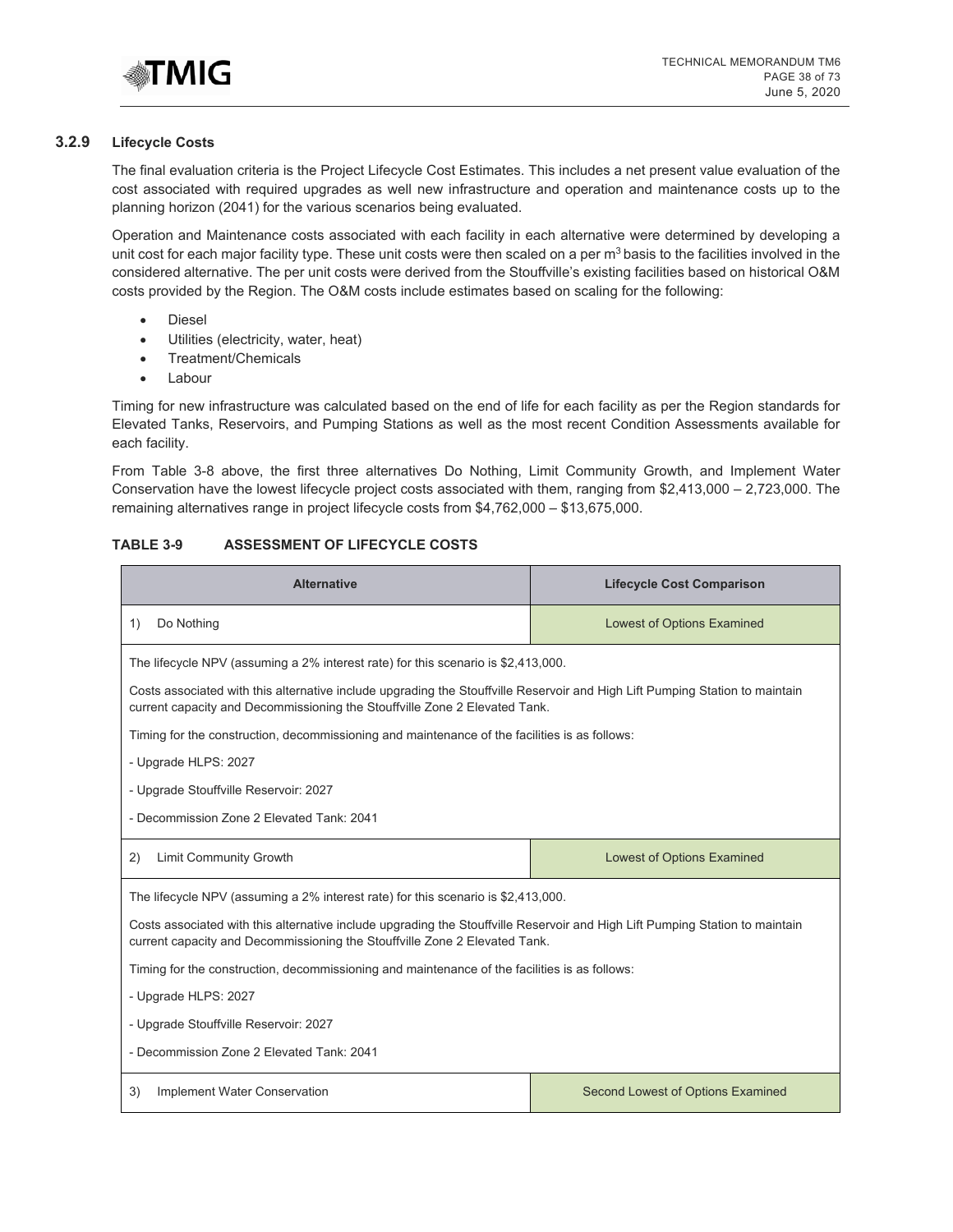### 3.2.9 Lifecycle Costs

The final evaluation criteria is the Project Lifecycle Cost Estimates. This includes a net present value evaluation of the cost associated with required upgrades as well new infrastructure and operation and maintenance costs up to the planning horizon (2041) for the various scenarios being evaluated.

Operation and Maintenance costs associated with each facility in each alternative were determined by developing a unit cost for each major facility type. These unit costs were then scaled on a per $m^3$ basis to the facilities involved in the considered alternative. The per unit costs were derived from the Stouffville's existing facilities based on historical O&M costs provided by the Region. The O&M costs include estimates based on scaling for the following:

- Diesel
- Utilities (electricity, water, heat)
- Treatment/Chemicals
- Labour

Timing for new infrastructure was calculated based on the end of life for each facility as per the Region standards for Elevated Tanks, Reservoirs, and Pumping Stations as well as the most recent Condition Assessments available for each facility.

From Table 3-8 above, the first three alternatives Do Nothing, Limit Community Growth, and Implement Water Conservation have the lowest lifecycle project costs associated with them, ranging from $2,413,000 – 2,723,000. The remaining alternatives range in project lifecycle costs from $4,762,000 – $13,675,000.

**TABLE 3-9 ASSESSMENT OF LIFECYCLE COSTS**

| Alternative | Lifecycle Cost Comparison |
|---|---|
| 1) Do Nothing | Lowest of Options Examined |
| The lifecycle NPV (assuming a 2% interest rate) for this scenario is $2,413,000.<br><br>Costs associated with this alternative include upgrading the Stouffville Reservoir and High Lift Pumping Station to maintain current capacity and Decommissioning the Stouffville Zone 2 Elevated Tank.<br><br>Timing for the construction, decommissioning and maintenance of the facilities is as follows:<br><br>- Upgrade HLPS: 2027<br><br>- Upgrade Stouffville Reservoir: 2027<br><br>- Decommission Zone 2 Elevated Tank: 2041 | |
| 2) Limit Community Growth | Lowest of Options Examined |
| The lifecycle NPV (assuming a 2% interest rate) for this scenario is $2,413,000.<br><br>Costs associated with this alternative include upgrading the Stouffville Reservoir and High Lift Pumping Station to maintain current capacity and Decommissioning the Stouffville Zone 2 Elevated Tank.<br><br>Timing for the construction, decommissioning and maintenance of the facilities is as follows:<br><br>- Upgrade HLPS: 2027<br><br>- Upgrade Stouffville Reservoir: 2027<br><br>- Decommission Zone 2 Elevated Tank: 2041 | |
| 3) Implement Water Conservation | Second Lowest of Options Examined |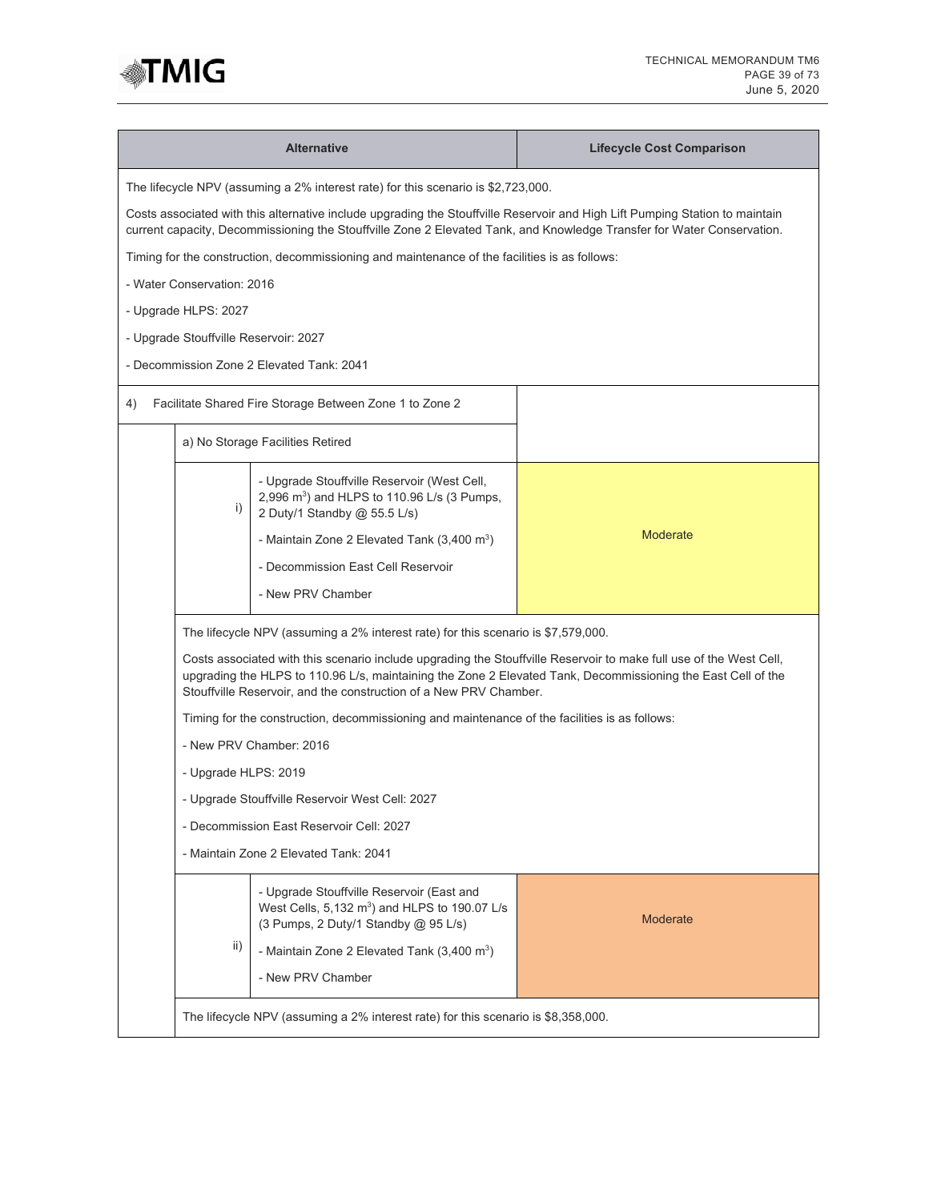| Alternative | | | Lifecycle Cost Comparison |
|---|---|---|---|
| The lifecycle NPV (assuming a 2% interest rate) for this scenario is $2,723,000.<br><br>Costs associated with this alternative include upgrading the Stouffville Reservoir and High Lift Pumping Station to maintain current capacity, Decommissioning the Stouffville Zone 2 Elevated Tank, and Knowledge Transfer for Water Conservation.<br><br>Timing for the construction, decommissioning and maintenance of the facilities is as follows:<br><br>- Water Conservation: 2016<br>- Upgrade HLPS: 2027<br>- Upgrade Stouffville Reservoir: 2027<br>- Decommission Zone 2 Elevated Tank: 2041 | | | |
| 4) Facilitate Shared Fire Storage Between Zone 1 to Zone 2 | | | |
| | a) No Storage Facilities Retired | | |
| | i) | - Upgrade Stouffville Reservoir (West Cell, 2,996 $m^3$) and HLPS to 110.96 L/s (3 Pumps, 2 Duty/1 Standby @ 55.5 L/s)<br>- Maintain Zone 2 Elevated Tank (3,400 $m^3$)<br>- Decommission East Cell Reservoir<br>- New PRV Chamber | Moderate |
| | The lifecycle NPV (assuming a 2% interest rate) for this scenario is $7,579,000.<br><br>Costs associated with this scenario include upgrading the Stouffville Reservoir to make full use of the West Cell, upgrading the HLPS to 110.96 L/s, maintaining the Zone 2 Elevated Tank, Decommissioning the East Cell of the Stouffville Reservoir, and the construction of a New PRV Chamber.<br><br>Timing for the construction, decommissioning and maintenance of the facilities is as follows:<br><br>- New PRV Chamber: 2016<br>- Upgrade HLPS: 2019<br>- Upgrade Stouffville Reservoir West Cell: 2027<br>- Decommission East Reservoir Cell: 2027<br>- Maintain Zone 2 Elevated Tank: 2041 | | |
| | ii) | - Upgrade Stouffville Reservoir (East and West Cells, 5,132 $m^3$) and HLPS to 190.07 L/s (3 Pumps, 2 Duty/1 Standby @ 95 L/s)<br>- Maintain Zone 2 Elevated Tank (3,400 $m^3$)<br>- New PRV Chamber | Moderate |
| | The lifecycle NPV (assuming a 2% interest rate) for this scenario is $8,358,000. | | |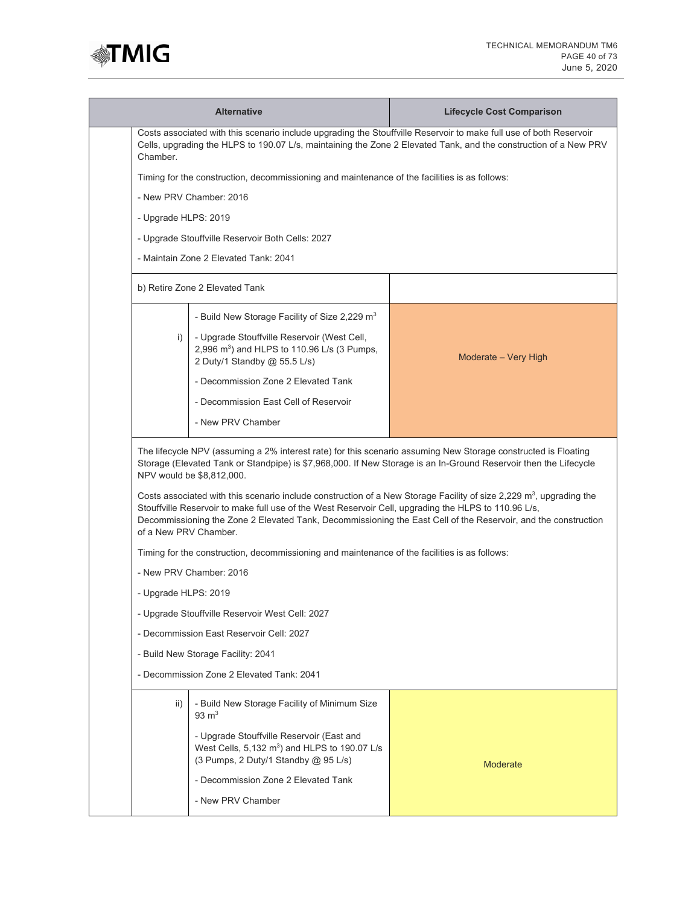| Alternative | | Lifecycle Cost Comparison |
|---|---|---|
| Costs associated with this scenario include upgrading the Stouffville Reservoir to make full use of both Reservoir Cells, upgrading the HLPS to 190.07 L/s, maintaining the Zone 2 Elevated Tank, and the construction of a New PRV Chamber.<br><br>Timing for the construction, decommissioning and maintenance of the facilities is as follows:<br><br>- New PRV Chamber: 2016<br><br>- Upgrade HLPS: 2019<br><br>- Upgrade Stouffville Reservoir Both Cells: 2027<br><br>- Maintain Zone 2 Elevated Tank: 2041 | | |
| b) Retire Zone 2 Elevated Tank | | |
| i) | - Build New Storage Facility of Size 2,229 $m^3$<br><br>- Upgrade Stouffville Reservoir (West Cell, 2,996 $m^3$) and HLPS to 110.96 L/s (3 Pumps, 2 Duty/1 Standby @ 55.5 L/s)<br><br>- Decommission Zone 2 Elevated Tank<br><br>- Decommission East Cell of Reservoir<br><br>- New PRV Chamber | Moderate – Very High |
| The lifecycle NPV (assuming a 2% interest rate) for this scenario assuming New Storage constructed is Floating Storage (Elevated Tank or Standpipe) is $7,968,000. If New Storage is an In-Ground Reservoir then the Lifecycle NPV would be $8,812,000.<br><br>Costs associated with this scenario include construction of a New Storage Facility of size 2,229 $m^3$, upgrading the Stouffville Reservoir to make full use of the West Reservoir Cell, upgrading the HLPS to 110.96 L/s, Decommissioning the Zone 2 Elevated Tank, Decommissioning the East Cell of the Reservoir, and the construction of a New PRV Chamber.<br><br>Timing for the construction, decommissioning and maintenance of the facilities is as follows:<br><br>- New PRV Chamber: 2016<br><br>- Upgrade HLPS: 2019<br><br>- Upgrade Stouffville Reservoir West Cell: 2027<br><br>- Decommission East Reservoir Cell: 2027<br><br>- Build New Storage Facility: 2041<br><br>- Decommission Zone 2 Elevated Tank: 2041 | | |
| ii) | - Build New Storage Facility of Minimum Size 93 $m^3$<br><br>- Upgrade Stouffville Reservoir (East and West Cells, 5,132 $m^3$) and HLPS to 190.07 L/s (3 Pumps, 2 Duty/1 Standby @ 95 L/s)<br><br>- Decommission Zone 2 Elevated Tank<br><br>- New PRV Chamber | Moderate |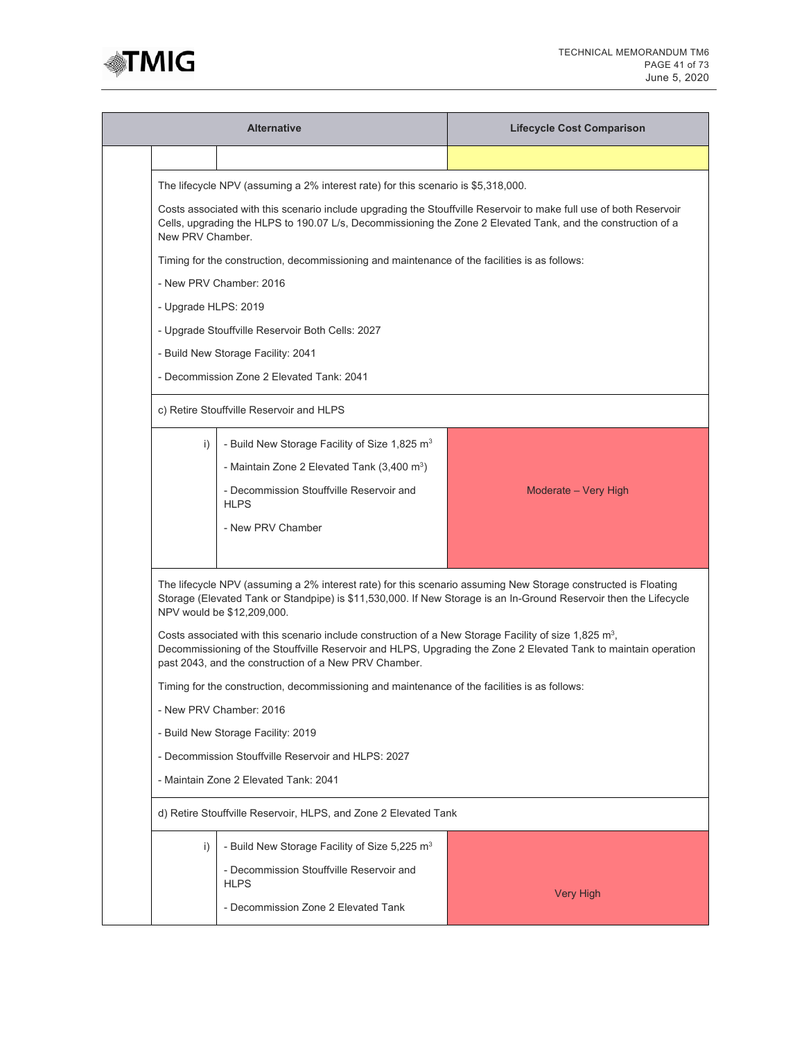| Alternative | | | Lifecycle Cost Comparison |
|---|---|---|---|
| | | | |

The lifecycle NPV (assuming a 2% interest rate) for this scenario is $5,318,000.

Costs associated with this scenario include upgrading the Stouffville Reservoir to make full use of both Reservoir Cells, upgrading the HLPS to 190.07 L/s, Decommissioning the Zone 2 Elevated Tank, and the construction of a New PRV Chamber.

Timing for the construction, decommissioning and maintenance of the facilities is as follows:

- New PRV Chamber: 2016
- Upgrade HLPS: 2019
- Upgrade Stouffville Reservoir Both Cells: 2027
- Build New Storage Facility: 2041
- Decommission Zone 2 Elevated Tank: 2041

c) Retire Stouffville Reservoir and HLPS

| | Alternative | Lifecycle Cost Comparison |
|---|---|---|
| i) | - Build New Storage Facility of Size 1,825 $m^3$<br>- Maintain Zone 2 Elevated Tank (3,400 $m^3$)<br>- Decommission Stouffville Reservoir and HLPS<br>- New PRV Chamber | Moderate – Very High |

The lifecycle NPV (assuming a 2% interest rate) for this scenario assuming New Storage constructed is Floating Storage (Elevated Tank or Standpipe) is $11,530,000. If New Storage is an In-Ground Reservoir then the Lifecycle NPV would be $12,209,000.

Costs associated with this scenario include construction of a New Storage Facility of size 1,825 $m^3$, Decommissioning of the Stouffville Reservoir and HLPS, Upgrading the Zone 2 Elevated Tank to maintain operation past 2043, and the construction of a New PRV Chamber.

Timing for the construction, decommissioning and maintenance of the facilities is as follows:

- New PRV Chamber: 2016
- Build New Storage Facility: 2019
- Decommission Stouffville Reservoir and HLPS: 2027
- Maintain Zone 2 Elevated Tank: 2041

d) Retire Stouffville Reservoir, HLPS, and Zone 2 Elevated Tank

| | Alternative | Lifecycle Cost Comparison |
|---|---|---|
| i) | - Build New Storage Facility of Size 5,225 $m^3$<br>- Decommission Stouffville Reservoir and HLPS<br>- Decommission Zone 2 Elevated Tank | Very High |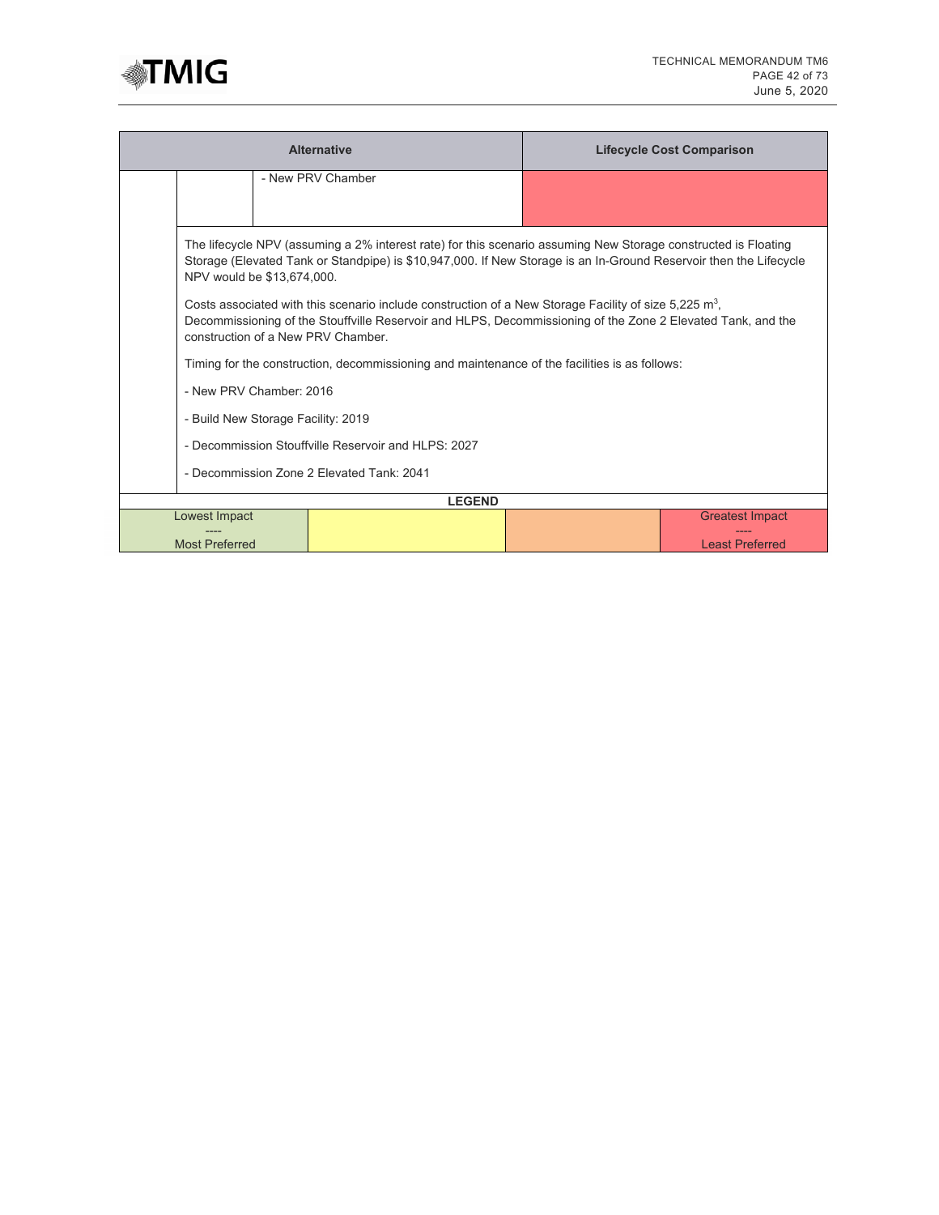| Alternative | | | Lifecycle Cost Comparison |
|---|---|---|---|
| | | - New PRV Chamber | |

The lifecycle NPV (assuming a 2% interest rate) for this scenario assuming New Storage constructed is Floating Storage (Elevated Tank or Standpipe) is $10,947,000. If New Storage is an In-Ground Reservoir then the Lifecycle NPV would be $13,674,000.

Costs associated with this scenario include construction of a New Storage Facility of size 5,225 $m^3$, Decommissioning of the Stouffville Reservoir and HLPS, Decommissioning of the Zone 2 Elevated Tank, and the construction of a New PRV Chamber.

Timing for the construction, decommissioning and maintenance of the facilities is as follows:

- New PRV Chamber: 2016
- Build New Storage Facility: 2019
- Decommission Stouffville Reservoir and HLPS: 2027
- Decommission Zone 2 Elevated Tank: 2041

| LEGEND | | | |
|---|---|---|---|
| Lowest Impact<br>----<br>Most Preferred | | | Greatest Impact<br>----<br>Least Preferred |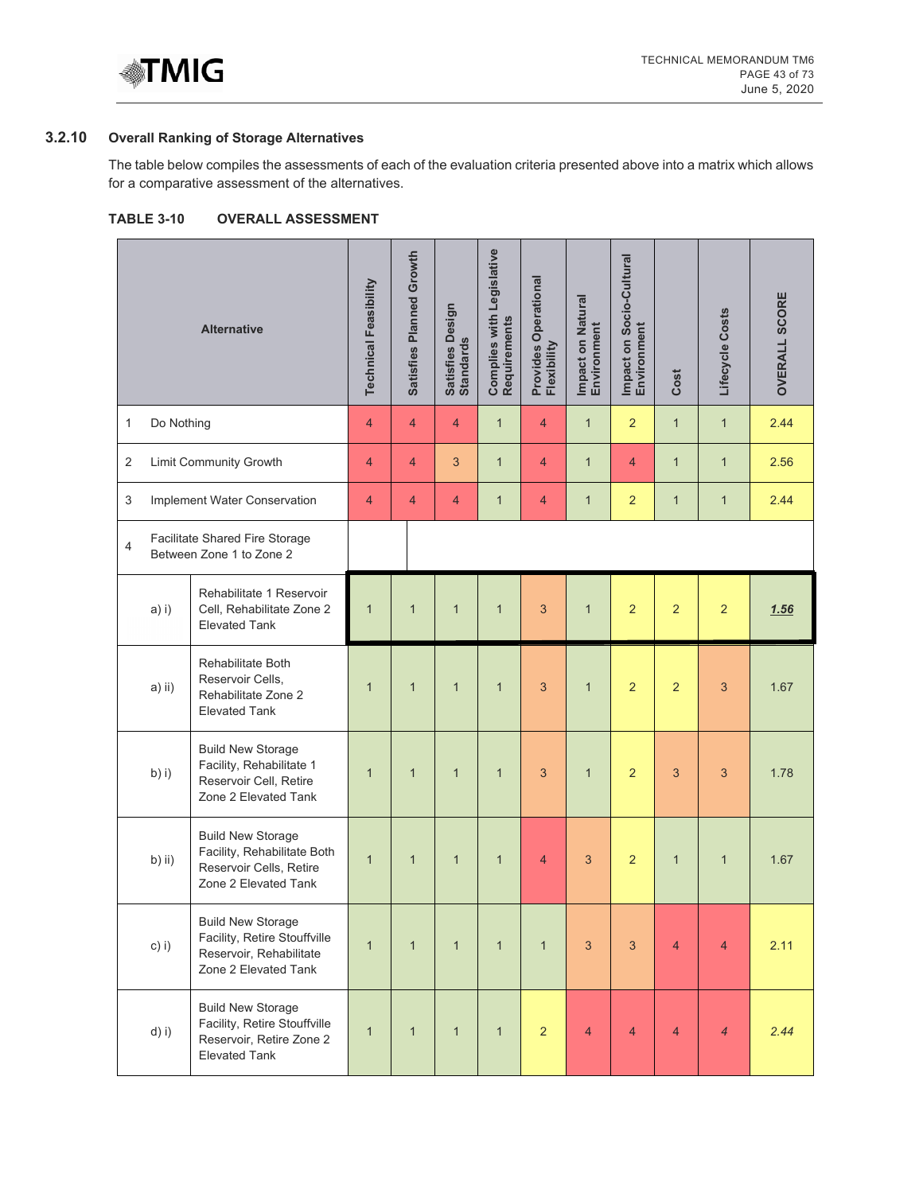### 3.2.10 Overall Ranking of Storage Alternatives

The table below compiles the assessments of each of the evaluation criteria presented above into a matrix which allows for a comparative assessment of the alternatives.

**TABLE 3-10 OVERALL ASSESSMENT**

| Alternative | | Technical Feasibility | Satisfies Planned Growth | Satisfies Design Standards | Complies with Legislative Requirements | Provides Operational Flexibility | Impact on Natural Environment | Impact on Socio-Cultural Environment | Cost | Lifecycle Costs | OVERALL SCORE |
|---|---|---|---|---|---|---|---|---|---|---|---|
| 1 | Do Nothing | 4 | 4 | 4 | 1 | 4 | 1 | 2 | 1 | 1 | 2.44 |
| 2 | Limit Community Growth | 4 | 4 | 3 | 1 | 4 | 1 | 4 | 1 | 1 | 2.56 |
| 3 | Implement Water Conservation | 4 | 4 | 4 | 1 | 4 | 1 | 2 | 1 | 1 | 2.44 |
| 4 | Facilitate Shared Fire Storage Between Zone 1 to Zone 2 | | | | | | | | | | |
| a) i) | Rehabilitate 1 Reservoir Cell, Rehabilitate Zone 2 Elevated Tank | 1 | 1 | 1 | 1 | 3 | 1 | 2 | 2 | 2 | ***1.56*** |
| a) ii) | Rehabilitate Both Reservoir Cells, Rehabilitate Zone 2 Elevated Tank | 1 | 1 | 1 | 1 | 3 | 1 | 2 | 2 | 3 | 1.67 |
| b) i) | Build New Storage Facility, Rehabilitate 1 Reservoir Cell, Retire Zone 2 Elevated Tank | 1 | 1 | 1 | 1 | 3 | 1 | 2 | 3 | 3 | 1.78 |
| b) ii) | Build New Storage Facility, Rehabilitate Both Reservoir Cells, Retire Zone 2 Elevated Tank | 1 | 1 | 1 | 1 | 4 | 3 | 2 | 1 | 1 | 1.67 |
| c) i) | Build New Storage Facility, Retire Stouffville Reservoir, Rehabilitate Zone 2 Elevated Tank | 1 | 1 | 1 | 1 | 1 | 3 | 3 | 4 | 4 | 2.11 |
| d) i) | Build New Storage Facility, Retire Stouffville Reservoir, Retire Zone 2 Elevated Tank | 1 | 1 | 1 | 1 | 2 | 4 | 4 | 4 | *4* | *2.44* |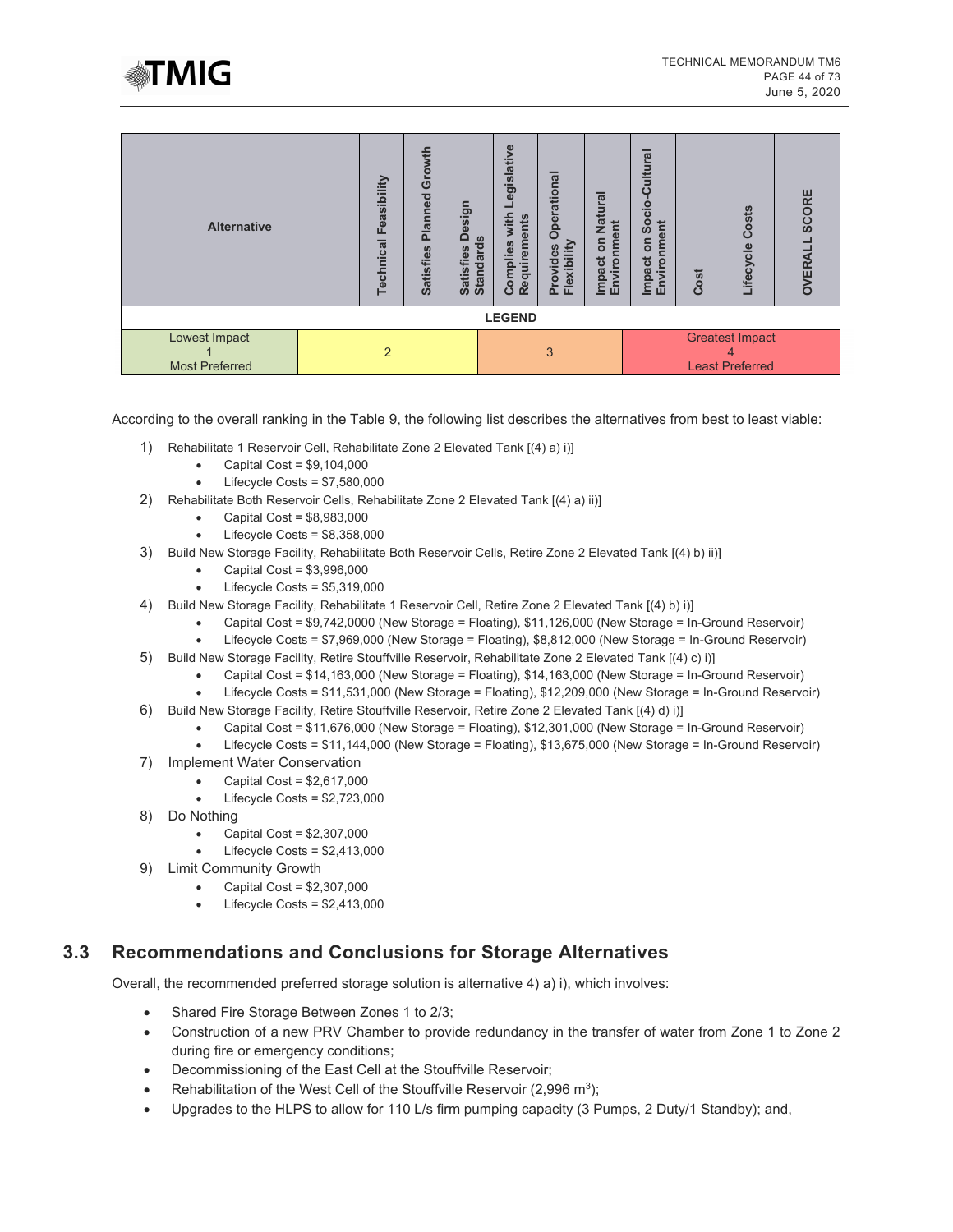| Alternative | Technical Feasibility | Satisfies Planned Growth | Satisfies Design Standards | Complies with Legislative Requirements | Provides Operational Flexibility | Impact on Natural Environment | Impact on Socio-Cultural Environment | Cost | Lifecycle Costs | OVERALL SCORE |
|---|---|---|---|---|---|---|---|---|---|---|

| LEGEND | | | |
|---|---|---|---|
| Lowest Impact<br>1<br>Most Preferred | 2 | 3 | Greatest Impact<br>4<br>Least Preferred |

According to the overall ranking in the Table 9, the following list describes the alternatives from best to least viable:

1) Rehabilitate 1 Reservoir Cell, Rehabilitate Zone 2 Elevated Tank [(4) a) i)]
   - Capital Cost = $9,104,000
   - Lifecycle Costs = $7,580,000
2) Rehabilitate Both Reservoir Cells, Rehabilitate Zone 2 Elevated Tank [(4) a) ii)]
   - Capital Cost = $8,983,000
   - Lifecycle Costs = $8,358,000
3) Build New Storage Facility, Rehabilitate Both Reservoir Cells, Retire Zone 2 Elevated Tank [(4) b) ii)]
   - Capital Cost = $3,996,000
   - Lifecycle Costs = $5,319,000
4) Build New Storage Facility, Rehabilitate 1 Reservoir Cell, Retire Zone 2 Elevated Tank [(4) b) i)]
   - Capital Cost = $9,742,0000 (New Storage = Floating), $11,126,000 (New Storage = In-Ground Reservoir)
   - Lifecycle Costs = $7,969,000 (New Storage = Floating), $8,812,000 (New Storage = In-Ground Reservoir)
5) Build New Storage Facility, Retire Stouffville Reservoir, Rehabilitate Zone 2 Elevated Tank [(4) c) i)]
   - Capital Cost = $14,163,000 (New Storage = Floating), $14,163,000 (New Storage = In-Ground Reservoir)
   - Lifecycle Costs = $11,531,000 (New Storage = Floating), $12,209,000 (New Storage = In-Ground Reservoir)
6) Build New Storage Facility, Retire Stouffville Reservoir, Retire Zone 2 Elevated Tank [(4) d) i)]
   - Capital Cost = $11,676,000 (New Storage = Floating), $12,301,000 (New Storage = In-Ground Reservoir)
   - Lifecycle Costs = $11,144,000 (New Storage = Floating), $13,675,000 (New Storage = In-Ground Reservoir)
7) Implement Water Conservation
   - Capital Cost = $2,617,000
   - Lifecycle Costs = $2,723,000
8) Do Nothing
   - Capital Cost = $2,307,000
   - Lifecycle Costs = $2,413,000
9) Limit Community Growth
   - Capital Cost = $2,307,000
   - Lifecycle Costs = $2,413,000

## 3.3 Recommendations and Conclusions for Storage Alternatives

Overall, the recommended preferred storage solution is alternative 4) a) i), which involves:

- Shared Fire Storage Between Zones 1 to 2/3;
- Construction of a new PRV Chamber to provide redundancy in the transfer of water from Zone 1 to Zone 2 during fire or emergency conditions;
- Decommissioning of the East Cell at the Stouffville Reservoir;
- Rehabilitation of the West Cell of the Stouffville Reservoir (2,996 $m^3$);
- Upgrades to the HLPS to allow for 110 L/s firm pumping capacity (3 Pumps, 2 Duty/1 Standby); and,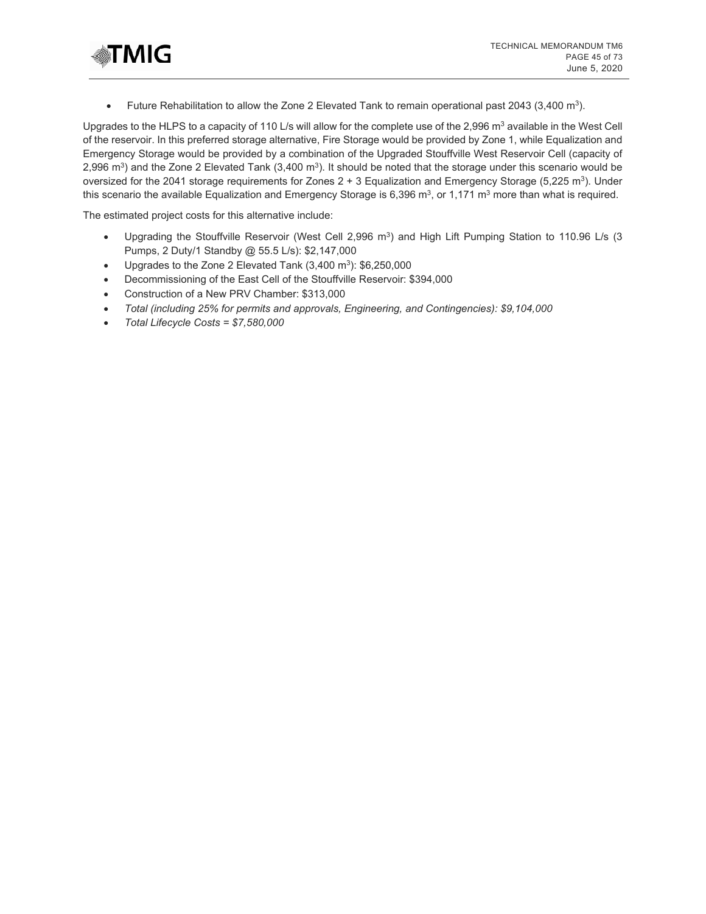- Future Rehabilitation to allow the Zone 2 Elevated Tank to remain operational past 2043 (3,400 $m^3$).

Upgrades to the HLPS to a capacity of 110 L/s will allow for the complete use of the 2,996 $m^3$ available in the West Cell of the reservoir. In this preferred storage alternative, Fire Storage would be provided by Zone 1, while Equalization and Emergency Storage would be provided by a combination of the Upgraded Stouffville West Reservoir Cell (capacity of 2,996 $m^3$) and the Zone 2 Elevated Tank (3,400 $m^3$). It should be noted that the storage under this scenario would be oversized for the 2041 storage requirements for Zones 2 + 3 Equalization and Emergency Storage (5,225 $m^3$). Under this scenario the available Equalization and Emergency Storage is 6,396 $m^3$, or 1,171 $m^3$ more than what is required.

The estimated project costs for this alternative include:

- Upgrading the Stouffville Reservoir (West Cell 2,996 $m^3$) and High Lift Pumping Station to 110.96 L/s (3 Pumps, 2 Duty/1 Standby @ 55.5 L/s): $2,147,000
- Upgrades to the Zone 2 Elevated Tank (3,400 $m^3$): $6,250,000
- Decommissioning of the East Cell of the Stouffville Reservoir: $394,000
- Construction of a New PRV Chamber: $313,000
- *Total (including 25% for permits and approvals, Engineering, and Contingencies): $9,104,000*
- *Total Lifecycle Costs = $7,580,000*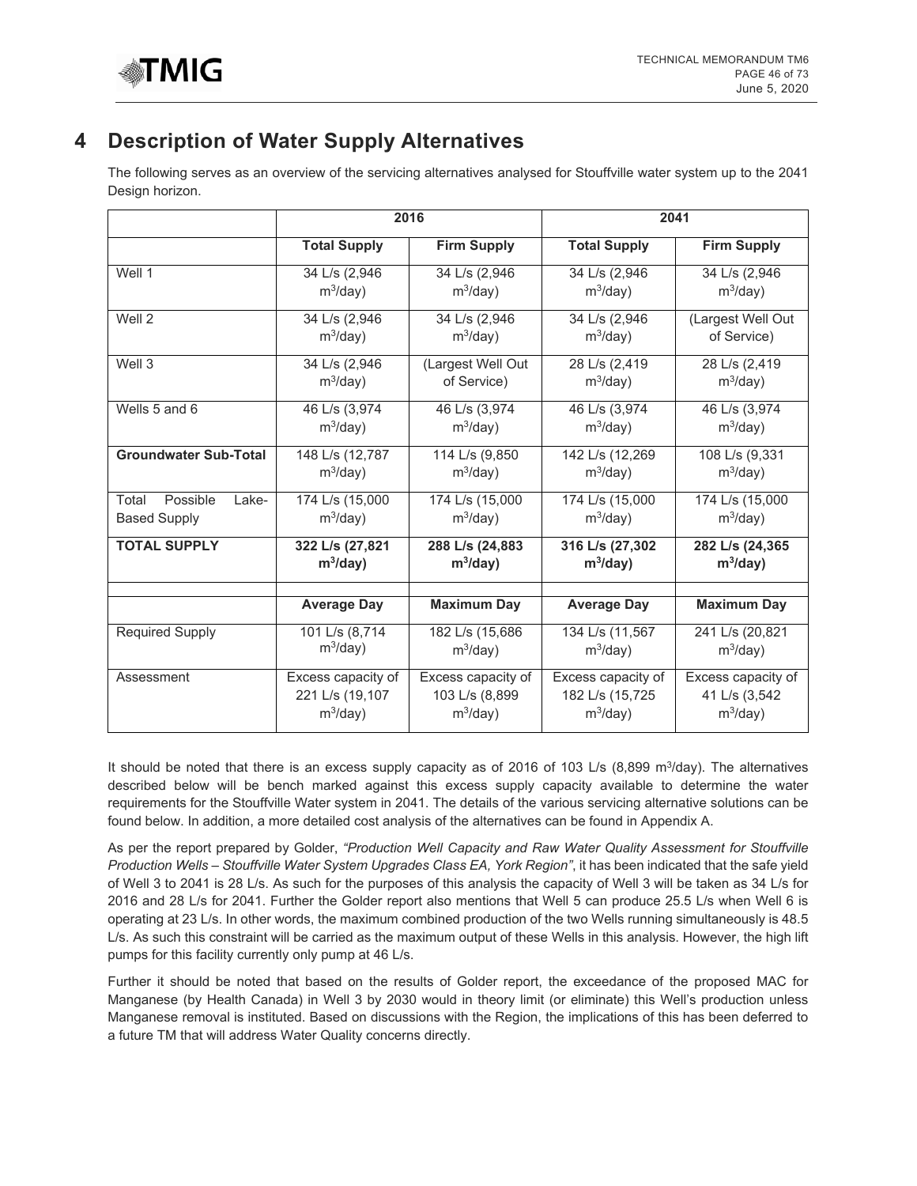# 4 Description of Water Supply Alternatives

The following serves as an overview of the servicing alternatives analysed for Stouffville water system up to the 2041 Design horizon.

| | 2016 | | 2041 | |
|---|---|---|---|---|
| | **Total Supply** | **Firm Supply** | **Total Supply** | **Firm Supply** |
| Well 1 | 34 L/s (2,946 $m^3$/day) | 34 L/s (2,946 $m^3$/day) | 34 L/s (2,946 $m^3$/day) | 34 L/s (2,946 $m^3$/day) |
| Well 2 | 34 L/s (2,946 $m^3$/day) | 34 L/s (2,946 $m^3$/day) | 34 L/s (2,946 $m^3$/day) | (Largest Well Out of Service) |
| Well 3 | 34 L/s (2,946 $m^3$/day) | (Largest Well Out of Service) | 28 L/s (2,419 $m^3$/day) | 28 L/s (2,419 $m^3$/day) |
| Wells 5 and 6 | 46 L/s (3,974 $m^3$/day) | 46 L/s (3,974 $m^3$/day) | 46 L/s (3,974 $m^3$/day) | 46 L/s (3,974 $m^3$/day) |
| **Groundwater Sub-Total** | 148 L/s (12,787 $m^3$/day) | 114 L/s (9,850 $m^3$/day) | 142 L/s (12,269 $m^3$/day) | 108 L/s (9,331 $m^3$/day) |
| Total Possible Lake-Based Supply | 174 L/s (15,000 $m^3$/day) | 174 L/s (15,000 $m^3$/day) | 174 L/s (15,000 $m^3$/day) | 174 L/s (15,000 $m^3$/day) |
| **TOTAL SUPPLY** | **322 L/s (27,821 $m^3$/day)** | **288 L/s (24,883 $m^3$/day)** | **316 L/s (27,302 $m^3$/day)** | **282 L/s (24,365 $m^3$/day)** |
| | | | | |
| | **Average Day** | **Maximum Day** | **Average Day** | **Maximum Day** |
| Required Supply | 101 L/s (8,714 $m^3$/day) | 182 L/s (15,686 $m^3$/day) | 134 L/s (11,567 $m^3$/day) | 241 L/s (20,821 $m^3$/day) |
| Assessment | Excess capacity of 221 L/s (19,107 $m^3$/day) | Excess capacity of 103 L/s (8,899 $m^3$/day) | Excess capacity of 182 L/s (15,725 $m^3$/day) | Excess capacity of 41 L/s (3,542 $m^3$/day) |

It should be noted that there is an excess supply capacity as of 2016 of 103 L/s (8,899 $m^3$/day). The alternatives described below will be bench marked against this excess supply capacity available to determine the water requirements for the Stouffville Water system in 2041. The details of the various servicing alternative solutions can be found below. In addition, a more detailed cost analysis of the alternatives can be found in Appendix A.

As per the report prepared by Golder, *"Production Well Capacity and Raw Water Quality Assessment for Stouffville Production Wells – Stouffville Water System Upgrades Class EA, York Region"*, it has been indicated that the safe yield of Well 3 to 2041 is 28 L/s. As such for the purposes of this analysis the capacity of Well 3 will be taken as 34 L/s for 2016 and 28 L/s for 2041. Further the Golder report also mentions that Well 5 can produce 25.5 L/s when Well 6 is operating at 23 L/s. In other words, the maximum combined production of the two Wells running simultaneously is 48.5 L/s. As such this constraint will be carried as the maximum output of these Wells in this analysis. However, the high lift pumps for this facility currently only pump at 46 L/s.

Further it should be noted that based on the results of Golder report, the exceedance of the proposed MAC for Manganese (by Health Canada) in Well 3 by 2030 would in theory limit (or eliminate) this Well's production unless Manganese removal is instituted. Based on discussions with the Region, the implications of this has been deferred to a future TM that will address Water Quality concerns directly.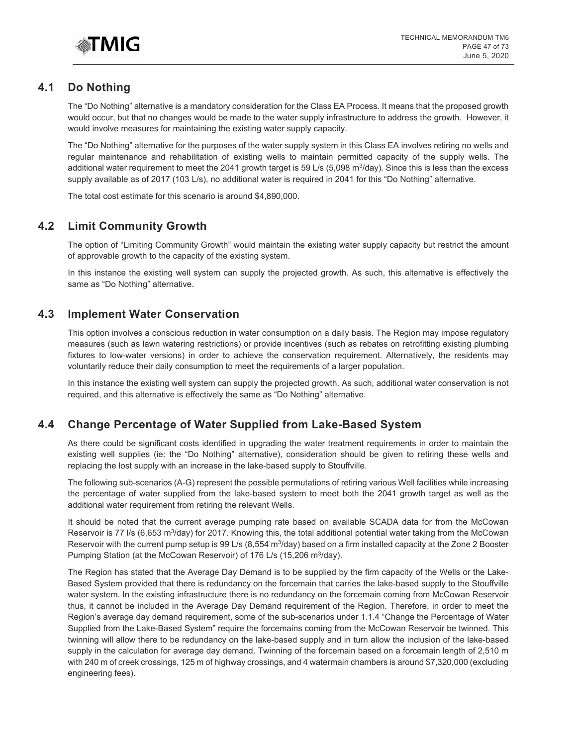## 4.1 Do Nothing

The "Do Nothing" alternative is a mandatory consideration for the Class EA Process. It means that the proposed growth would occur, but that no changes would be made to the water supply infrastructure to address the growth. However, it would involve measures for maintaining the existing water supply capacity.

The "Do Nothing" alternative for the purposes of the water supply system in this Class EA involves retiring no wells and regular maintenance and rehabilitation of existing wells to maintain permitted capacity of the supply wells. The additional water requirement to meet the 2041 growth target is 59 L/s (5,098 $m^3$/day). Since this is less than the excess supply available as of 2017 (103 L/s), no additional water is required in 2041 for this "Do Nothing" alternative.

The total cost estimate for this scenario is around $4,890,000.

## 4.2 Limit Community Growth

The option of "Limiting Community Growth" would maintain the existing water supply capacity but restrict the amount of approvable growth to the capacity of the existing system.

In this instance the existing well system can supply the projected growth. As such, this alternative is effectively the same as "Do Nothing" alternative.

## 4.3 Implement Water Conservation

This option involves a conscious reduction in water consumption on a daily basis. The Region may impose regulatory measures (such as lawn watering restrictions) or provide incentives (such as rebates on retrofitting existing plumbing fixtures to low-water versions) in order to achieve the conservation requirement. Alternatively, the residents may voluntarily reduce their daily consumption to meet the requirements of a larger population.

In this instance the existing well system can supply the projected growth. As such, additional water conservation is not required, and this alternative is effectively the same as "Do Nothing" alternative.

## 4.4 Change Percentage of Water Supplied from Lake-Based System

As there could be significant costs identified in upgrading the water treatment requirements in order to maintain the existing well supplies (ie: the "Do Nothing" alternative), consideration should be given to retiring these wells and replacing the lost supply with an increase in the lake-based supply to Stouffville.

The following sub-scenarios (A-G) represent the possible permutations of retiring various Well facilities while increasing the percentage of water supplied from the lake-based system to meet both the 2041 growth target as well as the additional water requirement from retiring the relevant Wells.

It should be noted that the current average pumping rate based on available SCADA data for from the McCowan Reservoir is 77 l/s (6,653 $m^3$/day) for 2017. Knowing this, the total additional potential water taking from the McCowan Reservoir with the current pump setup is 99 L/s (8,554 $m^3$/day) based on a firm installed capacity at the Zone 2 Booster Pumping Station (at the McCowan Reservoir) of 176 L/s (15,206 $m^3$/day).

The Region has stated that the Average Day Demand is to be supplied by the firm capacity of the Wells or the Lake-Based System provided that there is redundancy on the forcemain that carries the lake-based supply to the Stouffville water system. In the existing infrastructure there is no redundancy on the forcemain coming from McCowan Reservoir thus, it cannot be included in the Average Day Demand requirement of the Region. Therefore, in order to meet the Region's average day demand requirement, some of the sub-scenarios under 1.1.4 "Change the Percentage of Water Supplied from the Lake-Based System" require the forcemains coming from the McCowan Reservoir be twinned. This twinning will allow there to be redundancy on the lake-based supply and in turn allow the inclusion of the lake-based supply in the calculation for average day demand. Twinning of the forcemain based on a forcemain length of 2,510 m with 240 m of creek crossings, 125 m of highway crossings, and 4 watermain chambers is around $7,320,000 (excluding engineering fees).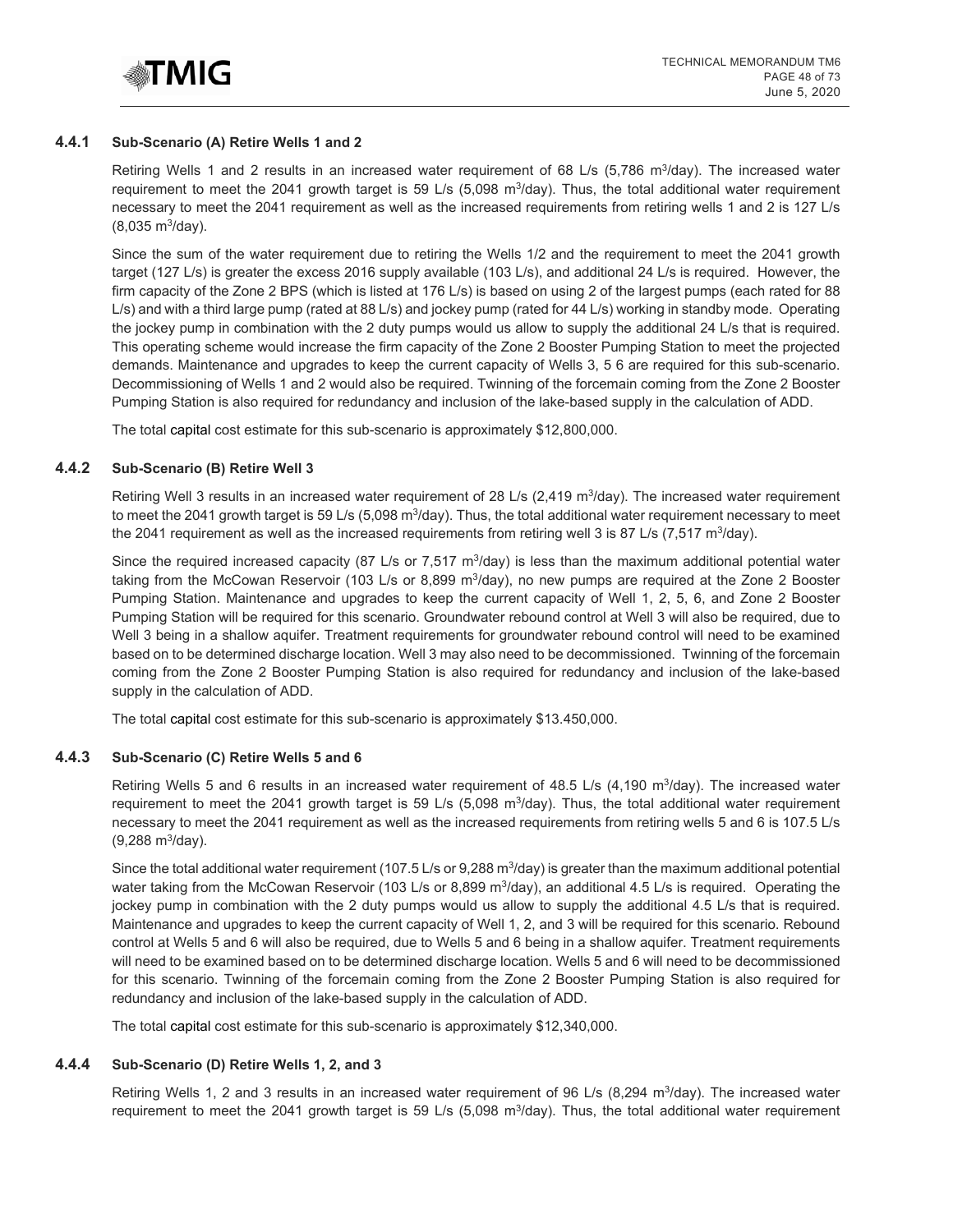### 4.4.1 Sub-Scenario (A) Retire Wells 1 and 2

Retiring Wells 1 and 2 results in an increased water requirement of 68 L/s (5,786 $m^3$/day). The increased water requirement to meet the 2041 growth target is 59 L/s (5,098 $m^3$/day). Thus, the total additional water requirement necessary to meet the 2041 requirement as well as the increased requirements from retiring wells 1 and 2 is 127 L/s (8,035 $m^3$/day).

Since the sum of the water requirement due to retiring the Wells 1/2 and the requirement to meet the 2041 growth target (127 L/s) is greater the excess 2016 supply available (103 L/s), and additional 24 L/s is required. However, the firm capacity of the Zone 2 BPS (which is listed at 176 L/s) is based on using 2 of the largest pumps (each rated for 88 L/s) and with a third large pump (rated at 88 L/s) and jockey pump (rated for 44 L/s) working in standby mode. Operating the jockey pump in combination with the 2 duty pumps would us allow to supply the additional 24 L/s that is required. This operating scheme would increase the firm capacity of the Zone 2 Booster Pumping Station to meet the projected demands. Maintenance and upgrades to keep the current capacity of Wells 3, 5 6 are required for this sub-scenario. Decommissioning of Wells 1 and 2 would also be required. Twinning of the forcemain coming from the Zone 2 Booster Pumping Station is also required for redundancy and inclusion of the lake-based supply in the calculation of ADD.

The total capital cost estimate for this sub-scenario is approximately $12,800,000.

### 4.4.2 Sub-Scenario (B) Retire Well 3

Retiring Well 3 results in an increased water requirement of 28 L/s (2,419 $m^3$/day). The increased water requirement to meet the 2041 growth target is 59 L/s (5,098 $m^3$/day). Thus, the total additional water requirement necessary to meet the 2041 requirement as well as the increased requirements from retiring well 3 is 87 L/s (7,517 $m^3$/day).

Since the required increased capacity (87 L/s or 7,517 $m^3$/day) is less than the maximum additional potential water taking from the McCowan Reservoir (103 L/s or 8,899 $m^3$/day), no new pumps are required at the Zone 2 Booster Pumping Station. Maintenance and upgrades to keep the current capacity of Well 1, 2, 5, 6, and Zone 2 Booster Pumping Station will be required for this scenario. Groundwater rebound control at Well 3 will also be required, due to Well 3 being in a shallow aquifer. Treatment requirements for groundwater rebound control will need to be examined based on to be determined discharge location. Well 3 may also need to be decommissioned. Twinning of the forcemain coming from the Zone 2 Booster Pumping Station is also required for redundancy and inclusion of the lake-based supply in the calculation of ADD.

The total capital cost estimate for this sub-scenario is approximately $13.450,000.

### 4.4.3 Sub-Scenario (C) Retire Wells 5 and 6

Retiring Wells 5 and 6 results in an increased water requirement of 48.5 L/s (4,190 $m^3$/day). The increased water requirement to meet the 2041 growth target is 59 L/s (5,098 $m^3$/day). Thus, the total additional water requirement necessary to meet the 2041 requirement as well as the increased requirements from retiring wells 5 and 6 is 107.5 L/s (9,288 $m^3$/day).

Since the total additional water requirement (107.5 L/s or 9,288 $m^3$/day) is greater than the maximum additional potential water taking from the McCowan Reservoir (103 L/s or 8,899 $m^3$/day), an additional 4.5 L/s is required. Operating the jockey pump in combination with the 2 duty pumps would us allow to supply the additional 4.5 L/s that is required. Maintenance and upgrades to keep the current capacity of Well 1, 2, and 3 will be required for this scenario. Rebound control at Wells 5 and 6 will also be required, due to Wells 5 and 6 being in a shallow aquifer. Treatment requirements will need to be examined based on to be determined discharge location. Wells 5 and 6 will need to be decommissioned for this scenario. Twinning of the forcemain coming from the Zone 2 Booster Pumping Station is also required for redundancy and inclusion of the lake-based supply in the calculation of ADD.

The total capital cost estimate for this sub-scenario is approximately $12,340,000.

### 4.4.4 Sub-Scenario (D) Retire Wells 1, 2, and 3

Retiring Wells 1, 2 and 3 results in an increased water requirement of 96 L/s (8,294 $m^3$/day). The increased water requirement to meet the 2041 growth target is 59 L/s (5,098 $m^3$/day). Thus, the total additional water requirement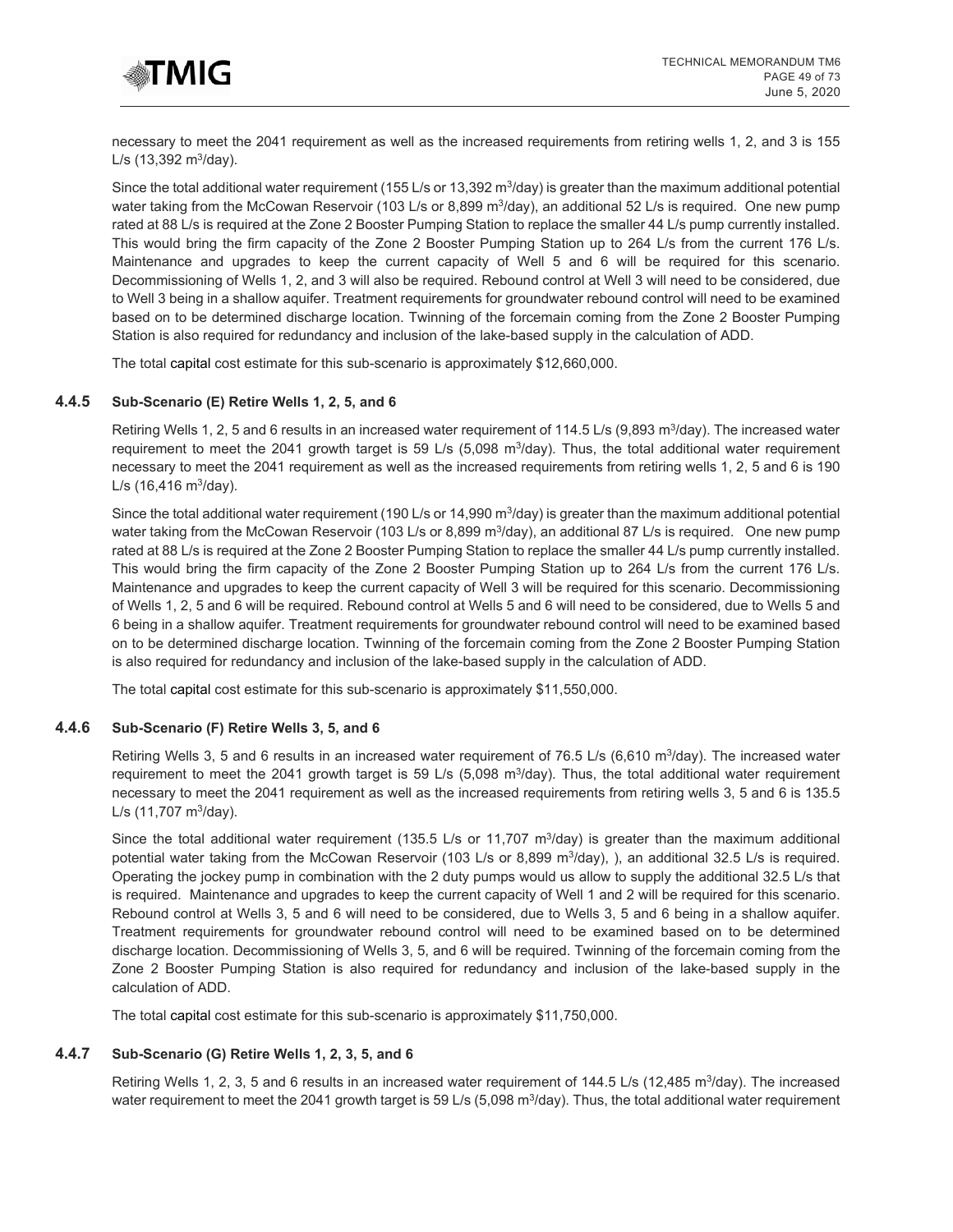necessary to meet the 2041 requirement as well as the increased requirements from retiring wells 1, 2, and 3 is 155 L/s (13,392 m$^3$/day).

Since the total additional water requirement (155 L/s or 13,392 m$^3$/day) is greater than the maximum additional potential water taking from the McCowan Reservoir (103 L/s or 8,899 m$^3$/day), an additional 52 L/s is required. One new pump rated at 88 L/s is required at the Zone 2 Booster Pumping Station to replace the smaller 44 L/s pump currently installed. This would bring the firm capacity of the Zone 2 Booster Pumping Station up to 264 L/s from the current 176 L/s. Maintenance and upgrades to keep the current capacity of Well 5 and 6 will be required for this scenario. Decommissioning of Wells 1, 2, and 3 will also be required. Rebound control at Well 3 will need to be considered, due to Well 3 being in a shallow aquifer. Treatment requirements for groundwater rebound control will need to be examined based on to be determined discharge location. Twinning of the forcemain coming from the Zone 2 Booster Pumping Station is also required for redundancy and inclusion of the lake-based supply in the calculation of ADD.

The total capital cost estimate for this sub-scenario is approximately $12,660,000.

### 4.4.5 Sub-Scenario (E) Retire Wells 1, 2, 5, and 6

Retiring Wells 1, 2, 5 and 6 results in an increased water requirement of 114.5 L/s (9,893 m$^3$/day). The increased water requirement to meet the 2041 growth target is 59 L/s (5,098 m$^3$/day). Thus, the total additional water requirement necessary to meet the 2041 requirement as well as the increased requirements from retiring wells 1, 2, 5 and 6 is 190 L/s (16,416 m$^3$/day).

Since the total additional water requirement (190 L/s or 14,990 m$^3$/day) is greater than the maximum additional potential water taking from the McCowan Reservoir (103 L/s or 8,899 m$^3$/day), an additional 87 L/s is required. One new pump rated at 88 L/s is required at the Zone 2 Booster Pumping Station to replace the smaller 44 L/s pump currently installed. This would bring the firm capacity of the Zone 2 Booster Pumping Station up to 264 L/s from the current 176 L/s. Maintenance and upgrades to keep the current capacity of Well 3 will be required for this scenario. Decommissioning of Wells 1, 2, 5 and 6 will be required. Rebound control at Wells 5 and 6 will need to be considered, due to Wells 5 and 6 being in a shallow aquifer. Treatment requirements for groundwater rebound control will need to be examined based on to be determined discharge location. Twinning of the forcemain coming from the Zone 2 Booster Pumping Station is also required for redundancy and inclusion of the lake-based supply in the calculation of ADD.

The total capital cost estimate for this sub-scenario is approximately $11,550,000.

### 4.4.6 Sub-Scenario (F) Retire Wells 3, 5, and 6

Retiring Wells 3, 5 and 6 results in an increased water requirement of 76.5 L/s (6,610 m$^3$/day). The increased water requirement to meet the 2041 growth target is 59 L/s (5,098 m$^3$/day). Thus, the total additional water requirement necessary to meet the 2041 requirement as well as the increased requirements from retiring wells 3, 5 and 6 is 135.5 L/s (11,707 m$^3$/day).

Since the total additional water requirement (135.5 L/s or 11,707 m$^3$/day) is greater than the maximum additional potential water taking from the McCowan Reservoir (103 L/s or 8,899 m$^3$/day), ), an additional 32.5 L/s is required. Operating the jockey pump in combination with the 2 duty pumps would us allow to supply the additional 32.5 L/s that is required. Maintenance and upgrades to keep the current capacity of Well 1 and 2 will be required for this scenario. Rebound control at Wells 3, 5 and 6 will need to be considered, due to Wells 3, 5 and 6 being in a shallow aquifer. Treatment requirements for groundwater rebound control will need to be examined based on to be determined discharge location. Decommissioning of Wells 3, 5, and 6 will be required. Twinning of the forcemain coming from the Zone 2 Booster Pumping Station is also required for redundancy and inclusion of the lake-based supply in the calculation of ADD.

The total capital cost estimate for this sub-scenario is approximately $11,750,000.

### 4.4.7 Sub-Scenario (G) Retire Wells 1, 2, 3, 5, and 6

Retiring Wells 1, 2, 3, 5 and 6 results in an increased water requirement of 144.5 L/s (12,485 m$^3$/day). The increased water requirement to meet the 2041 growth target is 59 L/s (5,098 m$^3$/day). Thus, the total additional water requirement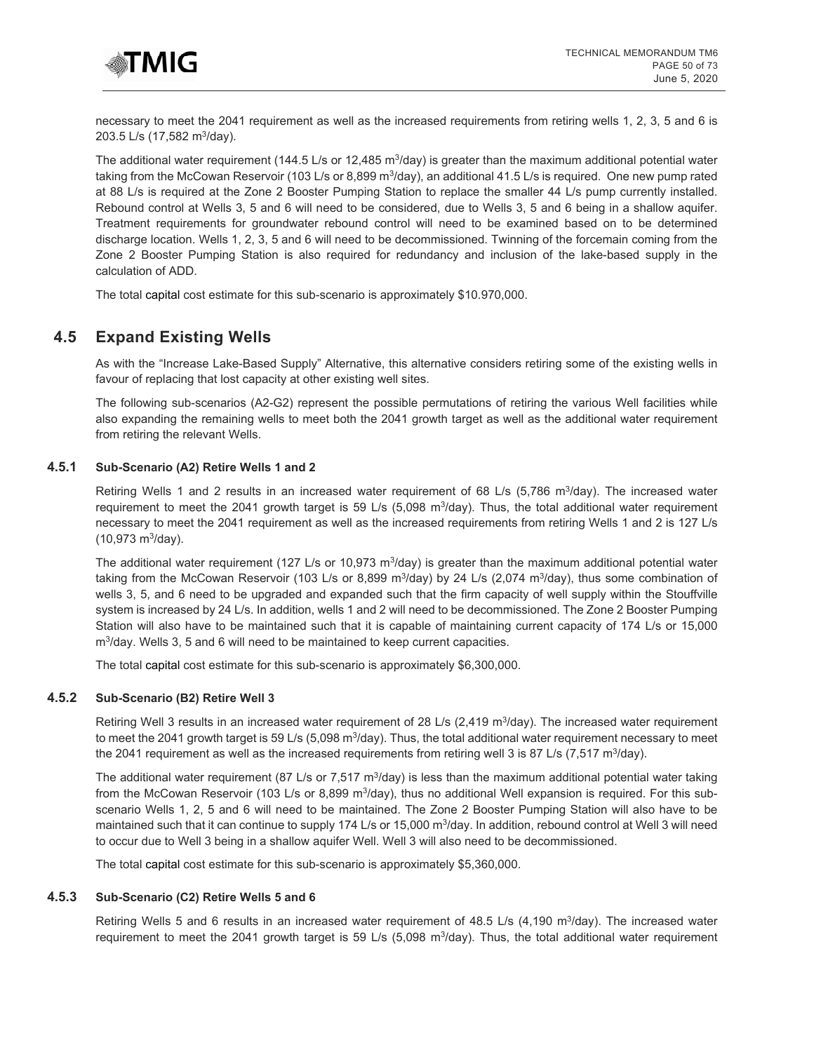necessary to meet the 2041 requirement as well as the increased requirements from retiring wells 1, 2, 3, 5 and 6 is 203.5 L/s (17,582 $m^3$/day).

The additional water requirement (144.5 L/s or 12,485 $m^3$/day) is greater than the maximum additional potential water taking from the McCowan Reservoir (103 L/s or 8,899 $m^3$/day), an additional 41.5 L/s is required. One new pump rated at 88 L/s is required at the Zone 2 Booster Pumping Station to replace the smaller 44 L/s pump currently installed. Rebound control at Wells 3, 5 and 6 will need to be considered, due to Wells 3, 5 and 6 being in a shallow aquifer. Treatment requirements for groundwater rebound control will need to be examined based on to be determined discharge location. Wells 1, 2, 3, 5 and 6 will need to be decommissioned. Twinning of the forcemain coming from the Zone 2 Booster Pumping Station is also required for redundancy and inclusion of the lake-based supply in the calculation of ADD.

The total capital cost estimate for this sub-scenario is approximately $10.970,000.

## 4.5 Expand Existing Wells

As with the "Increase Lake-Based Supply" Alternative, this alternative considers retiring some of the existing wells in favour of replacing that lost capacity at other existing well sites.

The following sub-scenarios (A2-G2) represent the possible permutations of retiring the various Well facilities while also expanding the remaining wells to meet both the 2041 growth target as well as the additional water requirement from retiring the relevant Wells.

### 4.5.1 Sub-Scenario (A2) Retire Wells 1 and 2

Retiring Wells 1 and 2 results in an increased water requirement of 68 L/s (5,786 $m^3$/day). The increased water requirement to meet the 2041 growth target is 59 L/s (5,098 $m^3$/day). Thus, the total additional water requirement necessary to meet the 2041 requirement as well as the increased requirements from retiring Wells 1 and 2 is 127 L/s (10,973 $m^3$/day).

The additional water requirement (127 L/s or 10,973 $m^3$/day) is greater than the maximum additional potential water taking from the McCowan Reservoir (103 L/s or 8,899 $m^3$/day) by 24 L/s (2,074 $m^3$/day), thus some combination of wells 3, 5, and 6 need to be upgraded and expanded such that the firm capacity of well supply within the Stouffville system is increased by 24 L/s. In addition, wells 1 and 2 will need to be decommissioned. The Zone 2 Booster Pumping Station will also have to be maintained such that it is capable of maintaining current capacity of 174 L/s or 15,000 $m^3$/day. Wells 3, 5 and 6 will need to be maintained to keep current capacities.

The total capital cost estimate for this sub-scenario is approximately $6,300,000.

### 4.5.2 Sub-Scenario (B2) Retire Well 3

Retiring Well 3 results in an increased water requirement of 28 L/s (2,419 $m^3$/day). The increased water requirement to meet the 2041 growth target is 59 L/s (5,098 $m^3$/day). Thus, the total additional water requirement necessary to meet the 2041 requirement as well as the increased requirements from retiring well 3 is 87 L/s (7,517 $m^3$/day).

The additional water requirement (87 L/s or 7,517 $m^3$/day) is less than the maximum additional potential water taking from the McCowan Reservoir (103 L/s or 8,899 $m^3$/day), thus no additional Well expansion is required. For this sub-scenario Wells 1, 2, 5 and 6 will need to be maintained. The Zone 2 Booster Pumping Station will also have to be maintained such that it can continue to supply 174 L/s or 15,000 $m^3$/day. In addition, rebound control at Well 3 will need to occur due to Well 3 being in a shallow aquifer Well. Well 3 will also need to be decommissioned.

The total capital cost estimate for this sub-scenario is approximately $5,360,000.

### 4.5.3 Sub-Scenario (C2) Retire Wells 5 and 6

Retiring Wells 5 and 6 results in an increased water requirement of 48.5 L/s (4,190 $m^3$/day). The increased water requirement to meet the 2041 growth target is 59 L/s (5,098 $m^3$/day). Thus, the total additional water requirement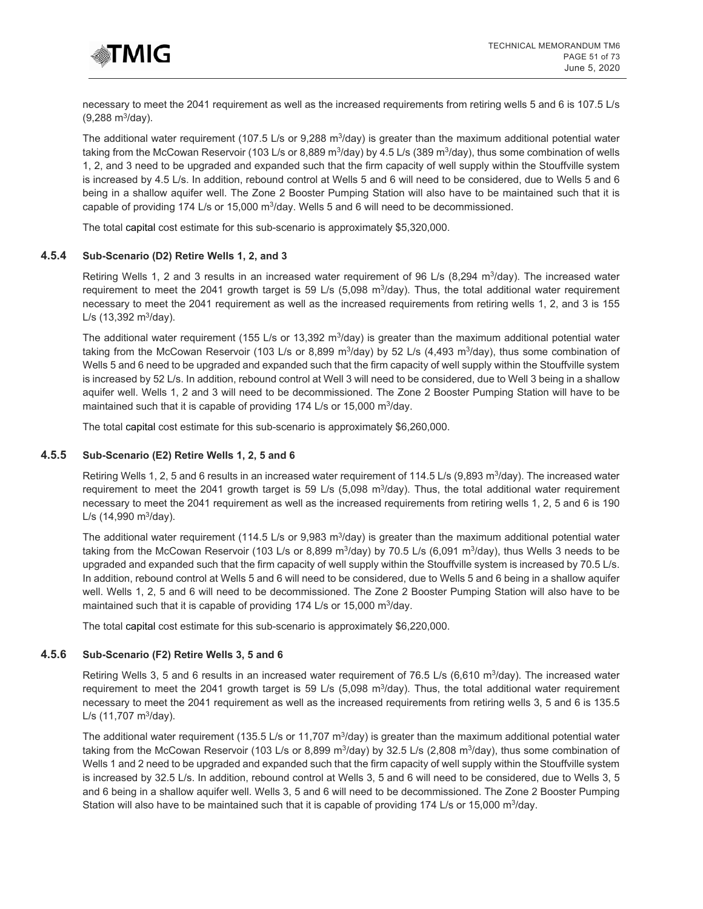necessary to meet the 2041 requirement as well as the increased requirements from retiring wells 5 and 6 is 107.5 L/s (9,288 m$^3$/day).

The additional water requirement (107.5 L/s or 9,288 m$^3$/day) is greater than the maximum additional potential water taking from the McCowan Reservoir (103 L/s or 8,889 m$^3$/day) by 4.5 L/s (389 m$^3$/day), thus some combination of wells 1, 2, and 3 need to be upgraded and expanded such that the firm capacity of well supply within the Stouffville system is increased by 4.5 L/s. In addition, rebound control at Wells 5 and 6 will need to be considered, due to Wells 5 and 6 being in a shallow aquifer well. The Zone 2 Booster Pumping Station will also have to be maintained such that it is capable of providing 174 L/s or 15,000 m$^3$/day. Wells 5 and 6 will need to be decommissioned.

The total capital cost estimate for this sub-scenario is approximately $5,320,000.

### 4.5.4 Sub-Scenario (D2) Retire Wells 1, 2, and 3

Retiring Wells 1, 2 and 3 results in an increased water requirement of 96 L/s (8,294 m$^3$/day). The increased water requirement to meet the 2041 growth target is 59 L/s (5,098 m$^3$/day). Thus, the total additional water requirement necessary to meet the 2041 requirement as well as the increased requirements from retiring wells 1, 2, and 3 is 155 L/s (13,392 m$^3$/day).

The additional water requirement (155 L/s or 13,392 m$^3$/day) is greater than the maximum additional potential water taking from the McCowan Reservoir (103 L/s or 8,899 m$^3$/day) by 52 L/s (4,493 m$^3$/day), thus some combination of Wells 5 and 6 need to be upgraded and expanded such that the firm capacity of well supply within the Stouffville system is increased by 52 L/s. In addition, rebound control at Well 3 will need to be considered, due to Well 3 being in a shallow aquifer well. Wells 1, 2 and 3 will need to be decommissioned. The Zone 2 Booster Pumping Station will have to be maintained such that it is capable of providing 174 L/s or 15,000 m$^3$/day.

The total capital cost estimate for this sub-scenario is approximately $6,260,000.

### 4.5.5 Sub-Scenario (E2) Retire Wells 1, 2, 5 and 6

Retiring Wells 1, 2, 5 and 6 results in an increased water requirement of 114.5 L/s (9,893 m$^3$/day). The increased water requirement to meet the 2041 growth target is 59 L/s (5,098 m$^3$/day). Thus, the total additional water requirement necessary to meet the 2041 requirement as well as the increased requirements from retiring wells 1, 2, 5 and 6 is 190 L/s (14,990 m$^3$/day).

The additional water requirement (114.5 L/s or 9,983 m$^3$/day) is greater than the maximum additional potential water taking from the McCowan Reservoir (103 L/s or 8,899 m$^3$/day) by 70.5 L/s (6,091 m$^3$/day), thus Wells 3 needs to be upgraded and expanded such that the firm capacity of well supply within the Stouffville system is increased by 70.5 L/s. In addition, rebound control at Wells 5 and 6 will need to be considered, due to Wells 5 and 6 being in a shallow aquifer well. Wells 1, 2, 5 and 6 will need to be decommissioned. The Zone 2 Booster Pumping Station will also have to be maintained such that it is capable of providing 174 L/s or 15,000 m$^3$/day.

The total capital cost estimate for this sub-scenario is approximately $6,220,000.

### 4.5.6 Sub-Scenario (F2) Retire Wells 3, 5 and 6

Retiring Wells 3, 5 and 6 results in an increased water requirement of 76.5 L/s (6,610 m$^3$/day). The increased water requirement to meet the 2041 growth target is 59 L/s (5,098 m$^3$/day). Thus, the total additional water requirement necessary to meet the 2041 requirement as well as the increased requirements from retiring wells 3, 5 and 6 is 135.5 L/s (11,707 m$^3$/day).

The additional water requirement (135.5 L/s or 11,707 m$^3$/day) is greater than the maximum additional potential water taking from the McCowan Reservoir (103 L/s or 8,899 m$^3$/day) by 32.5 L/s (2,808 m$^3$/day), thus some combination of Wells 1 and 2 need to be upgraded and expanded such that the firm capacity of well supply within the Stouffville system is increased by 32.5 L/s. In addition, rebound control at Wells 3, 5 and 6 will need to be considered, due to Wells 3, 5 and 6 being in a shallow aquifer well. Wells 3, 5 and 6 will need to be decommissioned. The Zone 2 Booster Pumping Station will also have to be maintained such that it is capable of providing 174 L/s or 15,000 m$^3$/day.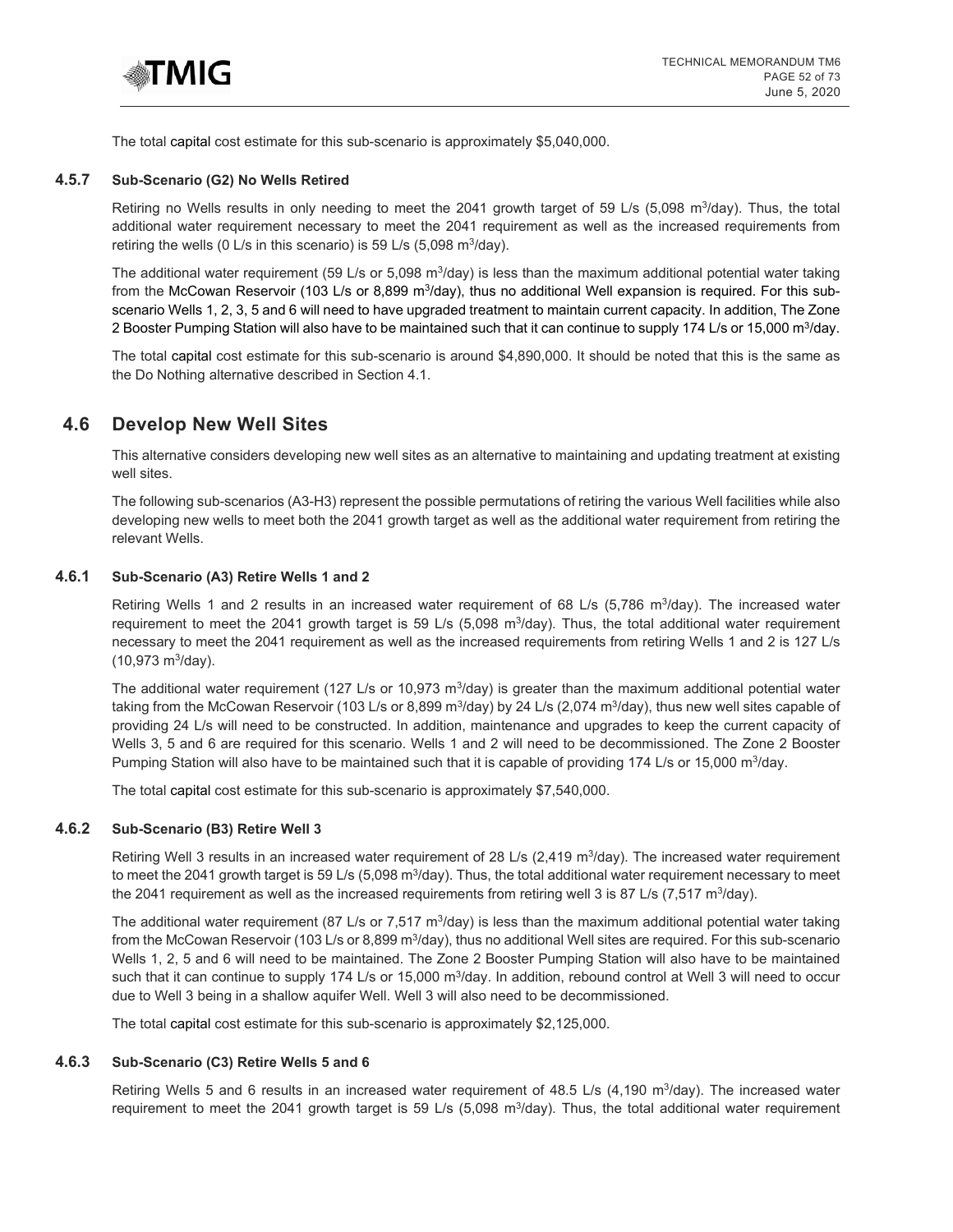The total capital cost estimate for this sub-scenario is approximately $5,040,000.

### 4.5.7 Sub-Scenario (G2) No Wells Retired

Retiring no Wells results in only needing to meet the 2041 growth target of 59 L/s (5,098 $m^3$/day). Thus, the total additional water requirement necessary to meet the 2041 requirement as well as the increased requirements from retiring the wells (0 L/s in this scenario) is 59 L/s (5,098 $m^3$/day).

The additional water requirement (59 L/s or 5,098 $m^3$/day) is less than the maximum additional potential water taking from the McCowan Reservoir (103 L/s or 8,899 $m^3$/day), thus no additional Well expansion is required. For this sub-scenario Wells 1, 2, 3, 5 and 6 will need to have upgraded treatment to maintain current capacity. In addition, The Zone 2 Booster Pumping Station will also have to be maintained such that it can continue to supply 174 L/s or 15,000 $m^3$/day.

The total capital cost estimate for this sub-scenario is around $4,890,000. It should be noted that this is the same as the Do Nothing alternative described in Section 4.1.

## 4.6 Develop New Well Sites

This alternative considers developing new well sites as an alternative to maintaining and updating treatment at existing well sites.

The following sub-scenarios (A3-H3) represent the possible permutations of retiring the various Well facilities while also developing new wells to meet both the 2041 growth target as well as the additional water requirement from retiring the relevant Wells.

### 4.6.1 Sub-Scenario (A3) Retire Wells 1 and 2

Retiring Wells 1 and 2 results in an increased water requirement of 68 L/s (5,786 $m^3$/day). The increased water requirement to meet the 2041 growth target is 59 L/s (5,098 $m^3$/day). Thus, the total additional water requirement necessary to meet the 2041 requirement as well as the increased requirements from retiring Wells 1 and 2 is 127 L/s (10,973 $m^3$/day).

The additional water requirement (127 L/s or 10,973 $m^3$/day) is greater than the maximum additional potential water taking from the McCowan Reservoir (103 L/s or 8,899 $m^3$/day) by 24 L/s (2,074 $m^3$/day), thus new well sites capable of providing 24 L/s will need to be constructed. In addition, maintenance and upgrades to keep the current capacity of Wells 3, 5 and 6 are required for this scenario. Wells 1 and 2 will need to be decommissioned. The Zone 2 Booster Pumping Station will also have to be maintained such that it is capable of providing 174 L/s or 15,000 $m^3$/day.

The total capital cost estimate for this sub-scenario is approximately $7,540,000.

### 4.6.2 Sub-Scenario (B3) Retire Well 3

Retiring Well 3 results in an increased water requirement of 28 L/s (2,419 $m^3$/day). The increased water requirement to meet the 2041 growth target is 59 L/s (5,098 $m^3$/day). Thus, the total additional water requirement necessary to meet the 2041 requirement as well as the increased requirements from retiring well 3 is 87 L/s (7,517 $m^3$/day).

The additional water requirement (87 L/s or 7,517 $m^3$/day) is less than the maximum additional potential water taking from the McCowan Reservoir (103 L/s or 8,899 $m^3$/day), thus no additional Well sites are required. For this sub-scenario Wells 1, 2, 5 and 6 will need to be maintained. The Zone 2 Booster Pumping Station will also have to be maintained such that it can continue to supply 174 L/s or 15,000 $m^3$/day. In addition, rebound control at Well 3 will need to occur due to Well 3 being in a shallow aquifer Well. Well 3 will also need to be decommissioned.

The total capital cost estimate for this sub-scenario is approximately $2,125,000.

### 4.6.3 Sub-Scenario (C3) Retire Wells 5 and 6

Retiring Wells 5 and 6 results in an increased water requirement of 48.5 L/s (4,190 $m^3$/day). The increased water requirement to meet the 2041 growth target is 59 L/s (5,098 $m^3$/day). Thus, the total additional water requirement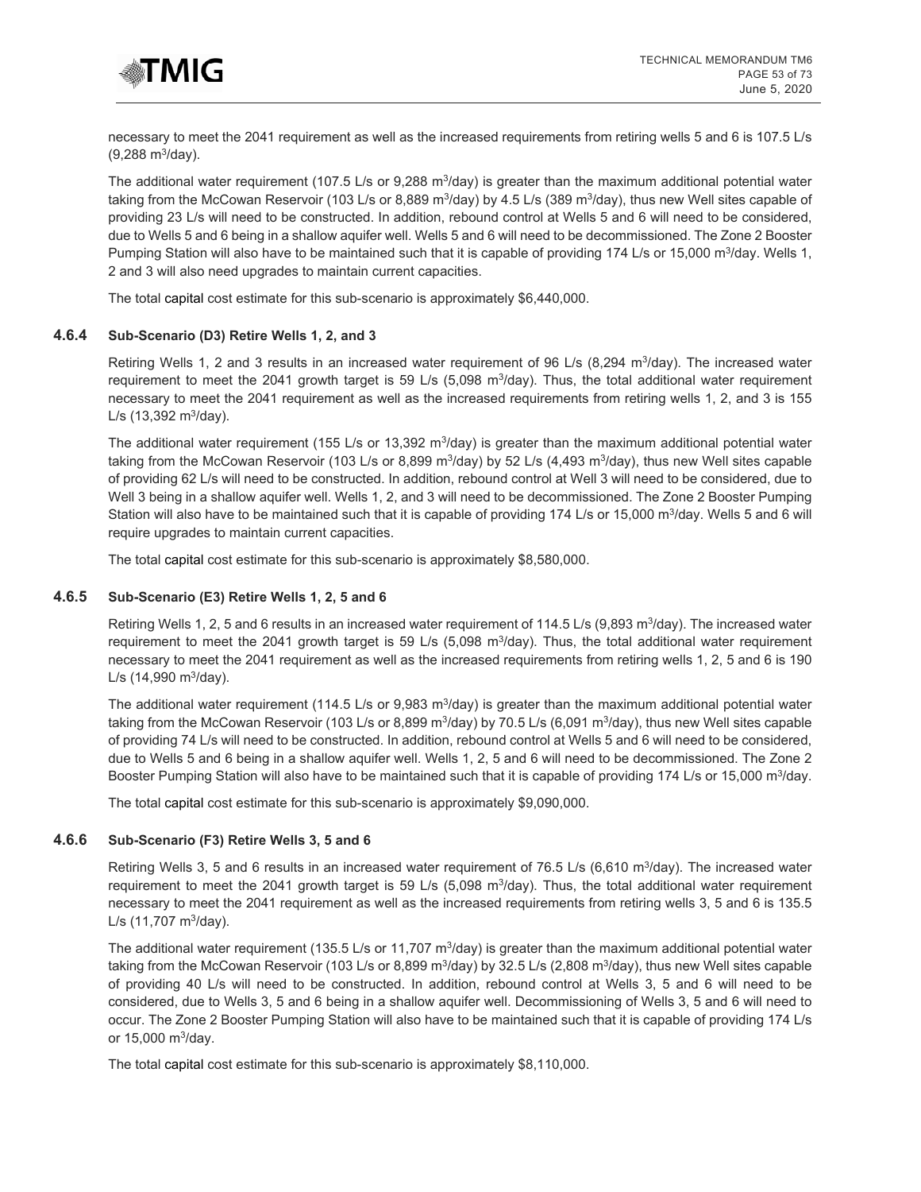necessary to meet the 2041 requirement as well as the increased requirements from retiring wells 5 and 6 is 107.5 L/s (9,288 $m^3$/day).

The additional water requirement (107.5 L/s or 9,288 $m^3$/day) is greater than the maximum additional potential water taking from the McCowan Reservoir (103 L/s or 8,889 $m^3$/day) by 4.5 L/s (389 $m^3$/day), thus new Well sites capable of providing 23 L/s will need to be constructed. In addition, rebound control at Wells 5 and 6 will need to be considered, due to Wells 5 and 6 being in a shallow aquifer well. Wells 5 and 6 will need to be decommissioned. The Zone 2 Booster Pumping Station will also have to be maintained such that it is capable of providing 174 L/s or 15,000 $m^3$/day. Wells 1, 2 and 3 will also need upgrades to maintain current capacities.

The total capital cost estimate for this sub-scenario is approximately $6,440,000.

### 4.6.4 Sub-Scenario (D3) Retire Wells 1, 2, and 3

Retiring Wells 1, 2 and 3 results in an increased water requirement of 96 L/s (8,294 $m^3$/day). The increased water requirement to meet the 2041 growth target is 59 L/s (5,098 $m^3$/day). Thus, the total additional water requirement necessary to meet the 2041 requirement as well as the increased requirements from retiring wells 1, 2, and 3 is 155 L/s (13,392 $m^3$/day).

The additional water requirement (155 L/s or 13,392 $m^3$/day) is greater than the maximum additional potential water taking from the McCowan Reservoir (103 L/s or 8,899 $m^3$/day) by 52 L/s (4,493 $m^3$/day), thus new Well sites capable of providing 62 L/s will need to be constructed. In addition, rebound control at Well 3 will need to be considered, due to Well 3 being in a shallow aquifer well. Wells 1, 2, and 3 will need to be decommissioned. The Zone 2 Booster Pumping Station will also have to be maintained such that it is capable of providing 174 L/s or 15,000 $m^3$/day. Wells 5 and 6 will require upgrades to maintain current capacities.

The total capital cost estimate for this sub-scenario is approximately $8,580,000.

### 4.6.5 Sub-Scenario (E3) Retire Wells 1, 2, 5 and 6

Retiring Wells 1, 2, 5 and 6 results in an increased water requirement of 114.5 L/s (9,893 $m^3$/day). The increased water requirement to meet the 2041 growth target is 59 L/s (5,098 $m^3$/day). Thus, the total additional water requirement necessary to meet the 2041 requirement as well as the increased requirements from retiring wells 1, 2, 5 and 6 is 190 L/s (14,990 $m^3$/day).

The additional water requirement (114.5 L/s or 9,983 $m^3$/day) is greater than the maximum additional potential water taking from the McCowan Reservoir (103 L/s or 8,899 $m^3$/day) by 70.5 L/s (6,091 $m^3$/day), thus new Well sites capable of providing 74 L/s will need to be constructed. In addition, rebound control at Wells 5 and 6 will need to be considered, due to Wells 5 and 6 being in a shallow aquifer well. Wells 1, 2, 5 and 6 will need to be decommissioned. The Zone 2 Booster Pumping Station will also have to be maintained such that it is capable of providing 174 L/s or 15,000 $m^3$/day.

The total capital cost estimate for this sub-scenario is approximately $9,090,000.

### 4.6.6 Sub-Scenario (F3) Retire Wells 3, 5 and 6

Retiring Wells 3, 5 and 6 results in an increased water requirement of 76.5 L/s (6,610 $m^3$/day). The increased water requirement to meet the 2041 growth target is 59 L/s (5,098 $m^3$/day). Thus, the total additional water requirement necessary to meet the 2041 requirement as well as the increased requirements from retiring wells 3, 5 and 6 is 135.5 L/s (11,707 $m^3$/day).

The additional water requirement (135.5 L/s or 11,707 $m^3$/day) is greater than the maximum additional potential water taking from the McCowan Reservoir (103 L/s or 8,899 $m^3$/day) by 32.5 L/s (2,808 $m^3$/day), thus new Well sites capable of providing 40 L/s will need to be constructed. In addition, rebound control at Wells 3, 5 and 6 will need to be considered, due to Wells 3, 5 and 6 being in a shallow aquifer well. Decommissioning of Wells 3, 5 and 6 will need to occur. The Zone 2 Booster Pumping Station will also have to be maintained such that it is capable of providing 174 L/s or 15,000 $m^3$/day.

The total capital cost estimate for this sub-scenario is approximately $8,110,000.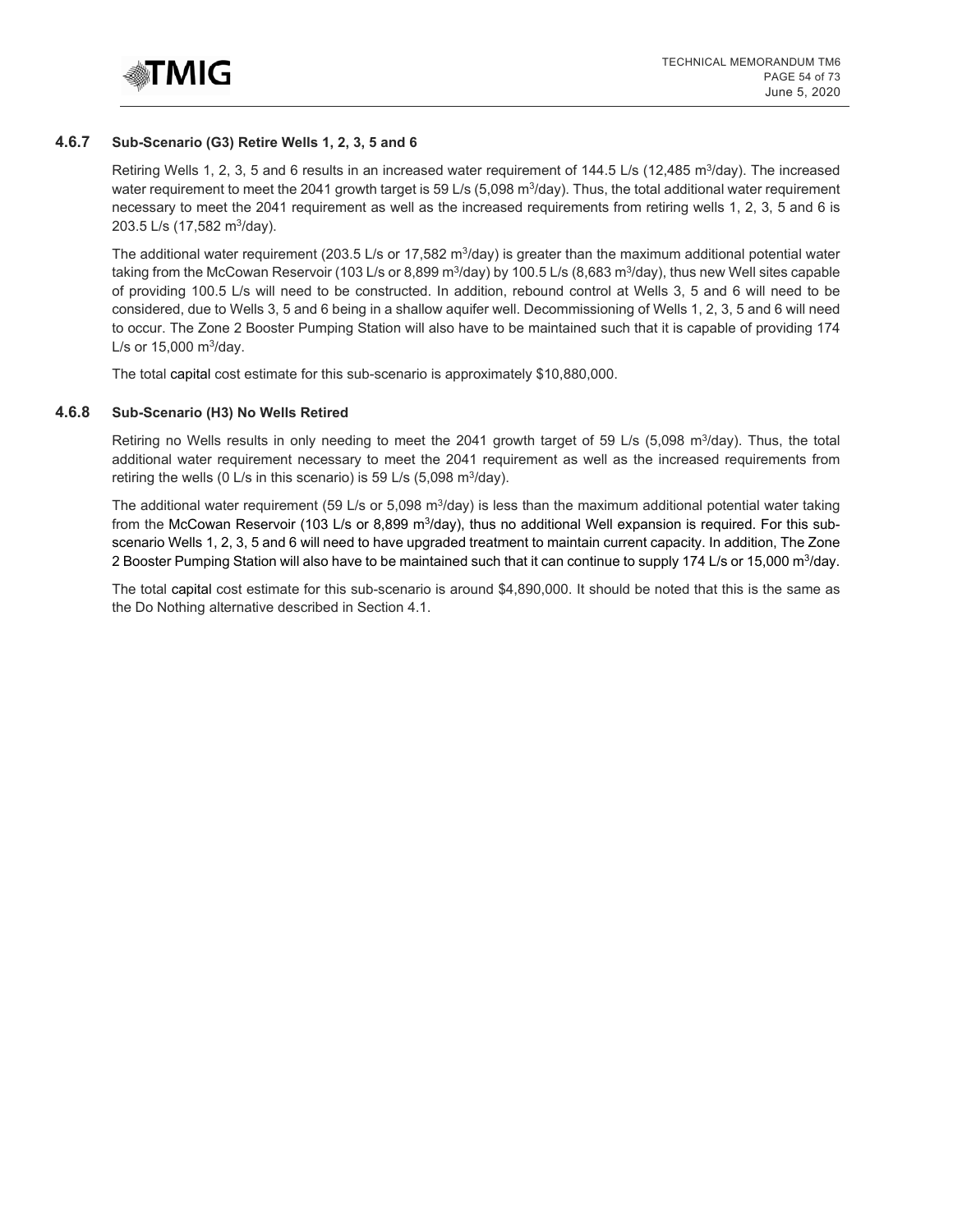### 4.6.7 Sub-Scenario (G3) Retire Wells 1, 2, 3, 5 and 6

Retiring Wells 1, 2, 3, 5 and 6 results in an increased water requirement of 144.5 L/s (12,485 $m^3$/day). The increased water requirement to meet the 2041 growth target is 59 L/s (5,098 $m^3$/day). Thus, the total additional water requirement necessary to meet the 2041 requirement as well as the increased requirements from retiring wells 1, 2, 3, 5 and 6 is 203.5 L/s (17,582 $m^3$/day).

The additional water requirement (203.5 L/s or 17,582 $m^3$/day) is greater than the maximum additional potential water taking from the McCowan Reservoir (103 L/s or 8,899 $m^3$/day) by 100.5 L/s (8,683 $m^3$/day), thus new Well sites capable of providing 100.5 L/s will need to be constructed. In addition, rebound control at Wells 3, 5 and 6 will need to be considered, due to Wells 3, 5 and 6 being in a shallow aquifer well. Decommissioning of Wells 1, 2, 3, 5 and 6 will need to occur. The Zone 2 Booster Pumping Station will also have to be maintained such that it is capable of providing 174 L/s or 15,000 $m^3$/day.

The total capital cost estimate for this sub-scenario is approximately $10,880,000.

### 4.6.8 Sub-Scenario (H3) No Wells Retired

Retiring no Wells results in only needing to meet the 2041 growth target of 59 L/s (5,098 $m^3$/day). Thus, the total additional water requirement necessary to meet the 2041 requirement as well as the increased requirements from retiring the wells (0 L/s in this scenario) is 59 L/s (5,098 $m^3$/day).

The additional water requirement (59 L/s or 5,098 $m^3$/day) is less than the maximum additional potential water taking from the McCowan Reservoir (103 L/s or 8,899 $m^3$/day), thus no additional Well expansion is required. For this sub-scenario Wells 1, 2, 3, 5 and 6 will need to have upgraded treatment to maintain current capacity. In addition, The Zone 2 Booster Pumping Station will also have to be maintained such that it can continue to supply 174 L/s or 15,000 $m^3$/day.

The total capital cost estimate for this sub-scenario is around $4,890,000. It should be noted that this is the same as the Do Nothing alternative described in Section 4.1.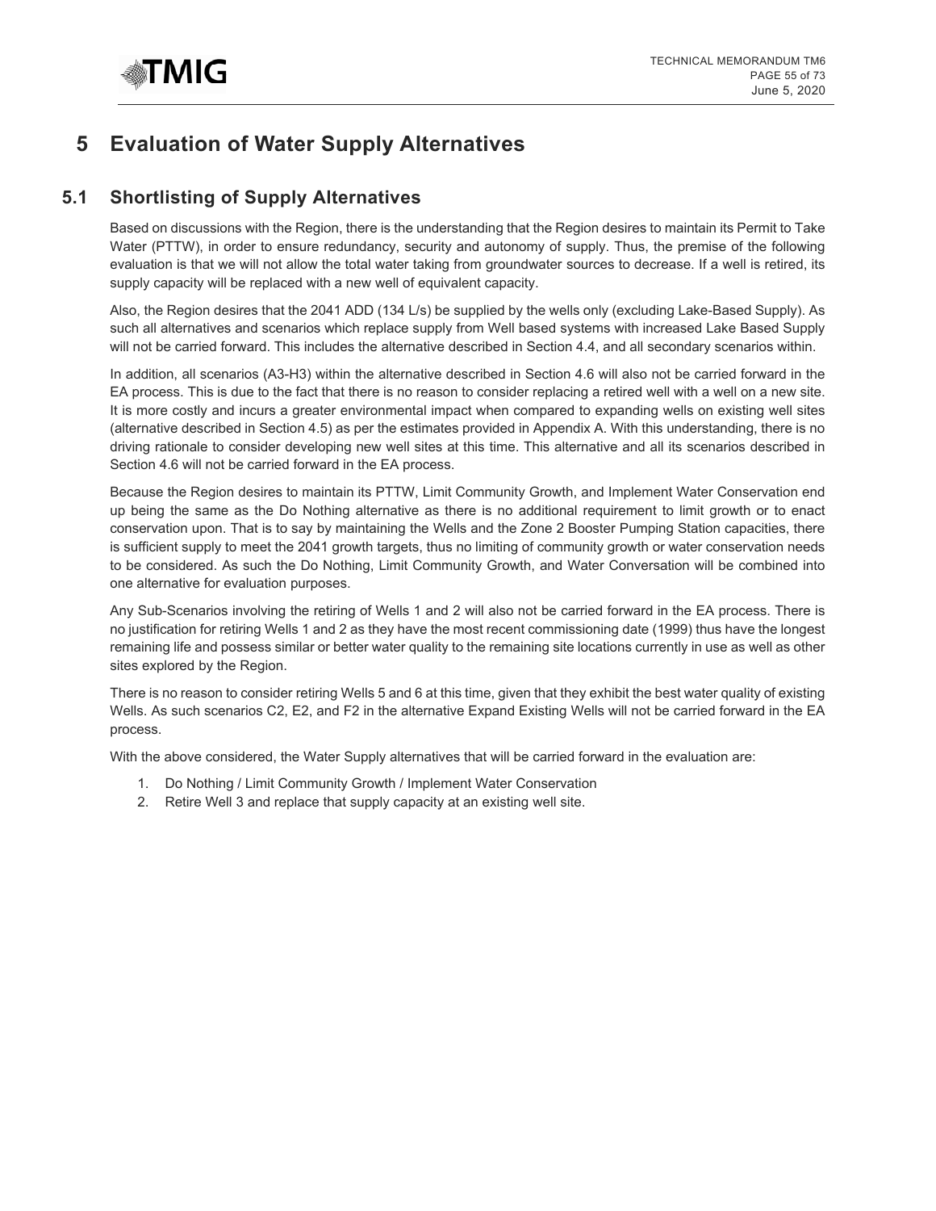# 5 Evaluation of Water Supply Alternatives

## 5.1 Shortlisting of Supply Alternatives

Based on discussions with the Region, there is the understanding that the Region desires to maintain its Permit to Take Water (PTTW), in order to ensure redundancy, security and autonomy of supply. Thus, the premise of the following evaluation is that we will not allow the total water taking from groundwater sources to decrease. If a well is retired, its supply capacity will be replaced with a new well of equivalent capacity.

Also, the Region desires that the 2041 ADD (134 L/s) be supplied by the wells only (excluding Lake-Based Supply). As such all alternatives and scenarios which replace supply from Well based systems with increased Lake Based Supply will not be carried forward. This includes the alternative described in Section 4.4, and all secondary scenarios within.

In addition, all scenarios (A3-H3) within the alternative described in Section 4.6 will also not be carried forward in the EA process. This is due to the fact that there is no reason to consider replacing a retired well with a well on a new site. It is more costly and incurs a greater environmental impact when compared to expanding wells on existing well sites (alternative described in Section 4.5) as per the estimates provided in Appendix A. With this understanding, there is no driving rationale to consider developing new well sites at this time. This alternative and all its scenarios described in Section 4.6 will not be carried forward in the EA process.

Because the Region desires to maintain its PTTW, Limit Community Growth, and Implement Water Conservation end up being the same as the Do Nothing alternative as there is no additional requirement to limit growth or to enact conservation upon. That is to say by maintaining the Wells and the Zone 2 Booster Pumping Station capacities, there is sufficient supply to meet the 2041 growth targets, thus no limiting of community growth or water conservation needs to be considered. As such the Do Nothing, Limit Community Growth, and Water Conversation will be combined into one alternative for evaluation purposes.

Any Sub-Scenarios involving the retiring of Wells 1 and 2 will also not be carried forward in the EA process. There is no justification for retiring Wells 1 and 2 as they have the most recent commissioning date (1999) thus have the longest remaining life and possess similar or better water quality to the remaining site locations currently in use as well as other sites explored by the Region.

There is no reason to consider retiring Wells 5 and 6 at this time, given that they exhibit the best water quality of existing Wells. As such scenarios C2, E2, and F2 in the alternative Expand Existing Wells will not be carried forward in the EA process.

With the above considered, the Water Supply alternatives that will be carried forward in the evaluation are:

1. Do Nothing / Limit Community Growth / Implement Water Conservation
2. Retire Well 3 and replace that supply capacity at an existing well site.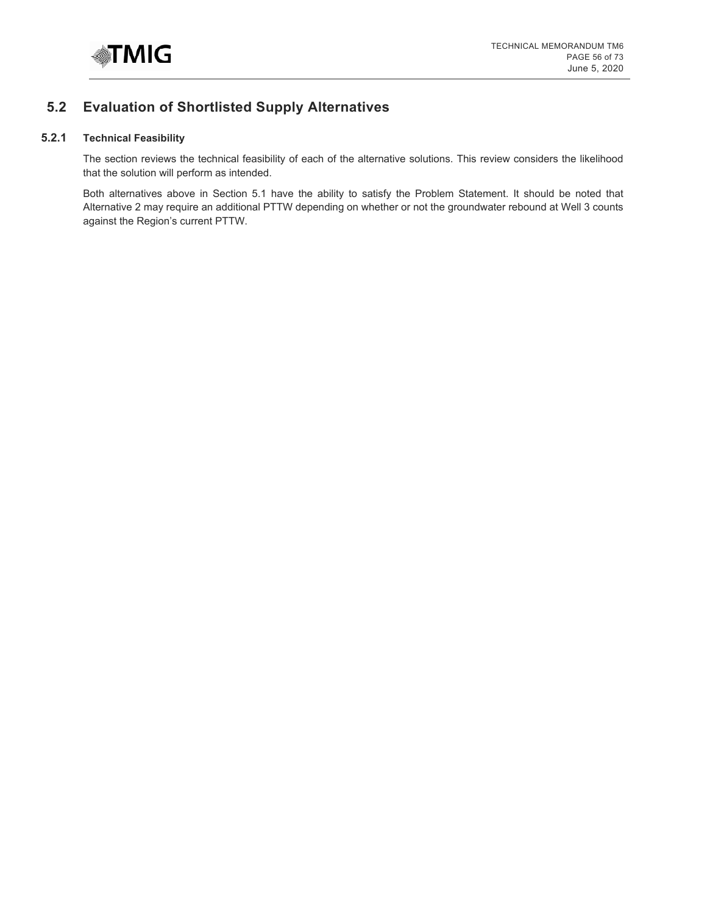## 5.2 Evaluation of Shortlisted Supply Alternatives

### 5.2.1 Technical Feasibility

The section reviews the technical feasibility of each of the alternative solutions. This review considers the likelihood that the solution will perform as intended.

Both alternatives above in Section 5.1 have the ability to satisfy the Problem Statement. It should be noted that Alternative 2 may require an additional PTTW depending on whether or not the groundwater rebound at Well 3 counts against the Region's current PTTW.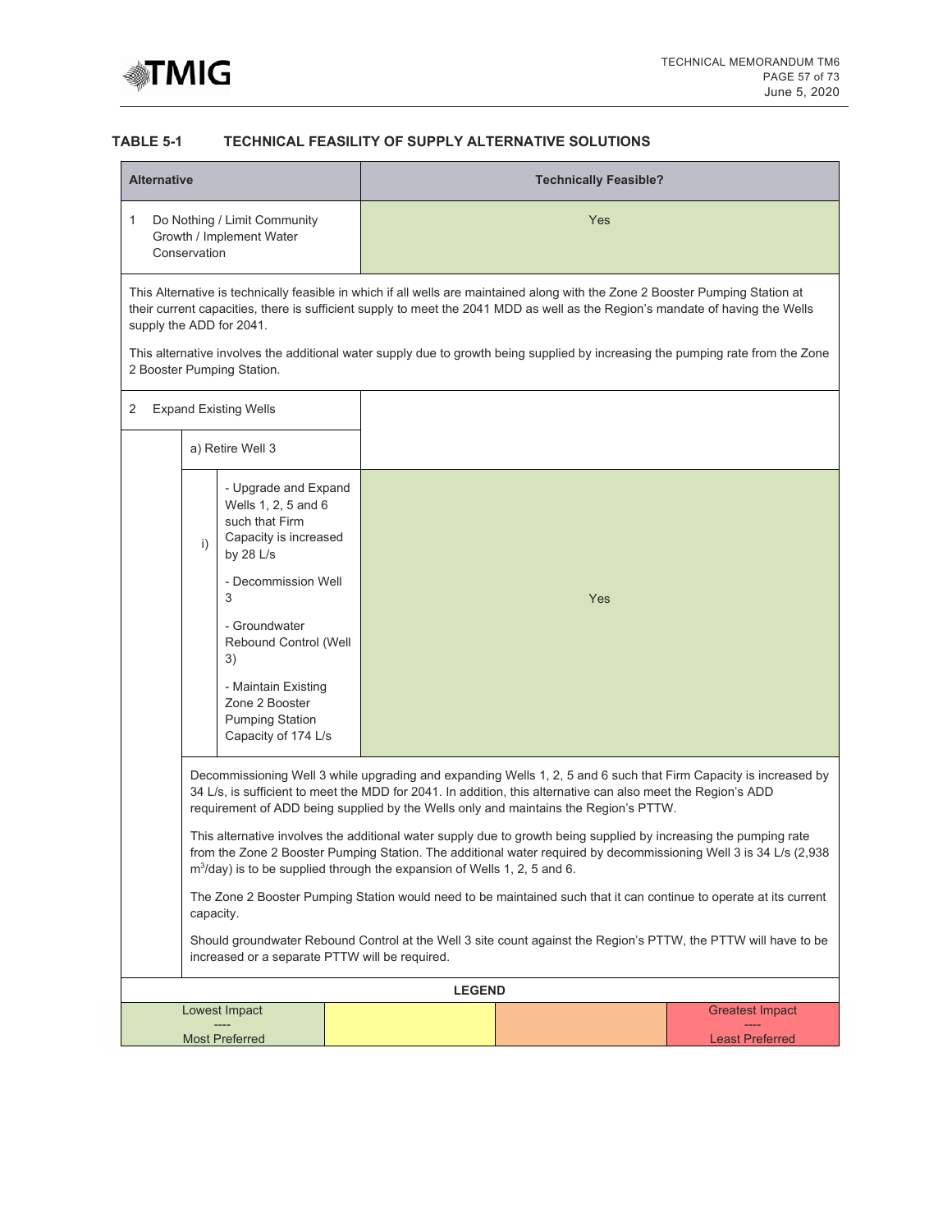### TABLE 5-1 TECHNICAL FEASILITY OF SUPPLY ALTERNATIVE SOLUTIONS

| Alternative | | | Technically Feasible? |
|---|---|---|---|
| 1 Do Nothing / Limit Community Growth / Implement Water Conservation | | | Yes |
| This Alternative is technically feasible in which if all wells are maintained along with the Zone 2 Booster Pumping Station at their current capacities, there is sufficient supply to meet the 2041 MDD as well as the Region's mandate of having the Wells supply the ADD for 2041.<br><br>This alternative involves the additional water supply due to growth being supplied by increasing the pumping rate from the Zone 2 Booster Pumping Station. | | | |
| 2 Expand Existing Wells | | | |
| | a) Retire Well 3 | | |
| | i) | - Upgrade and Expand Wells 1, 2, 5 and 6 such that Firm Capacity is increased by 28 L/s<br><br>- Decommission Well 3<br><br>- Groundwater Rebound Control (Well 3)<br><br>- Maintain Existing Zone 2 Booster Pumping Station Capacity of 174 L/s | Yes |
| | Decommissioning Well 3 while upgrading and expanding Wells 1, 2, 5 and 6 such that Firm Capacity is increased by 34 L/s, is sufficient to meet the MDD for 2041. In addition, this alternative can also meet the Region's ADD requirement of ADD being supplied by the Wells only and maintains the Region's PTTW.<br><br>This alternative involves the additional water supply due to growth being supplied by increasing the pumping rate from the Zone 2 Booster Pumping Station. The additional water required by decommissioning Well 3 is 34 L/s (2,938 $m^3$/day) is to be supplied through the expansion of Wells 1, 2, 5 and 6.<br><br>The Zone 2 Booster Pumping Station would need to be maintained such that it can continue to operate at its current capacity.<br><br>Should groundwater Rebound Control at the Well 3 site count against the Region's PTTW, the PTTW will have to be increased or a separate PTTW will be required. | | |

**LEGEND**

| Lowest Impact ---- Most Preferred | | | Greatest Impact ---- Least Preferred |
|---|---|---|---|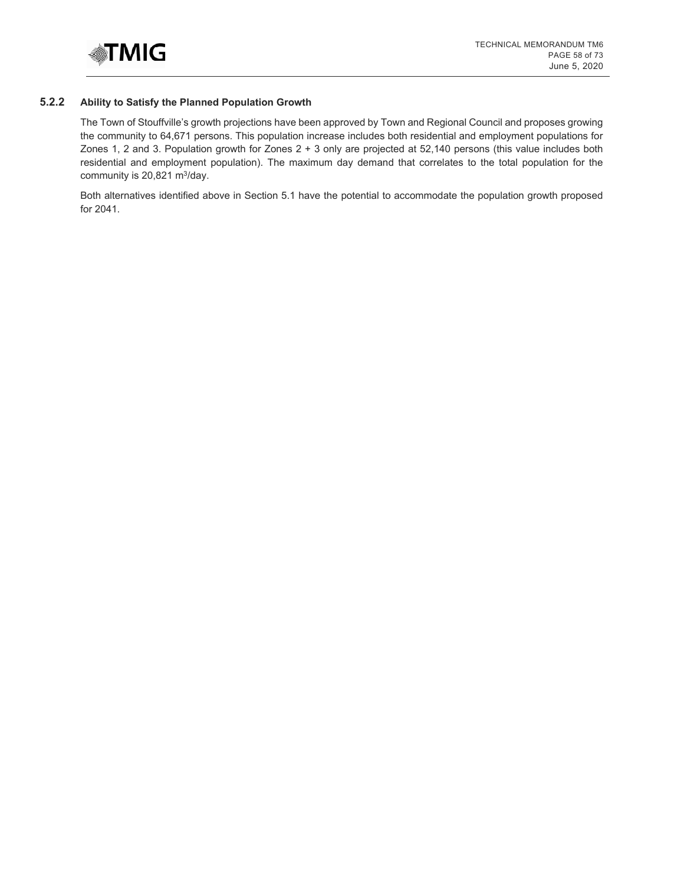### 5.2.2 Ability to Satisfy the Planned Population Growth

The Town of Stouffville's growth projections have been approved by Town and Regional Council and proposes growing the community to 64,671 persons. This population increase includes both residential and employment populations for Zones 1, 2 and 3. Population growth for Zones 2 + 3 only are projected at 52,140 persons (this value includes both residential and employment population). The maximum day demand that correlates to the total population for the community is 20,821 $m^3$/day.

Both alternatives identified above in Section 5.1 have the potential to accommodate the population growth proposed for 2041.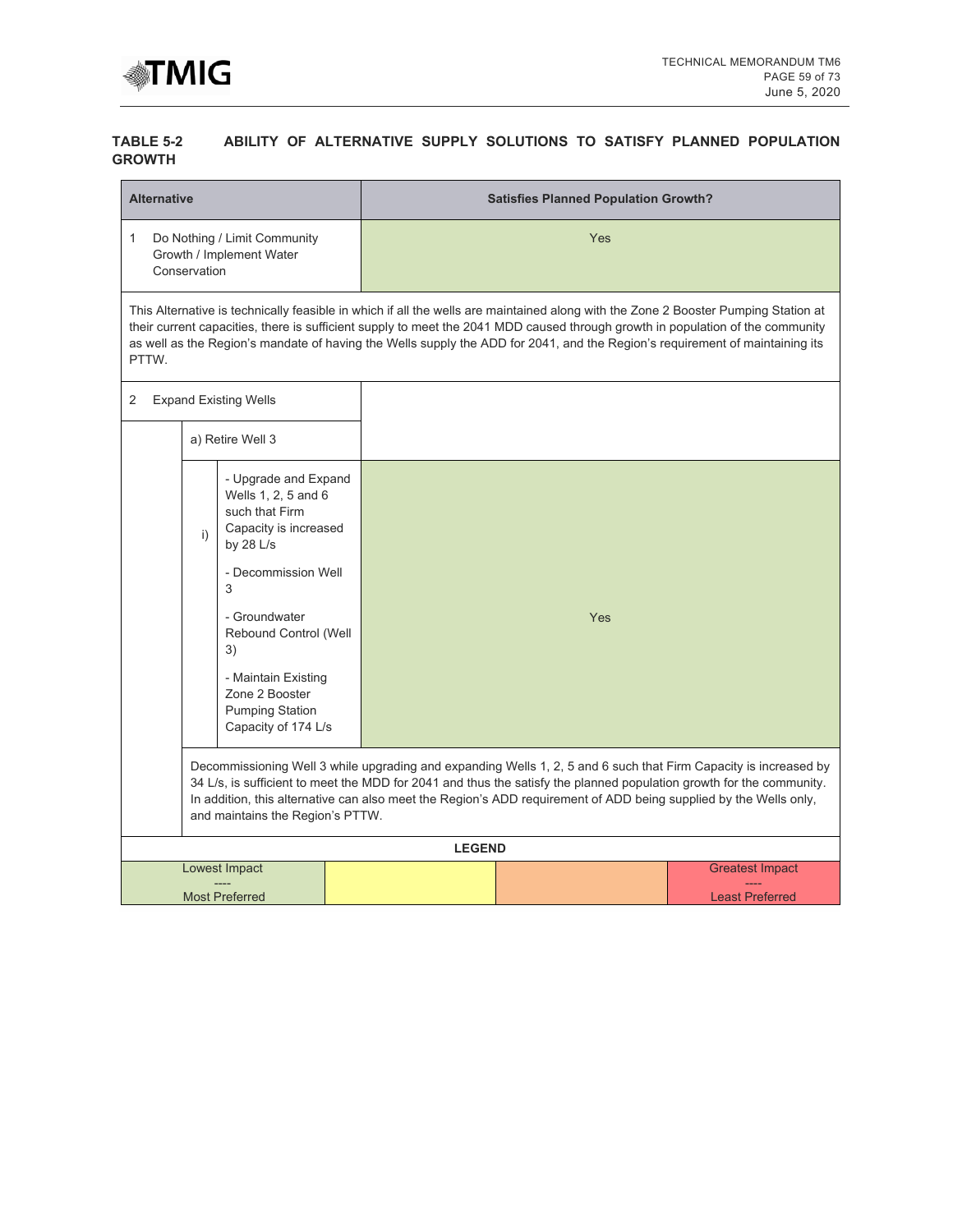**TABLE 5-2 ABILITY OF ALTERNATIVE SUPPLY SOLUTIONS TO SATISFY PLANNED POPULATION GROWTH**

| Alternative | | | Satisfies Planned Population Growth? |
|---|---|---|---|
| 1 Do Nothing / Limit Community Growth / Implement Water Conservation | | | Yes |
| This Alternative is technically feasible in which if all the wells are maintained along with the Zone 2 Booster Pumping Station at their current capacities, there is sufficient supply to meet the 2041 MDD caused through growth in population of the community as well as the Region's mandate of having the Wells supply the ADD for 2041, and the Region's requirement of maintaining its PTTW. | | | |
| 2 Expand Existing Wells | | | |
| | a) Retire Well 3 | | |
| | i) | - Upgrade and Expand Wells 1, 2, 5 and 6 such that Firm Capacity is increased by 28 L/s<br>- Decommission Well 3<br>- Groundwater Rebound Control (Well 3)<br>- Maintain Existing Zone 2 Booster Pumping Station Capacity of 174 L/s | Yes |
| | Decommissioning Well 3 while upgrading and expanding Wells 1, 2, 5 and 6 such that Firm Capacity is increased by 34 L/s, is sufficient to meet the MDD for 2041 and thus the satisfy the planned population growth for the community. In addition, this alternative can also meet the Region's ADD requirement of ADD being supplied by the Wells only, and maintains the Region's PTTW. | | |

**LEGEND**

| Lowest Impact ---- Most Preferred | | | Greatest Impact ---- Least Preferred |
|---|---|---|---|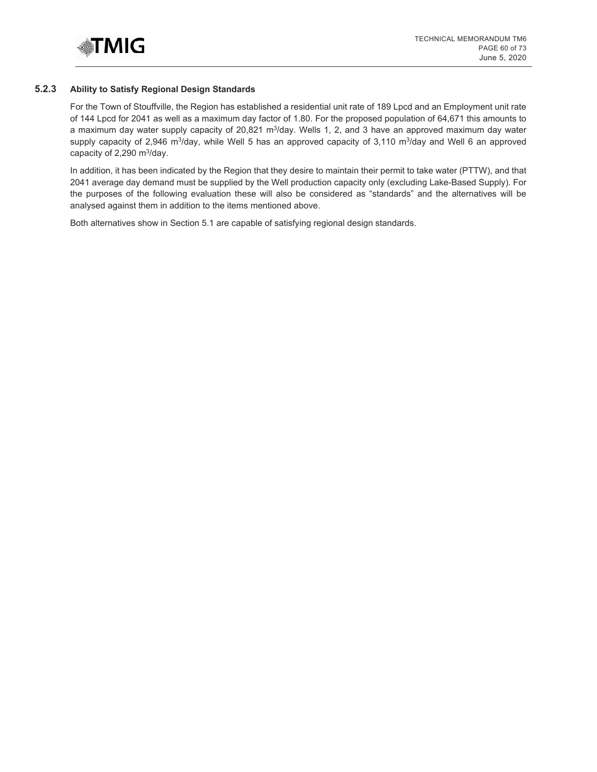### 5.2.3 Ability to Satisfy Regional Design Standards

For the Town of Stouffville, the Region has established a residential unit rate of 189 Lpcd and an Employment unit rate of 144 Lpcd for 2041 as well as a maximum day factor of 1.80. For the proposed population of 64,671 this amounts to a maximum day water supply capacity of 20,821 $m^3$/day. Wells 1, 2, and 3 have an approved maximum day water supply capacity of 2,946 $m^3$/day, while Well 5 has an approved capacity of 3,110 $m^3$/day and Well 6 an approved capacity of 2,290 $m^3$/day.

In addition, it has been indicated by the Region that they desire to maintain their permit to take water (PTTW), and that 2041 average day demand must be supplied by the Well production capacity only (excluding Lake-Based Supply). For the purposes of the following evaluation these will also be considered as "standards" and the alternatives will be analysed against them in addition to the items mentioned above.

Both alternatives show in Section 5.1 are capable of satisfying regional design standards.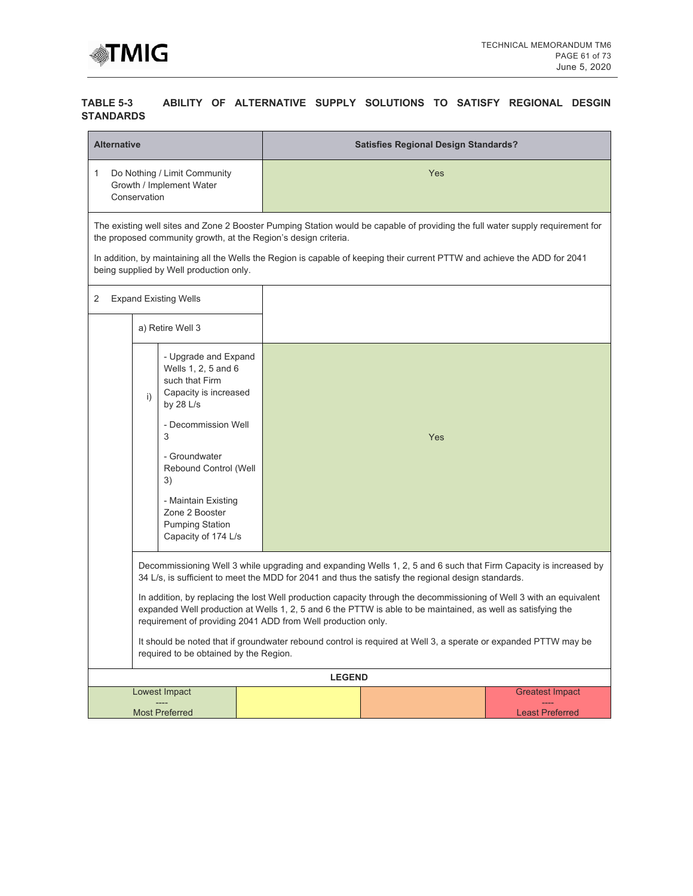**TABLE 5-3 ABILITY OF ALTERNATIVE SUPPLY SOLUTIONS TO SATISFY REGIONAL DESGIN STANDARDS**

| Alternative | | | Satisfies Regional Design Standards? |
|---|---|---|---|
| 1 Do Nothing / Limit Community Growth / Implement Water Conservation | | | Yes |
| The existing well sites and Zone 2 Booster Pumping Station would be capable of providing the full water supply requirement for the proposed community growth, at the Region's design criteria.<br><br>In addition, by maintaining all the Wells the Region is capable of keeping their current PTTW and achieve the ADD for 2041 being supplied by Well production only. | | | |
| 2 Expand Existing Wells | | | |
| | a) Retire Well 3 | | |
| | i) | - Upgrade and Expand Wells 1, 2, 5 and 6 such that Firm Capacity is increased by 28 L/s<br><br>- Decommission Well 3<br><br>- Groundwater Rebound Control (Well 3)<br><br>- Maintain Existing Zone 2 Booster Pumping Station Capacity of 174 L/s | Yes |
| | Decommissioning Well 3 while upgrading and expanding Wells 1, 2, 5 and 6 such that Firm Capacity is increased by 34 L/s, is sufficient to meet the MDD for 2041 and thus the satisfy the regional design standards.<br><br>In addition, by replacing the lost Well production capacity through the decommissioning of Well 3 with an equivalent expanded Well production at Wells 1, 2, 5 and 6 the PTTW is able to be maintained, as well as satisfying the requirement of providing 2041 ADD from Well production only.<br><br>It should be noted that if groundwater rebound control is required at Well 3, a sperate or expanded PTTW may be required to be obtained by the Region. | | |

| LEGEND | | | |
|---|---|---|---|
| Lowest Impact<br>----<br>Most Preferred | | | Greatest Impact<br>----<br>Least Preferred |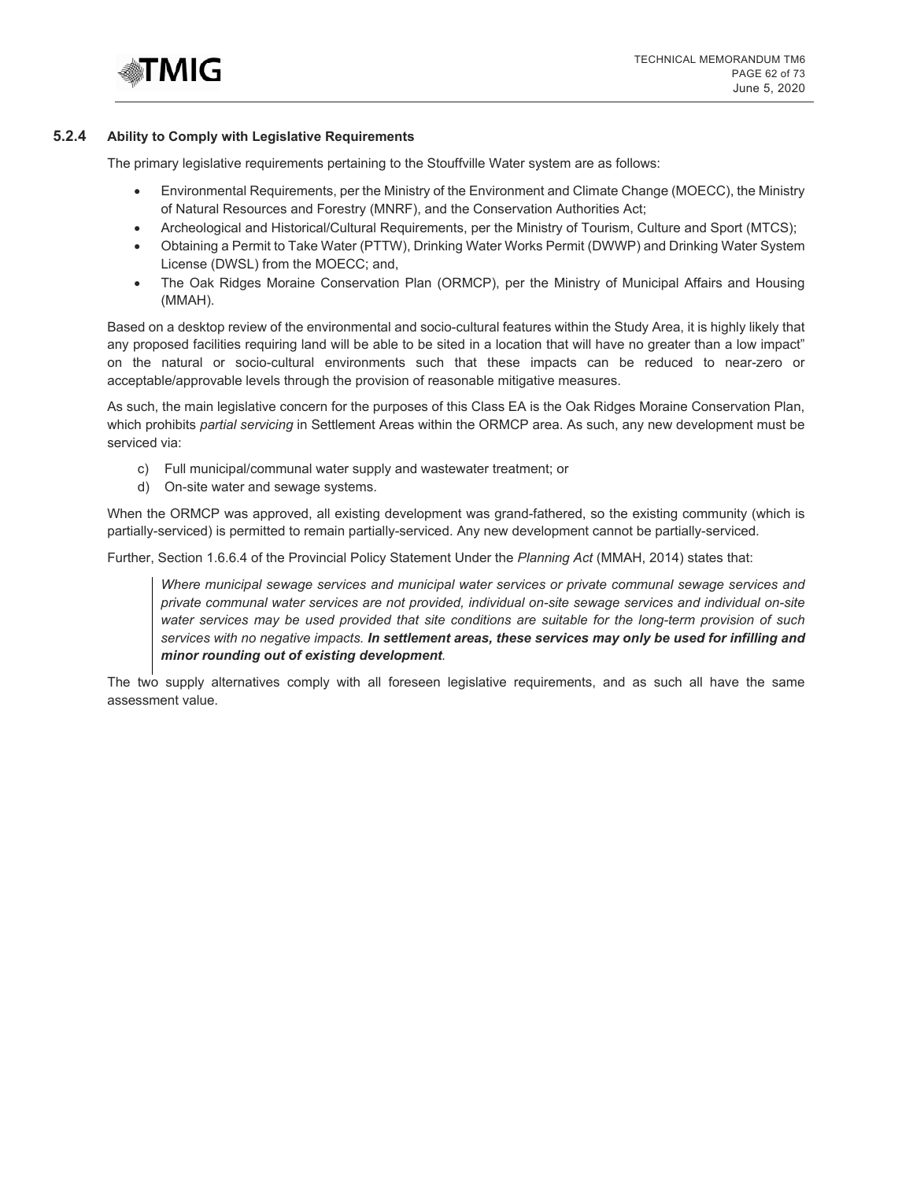### 5.2.4 Ability to Comply with Legislative Requirements

The primary legislative requirements pertaining to the Stouffville Water system are as follows:

- Environmental Requirements, per the Ministry of the Environment and Climate Change (MOECC), the Ministry of Natural Resources and Forestry (MNRF), and the Conservation Authorities Act;
- Archeological and Historical/Cultural Requirements, per the Ministry of Tourism, Culture and Sport (MTCS);
- Obtaining a Permit to Take Water (PTTW), Drinking Water Works Permit (DWWP) and Drinking Water System License (DWSL) from the MOECC; and,
- The Oak Ridges Moraine Conservation Plan (ORMCP), per the Ministry of Municipal Affairs and Housing (MMAH).

Based on a desktop review of the environmental and socio-cultural features within the Study Area, it is highly likely that any proposed facilities requiring land will be able to be sited in a location that will have no greater than a low impact" on the natural or socio-cultural environments such that these impacts can be reduced to near-zero or acceptable/approvable levels through the provision of reasonable mitigative measures.

As such, the main legislative concern for the purposes of this Class EA is the Oak Ridges Moraine Conservation Plan, which prohibits *partial servicing* in Settlement Areas within the ORMCP area. As such, any new development must be serviced via:

c) Full municipal/communal water supply and wastewater treatment; or
d) On-site water and sewage systems.

When the ORMCP was approved, all existing development was grand-fathered, so the existing community (which is partially-serviced) is permitted to remain partially-serviced. Any new development cannot be partially-serviced.

Further, Section 1.6.6.4 of the Provincial Policy Statement Under the *Planning Act* (MMAH, 2014) states that:

> *Where municipal sewage services and municipal water services or private communal sewage services and private communal water services are not provided, individual on-site sewage services and individual on-site water services may be used provided that site conditions are suitable for the long-term provision of such services with no negative impacts.* ***In settlement areas, these services may only be used for infilling and minor rounding out of existing development****.*

The two supply alternatives comply with all foreseen legislative requirements, and as such all have the same assessment value.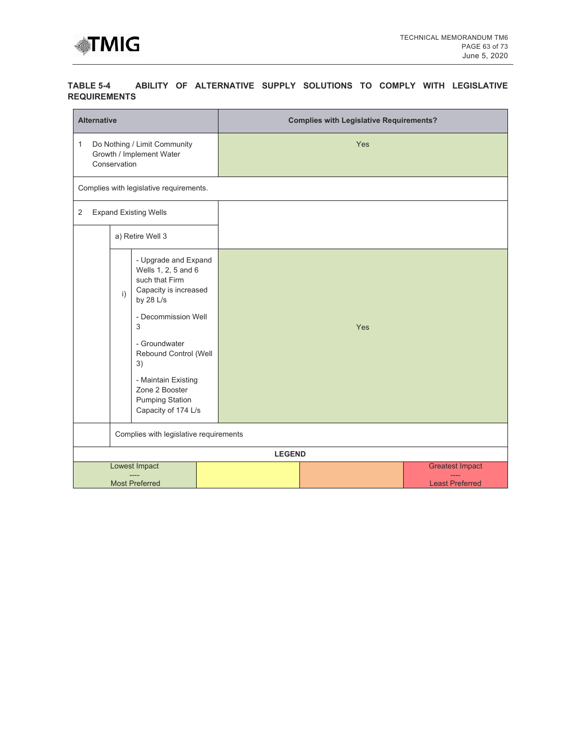**TABLE 5-4 ABILITY OF ALTERNATIVE SUPPLY SOLUTIONS TO COMPLY WITH LEGISLATIVE REQUIREMENTS**

| Alternative | | | Complies with Legislative Requirements? |
|---|---|---|---|
| 1 Do Nothing / Limit Community Growth / Implement Water Conservation | | | Yes |
| Complies with legislative requirements. | | | |
| 2 Expand Existing Wells | | | |
| | a) Retire Well 3 | | |
| | i) | - Upgrade and Expand Wells 1, 2, 5 and 6 such that Firm Capacity is increased by 28 L/s<br>- Decommission Well 3<br>- Groundwater Rebound Control (Well 3)<br>- Maintain Existing Zone 2 Booster Pumping Station Capacity of 174 L/s | Yes |
| | Complies with legislative requirements | | |

| LEGEND | | | |
|---|---|---|---|
| Lowest Impact<br>----<br>Most Preferred | | | Greatest Impact<br>----<br>Least Preferred |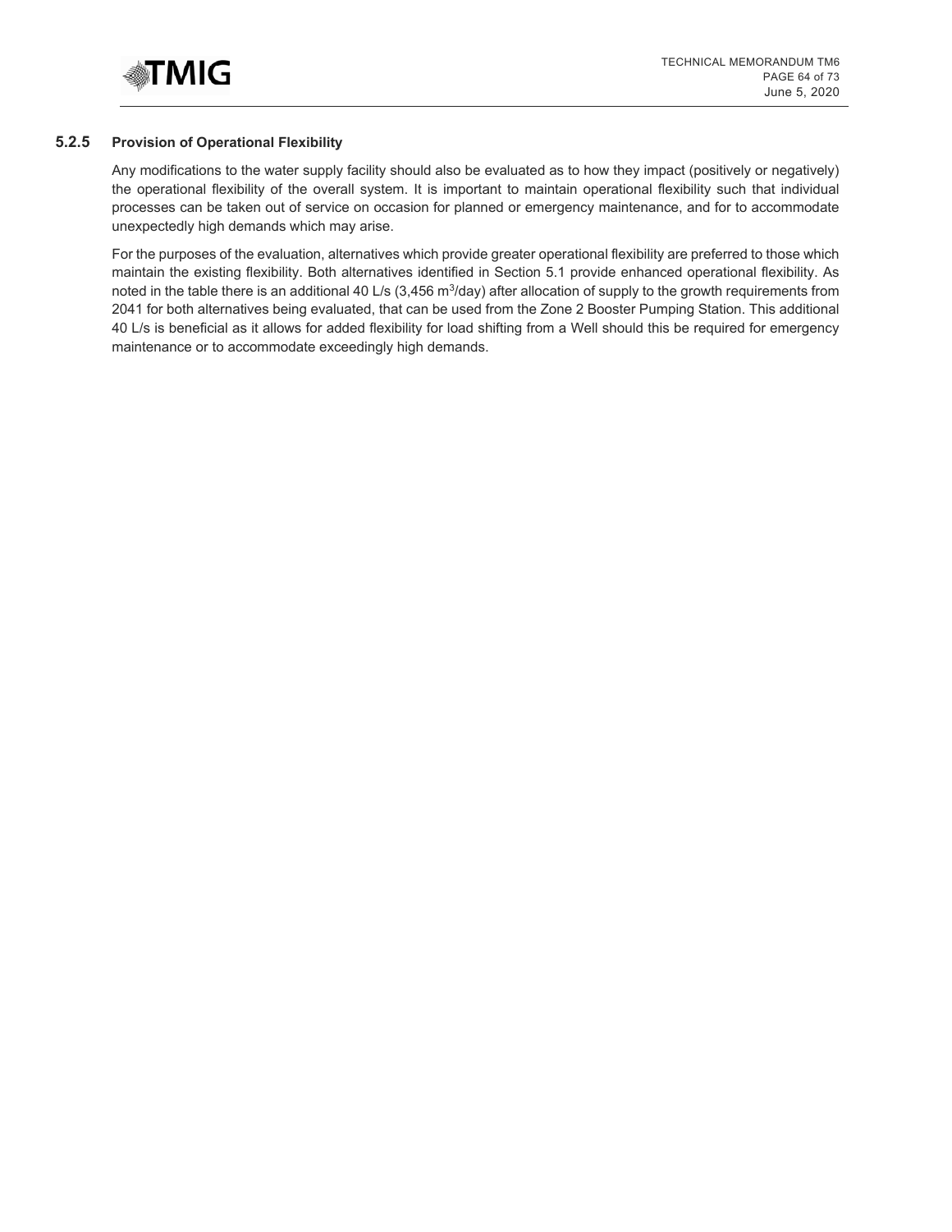### 5.2.5 Provision of Operational Flexibility

Any modifications to the water supply facility should also be evaluated as to how they impact (positively or negatively) the operational flexibility of the overall system. It is important to maintain operational flexibility such that individual processes can be taken out of service on occasion for planned or emergency maintenance, and for to accommodate unexpectedly high demands which may arise.

For the purposes of the evaluation, alternatives which provide greater operational flexibility are preferred to those which maintain the existing flexibility. Both alternatives identified in Section 5.1 provide enhanced operational flexibility. As noted in the table there is an additional 40 L/s (3,456 $m^3$/day) after allocation of supply to the growth requirements from 2041 for both alternatives being evaluated, that can be used from the Zone 2 Booster Pumping Station. This additional 40 L/s is beneficial as it allows for added flexibility for load shifting from a Well should this be required for emergency maintenance or to accommodate exceedingly high demands.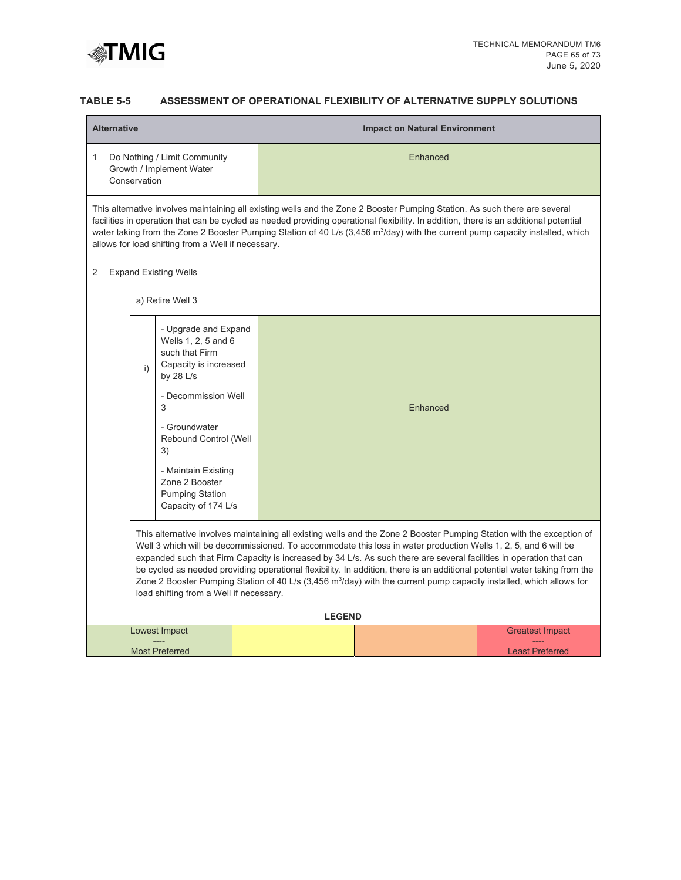**TABLE 5-5 ASSESSMENT OF OPERATIONAL FLEXIBILITY OF ALTERNATIVE SUPPLY SOLUTIONS**

| Alternative | Impact on Natural Environment |
|---|---|
| 1 Do Nothing / Limit Community Growth / Implement Water Conservation | Enhanced |
| This alternative involves maintaining all existing wells and the Zone 2 Booster Pumping Station. As such there are several facilities in operation that can be cycled as needed providing operational flexibility. In addition, there is an additional potential water taking from the Zone 2 Booster Pumping Station of 40 L/s (3,456 $m^3$/day) with the current pump capacity installed, which allows for load shifting from a Well if necessary. | |
| 2 Expand Existing Wells | |
| a) Retire Well 3 | |
| i) - Upgrade and Expand Wells 1, 2, 5 and 6 such that Firm Capacity is increased by 28 L/s<br>- Decommission Well 3<br>- Groundwater Rebound Control (Well 3)<br>- Maintain Existing Zone 2 Booster Pumping Station Capacity of 174 L/s | Enhanced |
| This alternative involves maintaining all existing wells and the Zone 2 Booster Pumping Station with the exception of Well 3 which will be decommissioned. To accommodate this loss in water production Wells 1, 2, 5, and 6 will be expanded such that Firm Capacity is increased by 34 L/s. As such there are several facilities in operation that can be cycled as needed providing operational flexibility. In addition, there is an additional potential water taking from the Zone 2 Booster Pumping Station of 40 L/s (3,456 $m^3$/day) with the current pump capacity installed, which allows for load shifting from a Well if necessary. | |

**LEGEND**

| Lowest Impact ---- Most Preferred | | | Greatest Impact ---- Least Preferred |
|---|---|---|---|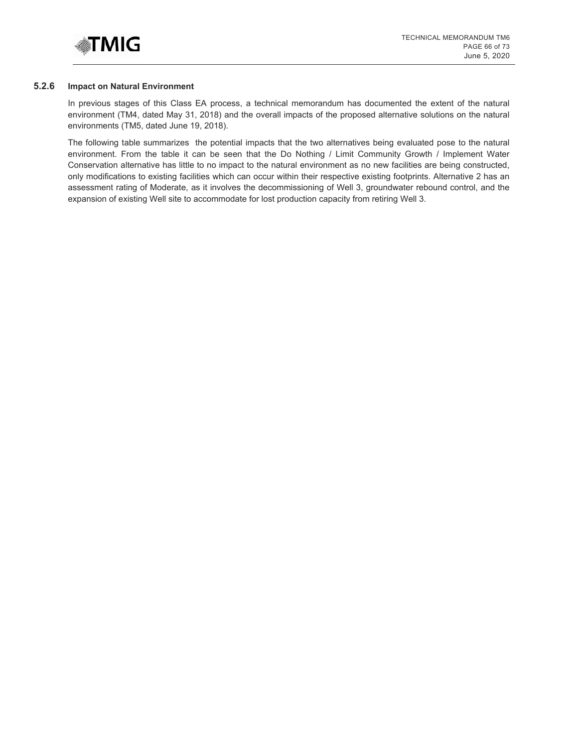### 5.2.6 Impact on Natural Environment

In previous stages of this Class EA process, a technical memorandum has documented the extent of the natural environment (TM4, dated May 31, 2018) and the overall impacts of the proposed alternative solutions on the natural environments (TM5, dated June 19, 2018).

The following table summarizes the potential impacts that the two alternatives being evaluated pose to the natural environment. From the table it can be seen that the Do Nothing / Limit Community Growth / Implement Water Conservation alternative has little to no impact to the natural environment as no new facilities are being constructed, only modifications to existing facilities which can occur within their respective existing footprints. Alternative 2 has an assessment rating of Moderate, as it involves the decommissioning of Well 3, groundwater rebound control, and the expansion of existing Well site to accommodate for lost production capacity from retiring Well 3.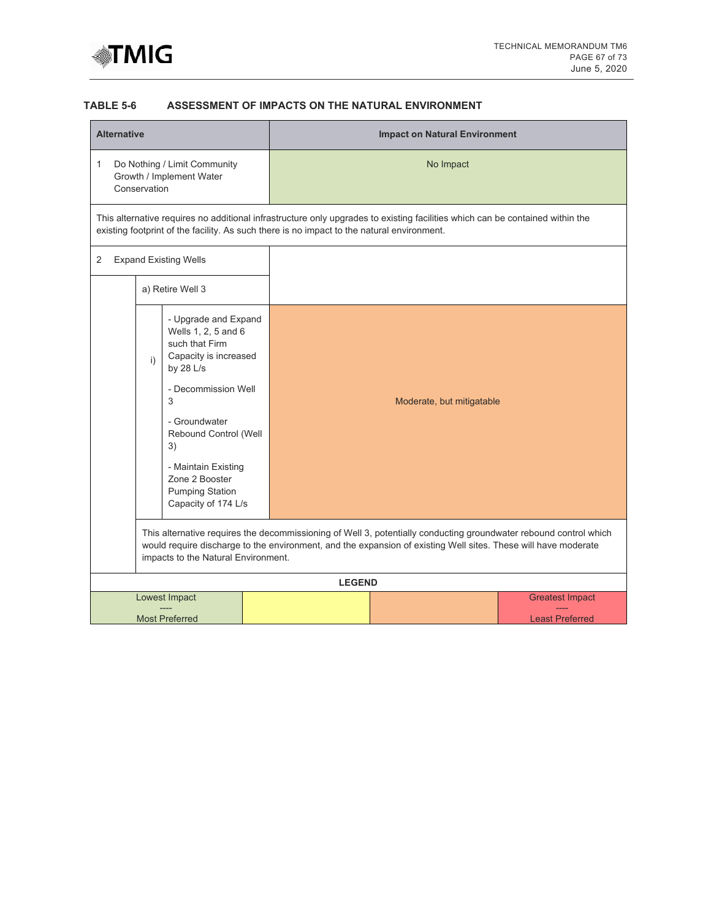**TABLE 5-6 ASSESSMENT OF IMPACTS ON THE NATURAL ENVIRONMENT**

| Alternative | | | Impact on Natural Environment |
|---|---|---|---|
| 1 Do Nothing / Limit Community Growth / Implement Water Conservation | | | No Impact |
| This alternative requires no additional infrastructure only upgrades to existing facilities which can be contained within the existing footprint of the facility. As such there is no impact to the natural environment. | | | |
| 2 Expand Existing Wells | | | |
| | a) Retire Well 3 | | |
| | i) | - Upgrade and Expand Wells 1, 2, 5 and 6 such that Firm Capacity is increased by 28 L/s<br>- Decommission Well 3<br>- Groundwater Rebound Control (Well 3)<br>- Maintain Existing Zone 2 Booster Pumping Station Capacity of 174 L/s | Moderate, but mitigatable |
| | This alternative requires the decommissioning of Well 3, potentially conducting groundwater rebound control which would require discharge to the environment, and the expansion of existing Well sites. These will have moderate impacts to the Natural Environment. | | |

**LEGEND**

| Lowest Impact<br>----<br>Most Preferred | | | Greatest Impact<br>----<br>Least Preferred |
|---|---|---|---|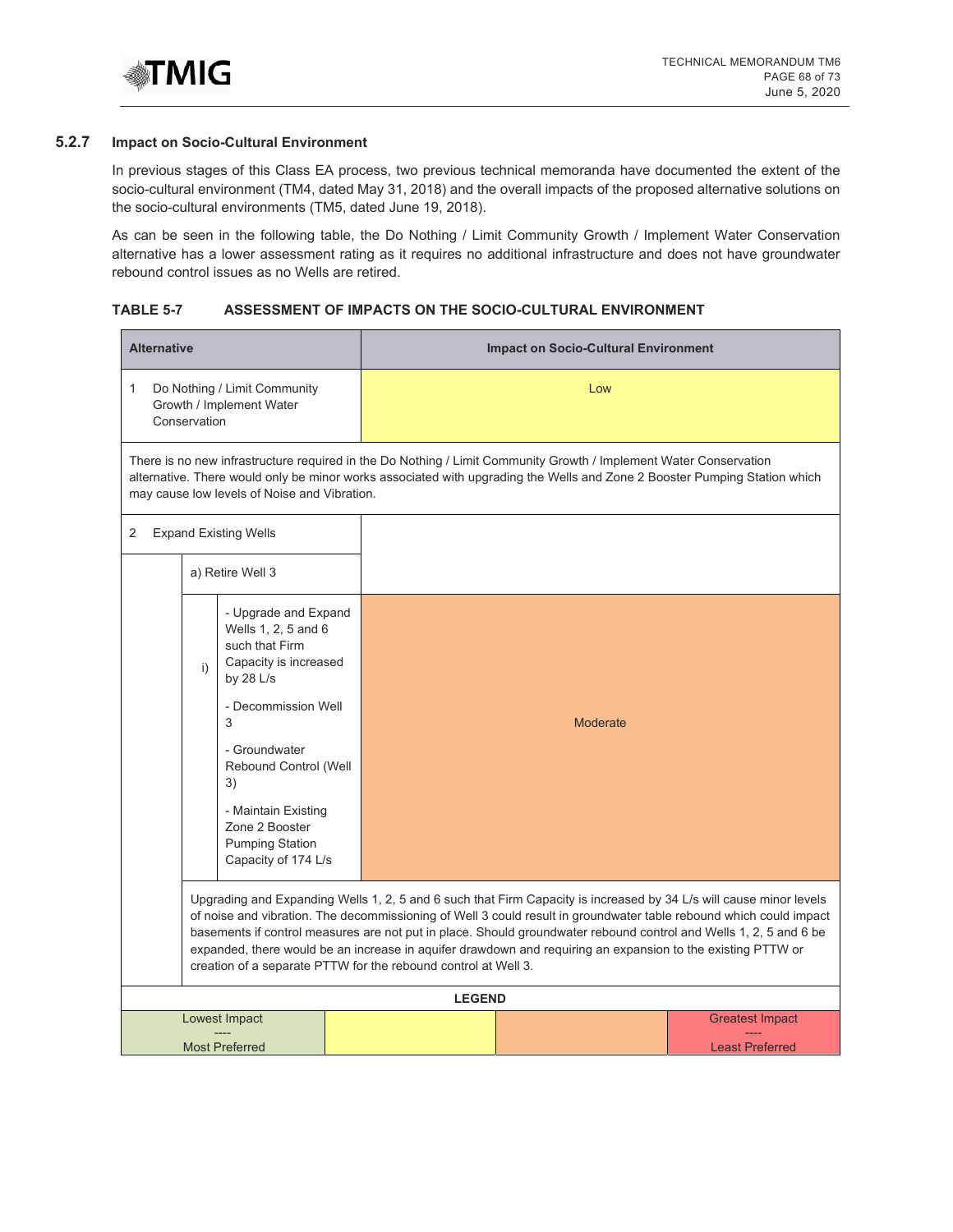### 5.2.7 Impact on Socio-Cultural Environment

In previous stages of this Class EA process, two previous technical memoranda have documented the extent of the socio-cultural environment (TM4, dated May 31, 2018) and the overall impacts of the proposed alternative solutions on the socio-cultural environments (TM5, dated June 19, 2018).

As can be seen in the following table, the Do Nothing / Limit Community Growth / Implement Water Conservation alternative has a lower assessment rating as it requires no additional infrastructure and does not have groundwater rebound control issues as no Wells are retired.

**TABLE 5-7 ASSESSMENT OF IMPACTS ON THE SOCIO-CULTURAL ENVIRONMENT**

| Alternative | | | Impact on Socio-Cultural Environment |
|---|---|---|---|
| 1 Do Nothing / Limit Community Growth / Implement Water Conservation | | | Low |
| There is no new infrastructure required in the Do Nothing / Limit Community Growth / Implement Water Conservation alternative. There would only be minor works associated with upgrading the Wells and Zone 2 Booster Pumping Station which may cause low levels of Noise and Vibration. | | | |
| 2 Expand Existing Wells | | | |
| | a) Retire Well 3 | | |
| | i) | - Upgrade and Expand Wells 1, 2, 5 and 6 such that Firm Capacity is increased by 28 L/s<br>- Decommission Well 3<br>- Groundwater Rebound Control (Well 3)<br>- Maintain Existing Zone 2 Booster Pumping Station Capacity of 174 L/s | Moderate |
| | Upgrading and Expanding Wells 1, 2, 5 and 6 such that Firm Capacity is increased by 34 L/s will cause minor levels of noise and vibration. The decommissioning of Well 3 could result in groundwater table rebound which could impact basements if control measures are not put in place. Should groundwater rebound control and Wells 1, 2, 5 and 6 be expanded, there would be an increase in aquifer drawdown and requiring an expansion to the existing PTTW or creation of a separate PTTW for the rebound control at Well 3. | | |

**LEGEND**

| Lowest Impact ---- Most Preferred | | | Greatest Impact ---- Least Preferred |
|---|---|---|---|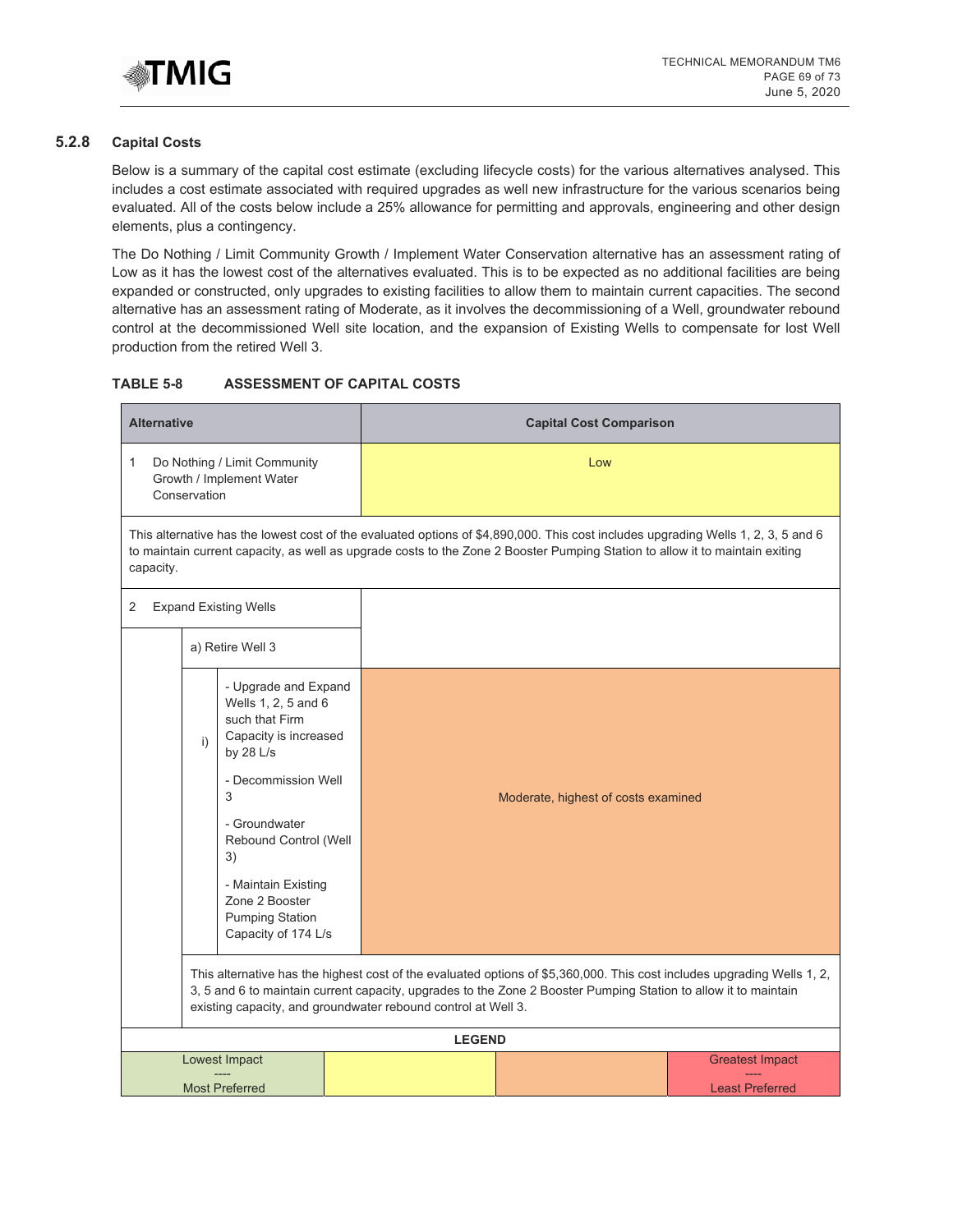### 5.2.8 Capital Costs

Below is a summary of the capital cost estimate (excluding lifecycle costs) for the various alternatives analysed. This includes a cost estimate associated with required upgrades as well new infrastructure for the various scenarios being evaluated. All of the costs below include a 25% allowance for permitting and approvals, engineering and other design elements, plus a contingency.

The Do Nothing / Limit Community Growth / Implement Water Conservation alternative has an assessment rating of Low as it has the lowest cost of the alternatives evaluated. This is to be expected as no additional facilities are being expanded or constructed, only upgrades to existing facilities to allow them to maintain current capacities. The second alternative has an assessment rating of Moderate, as it involves the decommissioning of a Well, groundwater rebound control at the decommissioned Well site location, and the expansion of Existing Wells to compensate for lost Well production from the retired Well 3.

**TABLE 5-8 ASSESSMENT OF CAPITAL COSTS**

| Alternative | Capital Cost Comparison |
| --- | --- |
| 1 Do Nothing / Limit Community Growth / Implement Water Conservation | Low |
| This alternative has the lowest cost of the evaluated options of $4,890,000. This cost includes upgrading Wells 1, 2, 3, 5 and 6 to maintain current capacity, as well as upgrade costs to the Zone 2 Booster Pumping Station to allow it to maintain exiting capacity. | |
| 2 Expand Existing Wells | |
| a) Retire Well 3 | |
| i) - Upgrade and Expand Wells 1, 2, 5 and 6 such that Firm Capacity is increased by 28 L/s<br>- Decommission Well 3<br>- Groundwater Rebound Control (Well 3)<br>- Maintain Existing Zone 2 Booster Pumping Station Capacity of 174 L/s | Moderate, highest of costs examined |
| This alternative has the highest cost of the evaluated options of $5,360,000. This cost includes upgrading Wells 1, 2, 3, 5 and 6 to maintain current capacity, upgrades to the Zone 2 Booster Pumping Station to allow it to maintain existing capacity, and groundwater rebound control at Well 3. | |

**LEGEND**

| Lowest Impact<br>----<br>Most Preferred | | | Greatest Impact<br>----<br>Least Preferred |
| --- | --- | --- | --- |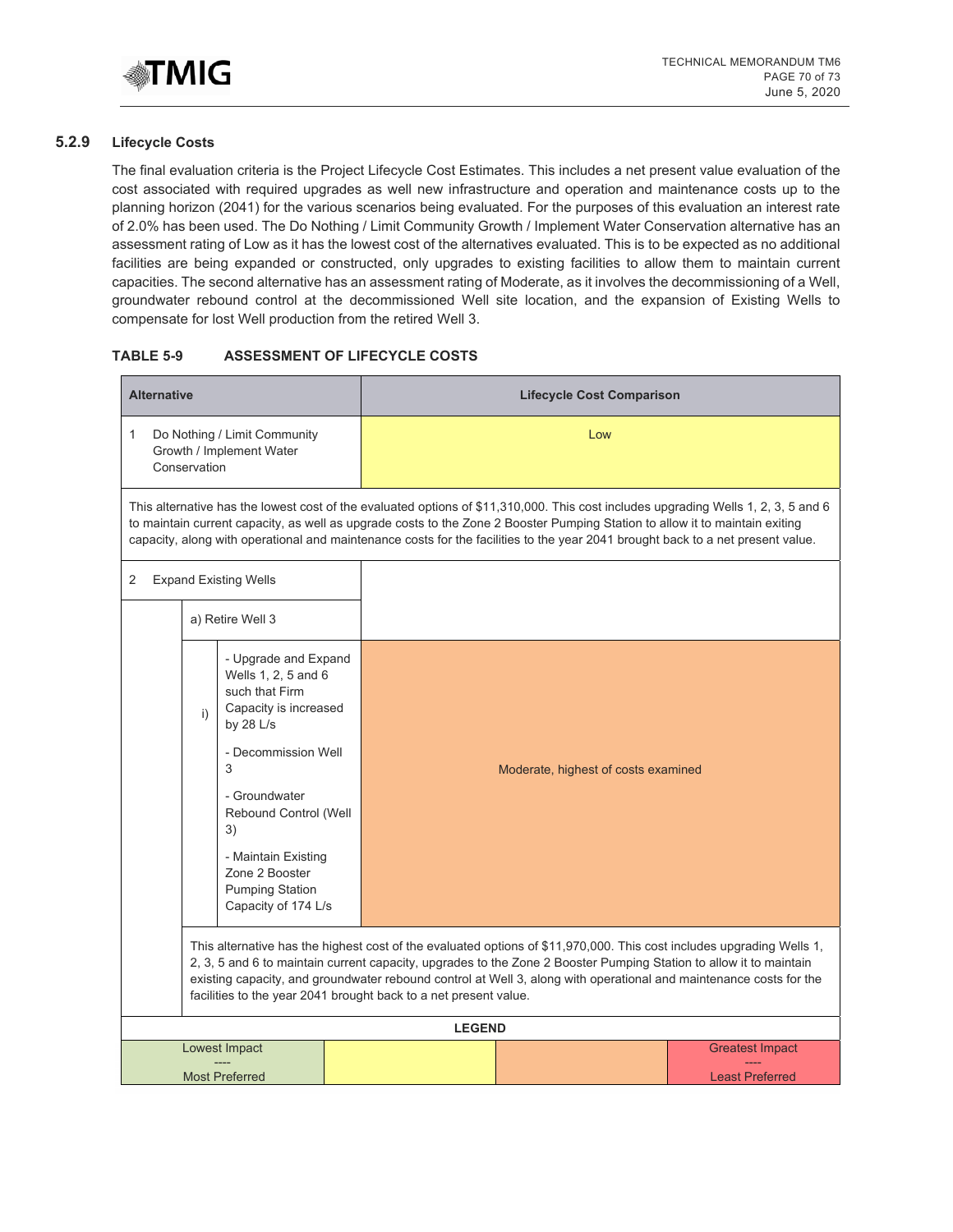### 5.2.9 Lifecycle Costs

The final evaluation criteria is the Project Lifecycle Cost Estimates. This includes a net present value evaluation of the cost associated with required upgrades as well new infrastructure and operation and maintenance costs up to the planning horizon (2041) for the various scenarios being evaluated. For the purposes of this evaluation an interest rate of 2.0% has been used. The Do Nothing / Limit Community Growth / Implement Water Conservation alternative has an assessment rating of Low as it has the lowest cost of the alternatives evaluated. This is to be expected as no additional facilities are being expanded or constructed, only upgrades to existing facilities to allow them to maintain current capacities. The second alternative has an assessment rating of Moderate, as it involves the decommissioning of a Well, groundwater rebound control at the decommissioned Well site location, and the expansion of Existing Wells to compensate for lost Well production from the retired Well 3.

**TABLE 5-9 ASSESSMENT OF LIFECYCLE COSTS**

| Alternative | Lifecycle Cost Comparison |
|---|---|
| 1 Do Nothing / Limit Community Growth / Implement Water Conservation | Low |
| This alternative has the lowest cost of the evaluated options of $11,310,000. This cost includes upgrading Wells 1, 2, 3, 5 and 6 to maintain current capacity, as well as upgrade costs to the Zone 2 Booster Pumping Station to allow it to maintain exiting capacity, along with operational and maintenance costs for the facilities to the year 2041 brought back to a net present value. | |
| 2 Expand Existing Wells | |
| a) Retire Well 3 | |
| i) - Upgrade and Expand Wells 1, 2, 5 and 6 such that Firm Capacity is increased by 28 L/s<br>- Decommission Well 3<br>- Groundwater Rebound Control (Well 3)<br>- Maintain Existing Zone 2 Booster Pumping Station Capacity of 174 L/s | Moderate, highest of costs examined |
| This alternative has the highest cost of the evaluated options of $11,970,000. This cost includes upgrading Wells 1, 2, 3, 5 and 6 to maintain current capacity, upgrades to the Zone 2 Booster Pumping Station to allow it to maintain existing capacity, and groundwater rebound control at Well 3, along with operational and maintenance costs for the facilities to the year 2041 brought back to a net present value. | |

**LEGEND**

| Lowest Impact ---- Most Preferred | | | Greatest Impact ---- Least Preferred |
|---|---|---|---|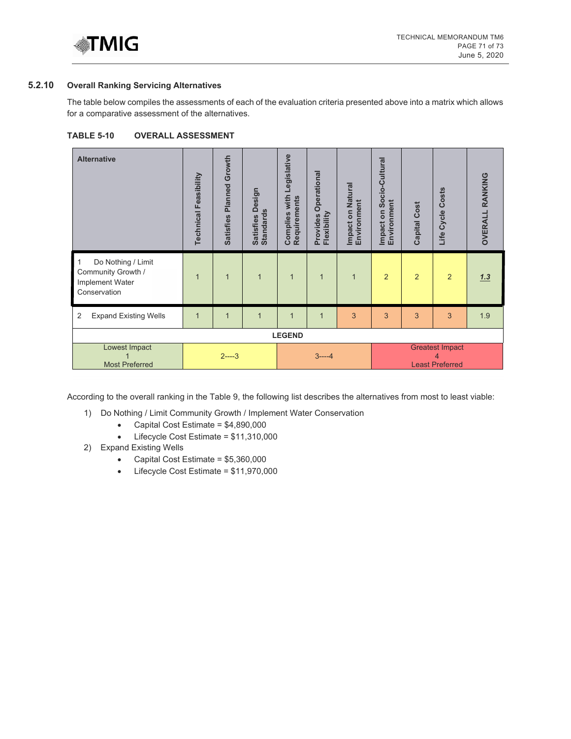### 5.2.10 Overall Ranking Servicing Alternatives

The table below compiles the assessments of each of the evaluation criteria presented above into a matrix which allows for a comparative assessment of the alternatives.

**TABLE 5-10 OVERALL ASSESSMENT**

| Alternative | Technical Feasibility | Satisfies Planned Growth | Satisfies Design Standards | Complies with Legislative Requirements | Provides Operational Flexibility | Impact on Natural Environment | Impact on Socio-Cultural Environment | Capital Cost | Life Cycle Costs | OVERALL RANKING |
|---|---|---|---|---|---|---|---|---|---|---|
| 1 Do Nothing / Limit Community Growth / Implement Water Conservation | 1 | 1 | 1 | 1 | 1 | 1 | 2 | 2 | 2 | ***1.3*** |
| 2 Expand Existing Wells | 1 | 1 | 1 | 1 | 1 | 3 | 3 | 3 | 3 | 1.9 |

**LEGEND**

| Lowest Impact 1 Most Preferred | 2----3 | 3----4 | Greatest Impact 4 Least Preferred |
|---|---|---|---|

According to the overall ranking in the Table 9, the following list describes the alternatives from most to least viable:

1) Do Nothing / Limit Community Growth / Implement Water Conservation
   - Capital Cost Estimate = $4,890,000
   - Lifecycle Cost Estimate = $11,310,000
2) Expand Existing Wells
   - Capital Cost Estimate = $5,360,000
   - Lifecycle Cost Estimate = $11,970,000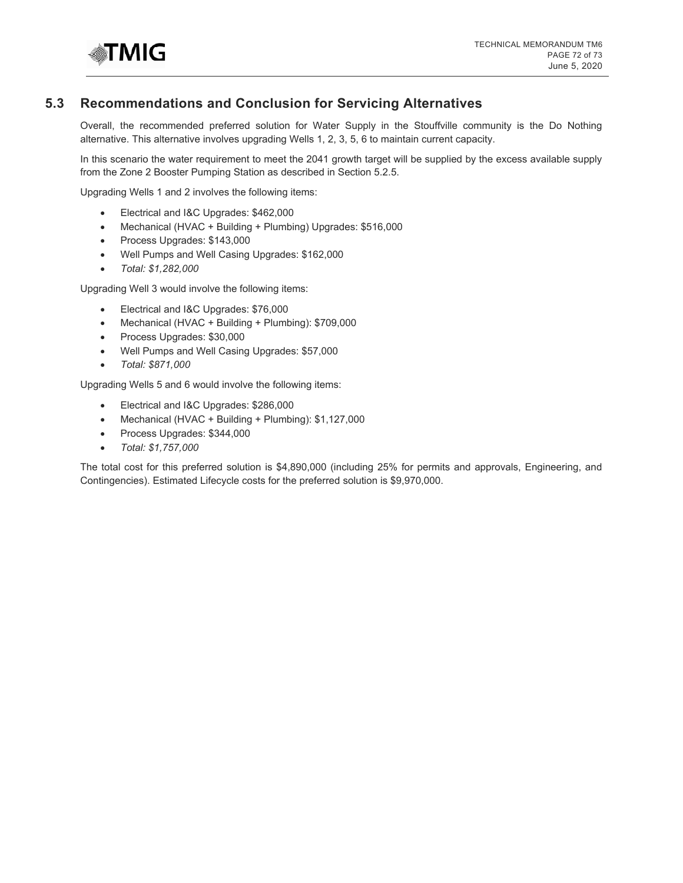## 5.3 Recommendations and Conclusion for Servicing Alternatives

Overall, the recommended preferred solution for Water Supply in the Stouffville community is the Do Nothing alternative. This alternative involves upgrading Wells 1, 2, 3, 5, 6 to maintain current capacity.

In this scenario the water requirement to meet the 2041 growth target will be supplied by the excess available supply from the Zone 2 Booster Pumping Station as described in Section 5.2.5.

Upgrading Wells 1 and 2 involves the following items:

- Electrical and I&C Upgrades: $462,000
- Mechanical (HVAC + Building + Plumbing) Upgrades: $516,000
- Process Upgrades: $143,000
- Well Pumps and Well Casing Upgrades: $162,000
- *Total: $1,282,000*

Upgrading Well 3 would involve the following items:

- Electrical and I&C Upgrades: $76,000
- Mechanical (HVAC + Building + Plumbing): $709,000
- Process Upgrades: $30,000
- Well Pumps and Well Casing Upgrades: $57,000
- *Total: $871,000*

Upgrading Wells 5 and 6 would involve the following items:

- Electrical and I&C Upgrades: $286,000
- Mechanical (HVAC + Building + Plumbing): $1,127,000
- Process Upgrades: $344,000
- *Total: $1,757,000*

The total cost for this preferred solution is $4,890,000 (including 25% for permits and approvals, Engineering, and Contingencies). Estimated Lifecycle costs for the preferred solution is $9,970,000.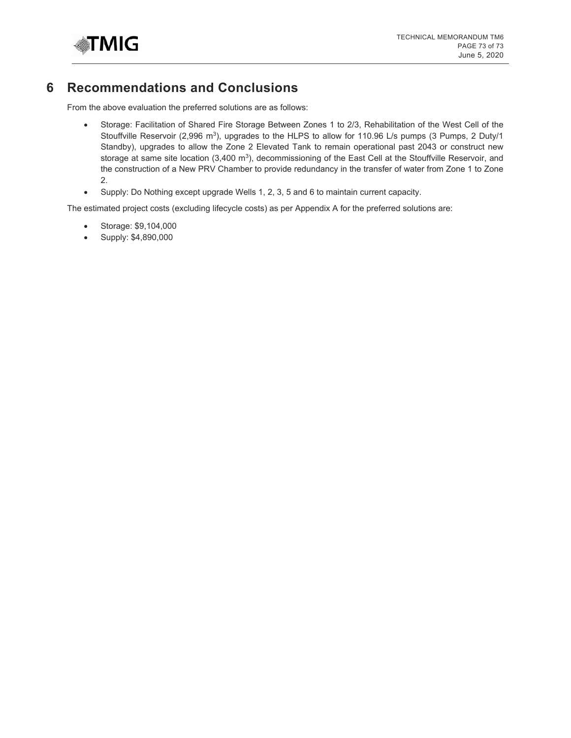# 6 Recommendations and Conclusions

From the above evaluation the preferred solutions are as follows:

- Storage: Facilitation of Shared Fire Storage Between Zones 1 to 2/3, Rehabilitation of the West Cell of the Stouffville Reservoir (2,996 $m^3$), upgrades to the HLPS to allow for 110.96 L/s pumps (3 Pumps, 2 Duty/1 Standby), upgrades to allow the Zone 2 Elevated Tank to remain operational past 2043 or construct new storage at same site location (3,400 $m^3$), decommissioning of the East Cell at the Stouffville Reservoir, and the construction of a New PRV Chamber to provide redundancy in the transfer of water from Zone 1 to Zone 2.
- Supply: Do Nothing except upgrade Wells 1, 2, 3, 5 and 6 to maintain current capacity.

The estimated project costs (excluding lifecycle costs) as per Appendix A for the preferred solutions are:

- Storage: $9,104,000
- Supply: $4,890,000